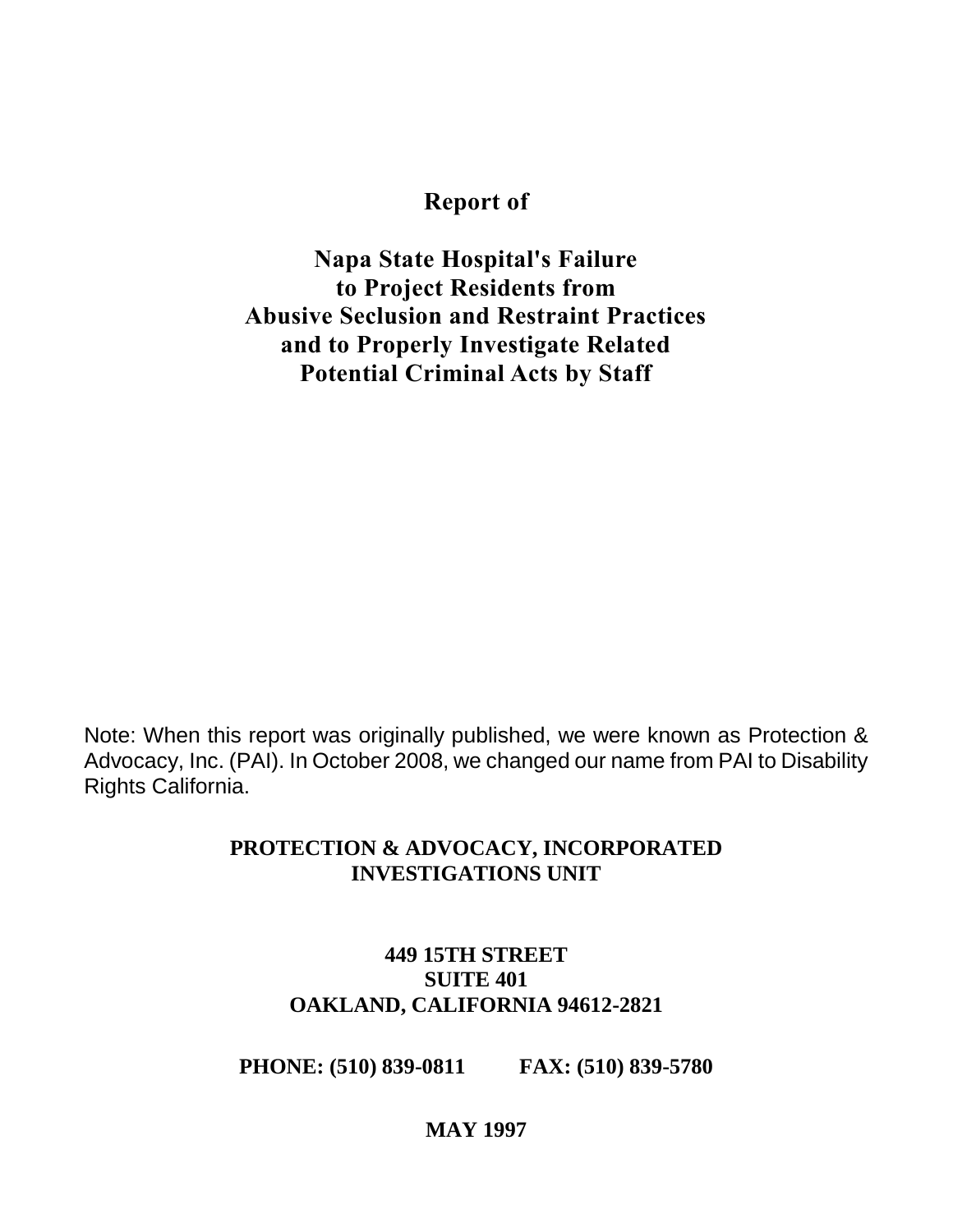# Report of

# Napa State Hospital's Failure to Project Residents from Abusive Seclusion and Restraint Practices and to Properly Investigate Related Potential Criminal Acts by Staff

Note: When this report was originally published, we were known as Protection & Advocacy, Inc. (PAI). In October 2008, we changed our name from PAI to Disability Rights California.

**PROTECTION & ADVOCACY, INCORPORATED**
**INVESTIGATIONS UNIT**

**449 15TH STREET**
**SUITE 401**
**OAKLAND, CALIFORNIA 94612-2821**

**PHONE: (510) 839-0811 FAX: (510) 839-5780**

**MAY 1997**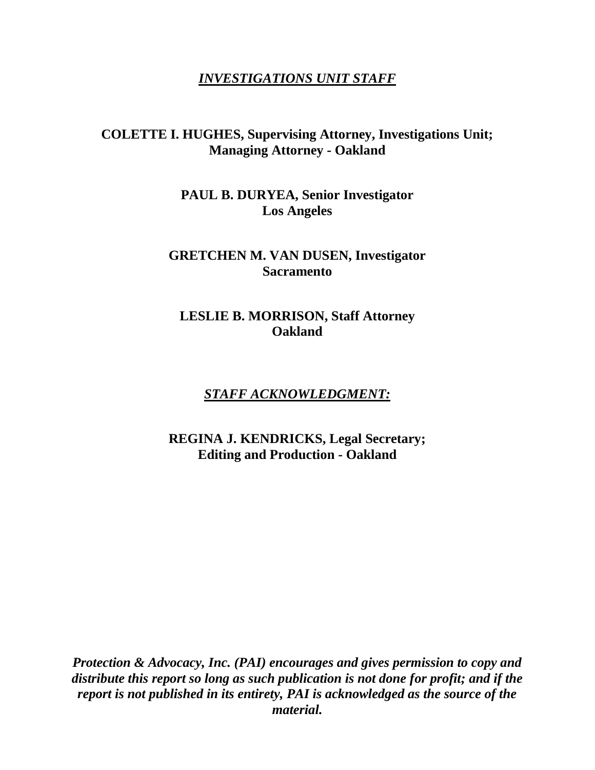## ***INVESTIGATIONS UNIT STAFF***

**COLETTE I. HUGHES, Supervising Attorney, Investigations Unit;**
**Managing Attorney - Oakland**

**PAUL B. DURYEA, Senior Investigator**
**Los Angeles**

**GRETCHEN M. VAN DUSEN, Investigator**
**Sacramento**

**LESLIE B. MORRISON, Staff Attorney**
**Oakland**

## ***STAFF ACKNOWLEDGMENT:***

**REGINA J. KENDRICKS, Legal Secretary;**
**Editing and Production - Oakland**

***Protection & Advocacy, Inc. (PAI) encourages and gives permission to copy and distribute this report so long as such publication is not done for profit; and if the report is not published in its entirety, PAI is acknowledged as the source of the material.***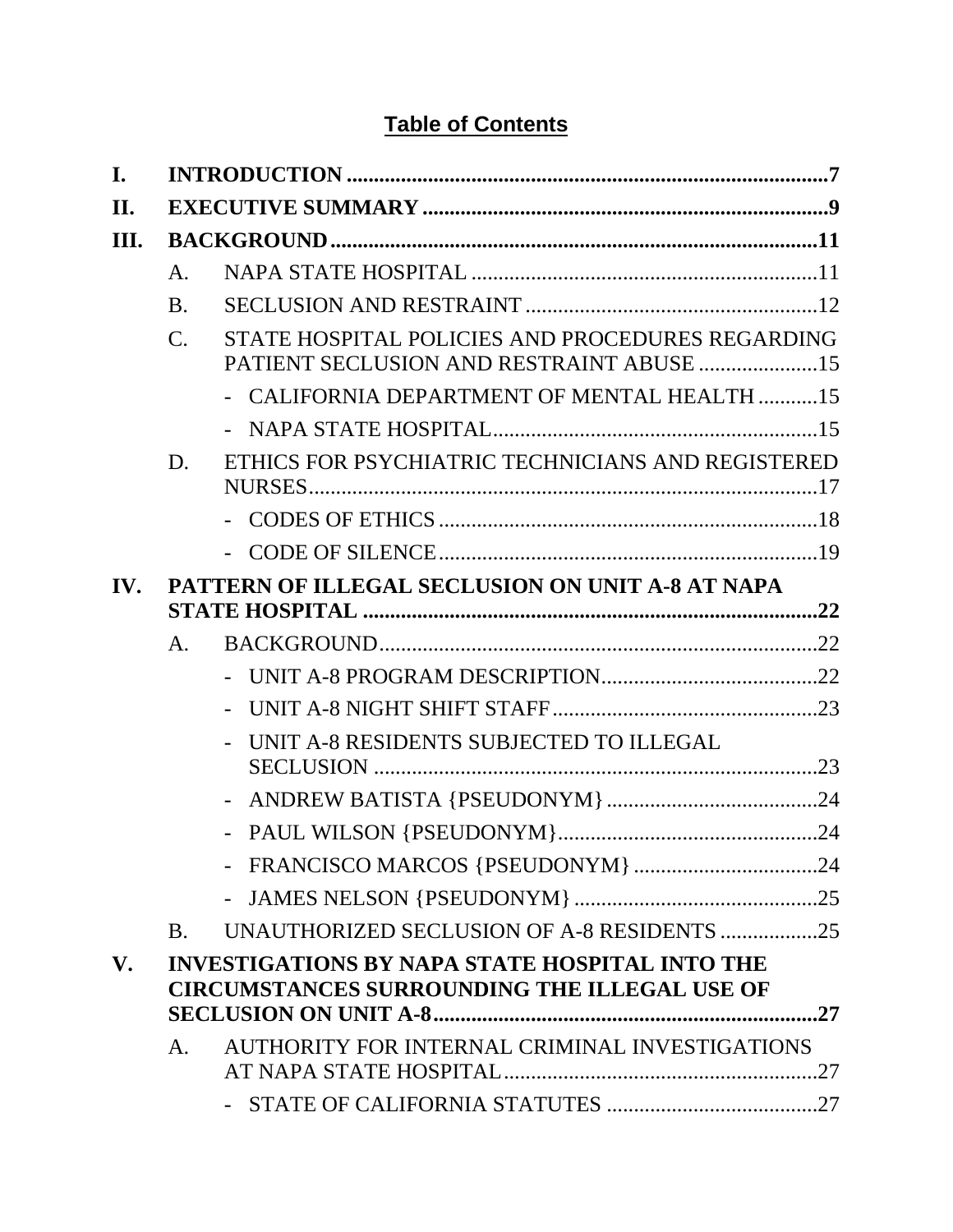# Table of Contents

- **I. INTRODUCTION** ........................................................................ **7**
- **II. EXECUTIVE SUMMARY** ........................................................................ **9**
- **III. BACKGROUND** ........................................................................ **11**
  - A. NAPA STATE HOSPITAL ........................................................................ 11
  - B. SECLUSION AND RESTRAINT ........................................................................ 12
  - C. STATE HOSPITAL POLICIES AND PROCEDURES REGARDING PATIENT SECLUSION AND RESTRAINT ABUSE ........................................................................ 15
    - CALIFORNIA DEPARTMENT OF MENTAL HEALTH ........................................................................ 15
    - NAPA STATE HOSPITAL ........................................................................ 15
  - D. ETHICS FOR PSYCHIATRIC TECHNICIANS AND REGISTERED NURSES ........................................................................ 17
    - CODES OF ETHICS ........................................................................ 18
    - CODE OF SILENCE ........................................................................ 19
- **IV. PATTERN OF ILLEGAL SECLUSION ON UNIT A-8 AT NAPA STATE HOSPITAL** ........................................................................ **22**
  - A. BACKGROUND ........................................................................ 22
    - UNIT A-8 PROGRAM DESCRIPTION ........................................................................ 22
    - UNIT A-8 NIGHT SHIFT STAFF ........................................................................ 23
    - UNIT A-8 RESIDENTS SUBJECTED TO ILLEGAL SECLUSION ........................................................................ 23
    - ANDREW BATISTA {PSEUDONYM} ........................................................................ 24
    - PAUL WILSON {PSEUDONYM} ........................................................................ 24
    - FRANCISCO MARCOS {PSEUDONYM} ........................................................................ 24
    - JAMES NELSON {PSEUDONYM} ........................................................................ 25
  - B. UNAUTHORIZED SECLUSION OF A-8 RESIDENTS ........................................................................ 25
- **V. INVESTIGATIONS BY NAPA STATE HOSPITAL INTO THE CIRCUMSTANCES SURROUNDING THE ILLEGAL USE OF SECLUSION ON UNIT A-8** ........................................................................ **27**
  - A. AUTHORITY FOR INTERNAL CRIMINAL INVESTIGATIONS AT NAPA STATE HOSPITAL ........................................................................ 27
    - STATE OF CALIFORNIA STATUTES ........................................................................ 27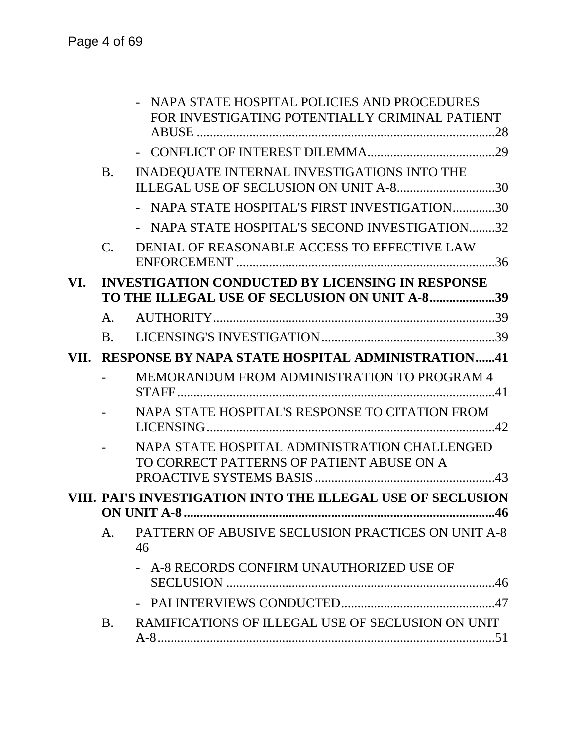- NAPA STATE HOSPITAL POLICIES AND PROCEDURES FOR INVESTIGATING POTENTIALLY CRIMINAL PATIENT ABUSE ............................................................................................28
- CONFLICT OF INTEREST DILEMMA.......................................29

B. INADEQUATE INTERNAL INVESTIGATIONS INTO THE ILLEGAL USE OF SECLUSION ON UNIT A-8..............................30

- NAPA STATE HOSPITAL'S FIRST INVESTIGATION.............30
- NAPA STATE HOSPITAL'S SECOND INVESTIGATION........32

C. DENIAL OF REASONABLE ACCESS TO EFFECTIVE LAW ENFORCEMENT ................................................................................36

**VI. INVESTIGATION CONDUCTED BY LICENSING IN RESPONSE TO THE ILLEGAL USE OF SECLUSION ON UNIT A-8....................39**

A. AUTHORITY.......................................................................................39

B. LICENSING'S INVESTIGATION......................................................39

**VII. RESPONSE BY NAPA STATE HOSPITAL ADMINISTRATION......41**

- MEMORANDUM FROM ADMINISTRATION TO PROGRAM 4 STAFF..................................................................................................41
- NAPA STATE HOSPITAL'S RESPONSE TO CITATION FROM LICENSING.........................................................................................42
- NAPA STATE HOSPITAL ADMINISTRATION CHALLENGED TO CORRECT PATTERNS OF PATIENT ABUSE ON A PROACTIVE SYSTEMS BASIS........................................................43

**VIII. PAI'S INVESTIGATION INTO THE ILLEGAL USE OF SECLUSION ON UNIT A-8..............................................................................................46**

A. PATTERN OF ABUSIVE SECLUSION PRACTICES ON UNIT A-8 46

- A-8 RECORDS CONFIRM UNAUTHORIZED USE OF SECLUSION ...................................................................................46
- PAI INTERVIEWS CONDUCTED................................................47

B. RAMIFICATIONS OF ILLEGAL USE OF SECLUSION ON UNIT A-8.........................................................................................................51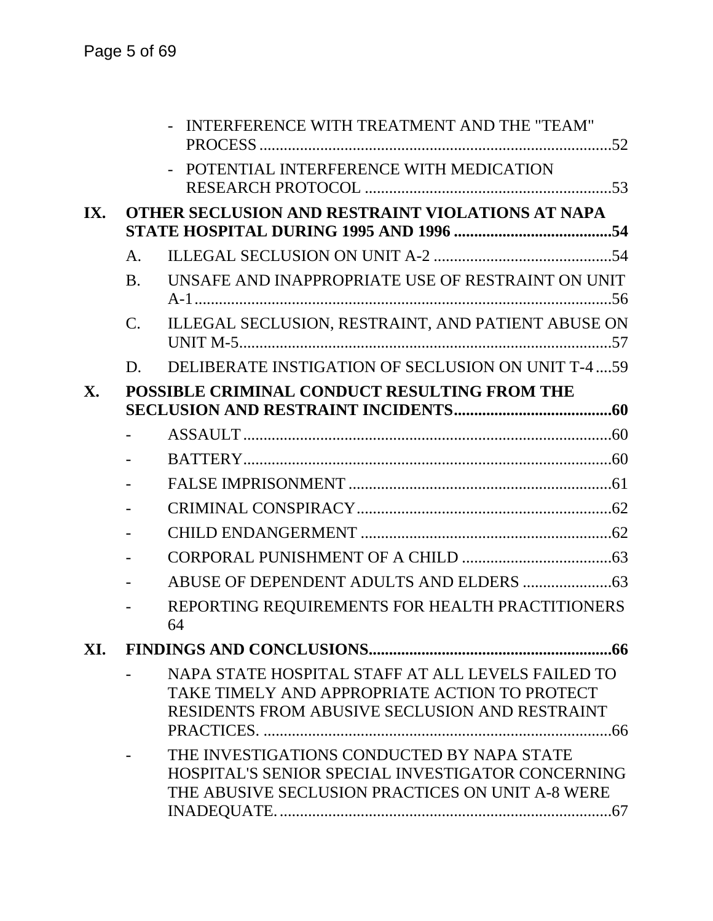- INTERFERENCE WITH TREATMENT AND THE "TEAM" PROCESS ....................................................................................52
- POTENTIAL INTERFERENCE WITH MEDICATION RESEARCH PROTOCOL ..........................................................53

**IX. OTHER SECLUSION AND RESTRAINT VIOLATIONS AT NAPA STATE HOSPITAL DURING 1995 AND 1996 .......................................54**

A. ILLEGAL SECLUSION ON UNIT A-2 ............................................54

B. UNSAFE AND INAPPROPRIATE USE OF RESTRAINT ON UNIT A-1....................................................................................................56

C. ILLEGAL SECLUSION, RESTRAINT, AND PATIENT ABUSE ON UNIT M-5.........................................................................................57

D. DELIBERATE INSTIGATION OF SECLUSION ON UNIT T-4 ....59

**X. POSSIBLE CRIMINAL CONDUCT RESULTING FROM THE SECLUSION AND RESTRAINT INCIDENTS.......................................60**

- ASSAULT ...........................................................................................60
- BATTERY...........................................................................................60
- FALSE IMPRISONMENT .................................................................61
- CRIMINAL CONSPIRACY...............................................................62
- CHILD ENDANGERMENT ..............................................................62
- CORPORAL PUNISHMENT OF A CHILD .....................................63
- ABUSE OF DEPENDENT ADULTS AND ELDERS ......................63
- REPORTING REQUIREMENTS FOR HEALTH PRACTITIONERS 64

**XI. FINDINGS AND CONCLUSIONS............................................................66**

- NAPA STATE HOSPITAL STAFF AT ALL LEVELS FAILED TO TAKE TIMELY AND APPROPRIATE ACTION TO PROTECT RESIDENTS FROM ABUSIVE SECLUSION AND RESTRAINT PRACTICES. .......................................................................................66
- THE INVESTIGATIONS CONDUCTED BY NAPA STATE HOSPITAL'S SENIOR SPECIAL INVESTIGATOR CONCERNING THE ABUSIVE SECLUSION PRACTICES ON UNIT A-8 WERE INADEQUATE. ..................................................................................67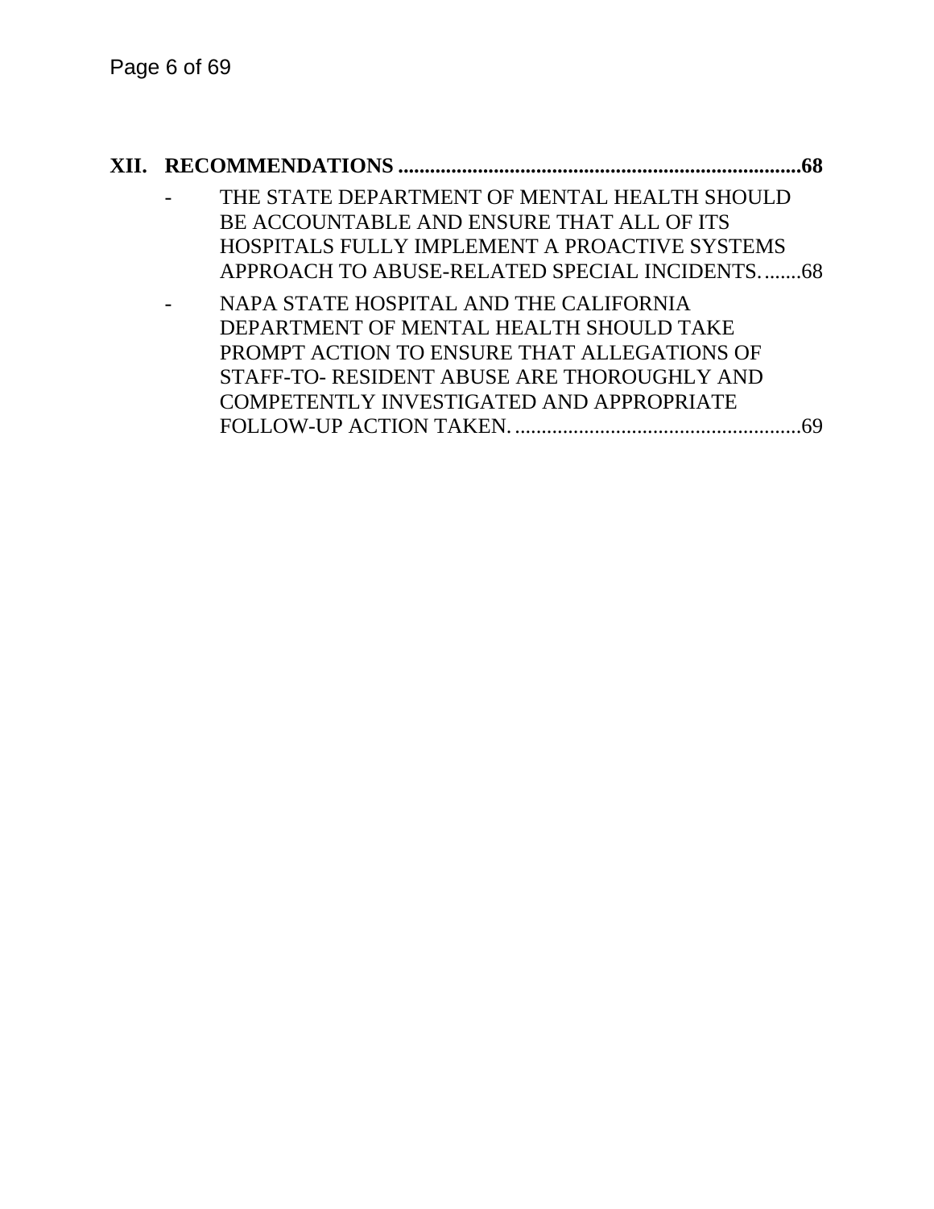**XII. RECOMMENDATIONS ............................................................................68**

- THE STATE DEPARTMENT OF MENTAL HEALTH SHOULD BE ACCOUNTABLE AND ENSURE THAT ALL OF ITS HOSPITALS FULLY IMPLEMENT A PROACTIVE SYSTEMS APPROACH TO ABUSE-RELATED SPECIAL INCIDENTS. .......68
- NAPA STATE HOSPITAL AND THE CALIFORNIA DEPARTMENT OF MENTAL HEALTH SHOULD TAKE PROMPT ACTION TO ENSURE THAT ALLEGATIONS OF STAFF-TO- RESIDENT ABUSE ARE THOROUGHLY AND COMPETENTLY INVESTIGATED AND APPROPRIATE FOLLOW-UP ACTION TAKEN. ......................................................69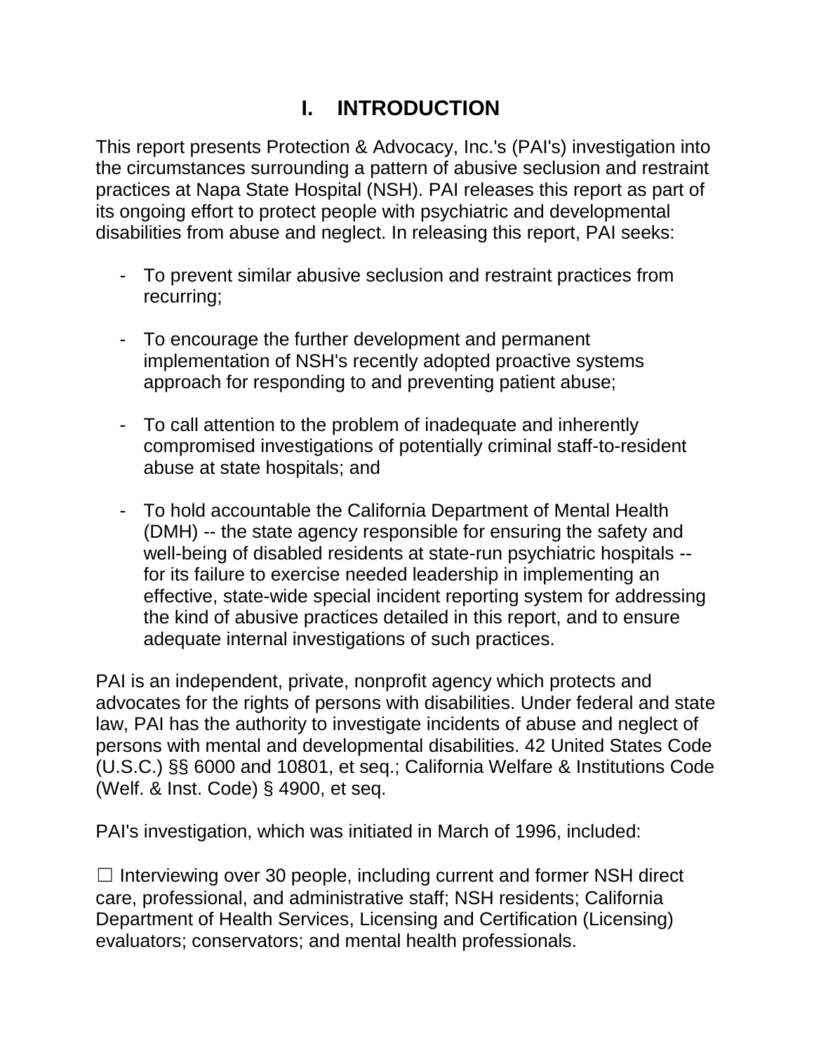# I. INTRODUCTION

This report presents Protection & Advocacy, Inc.'s (PAI's) investigation into the circumstances surrounding a pattern of abusive seclusion and restraint practices at Napa State Hospital (NSH). PAI releases this report as part of its ongoing effort to protect people with psychiatric and developmental disabilities from abuse and neglect. In releasing this report, PAI seeks:

- To prevent similar abusive seclusion and restraint practices from recurring;

- To encourage the further development and permanent implementation of NSH's recently adopted proactive systems approach for responding to and preventing patient abuse;

- To call attention to the problem of inadequate and inherently compromised investigations of potentially criminal staff-to-resident abuse at state hospitals; and

- To hold accountable the California Department of Mental Health (DMH) -- the state agency responsible for ensuring the safety and well-being of disabled residents at state-run psychiatric hospitals -- for its failure to exercise needed leadership in implementing an effective, state-wide special incident reporting system for addressing the kind of abusive practices detailed in this report, and to ensure adequate internal investigations of such practices.

PAI is an independent, private, nonprofit agency which protects and advocates for the rights of persons with disabilities. Under federal and state law, PAI has the authority to investigate incidents of abuse and neglect of persons with mental and developmental disabilities. 42 United States Code (U.S.C.) §§ 6000 and 10801, et seq.; California Welfare & Institutions Code (Welf. & Inst. Code) § 4900, et seq.

PAI's investigation, which was initiated in March of 1996, included:

☐ Interviewing over 30 people, including current and former NSH direct care, professional, and administrative staff; NSH residents; California Department of Health Services, Licensing and Certification (Licensing) evaluators; conservators; and mental health professionals.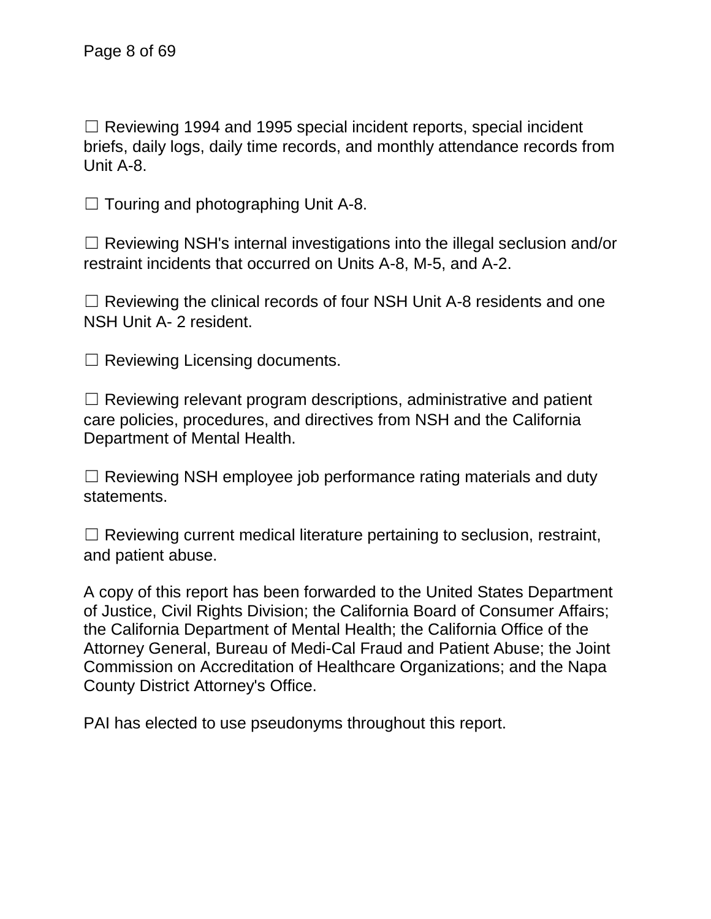☐ Reviewing 1994 and 1995 special incident reports, special incident briefs, daily logs, daily time records, and monthly attendance records from Unit A-8.

☐ Touring and photographing Unit A-8.

☐ Reviewing NSH's internal investigations into the illegal seclusion and/or restraint incidents that occurred on Units A-8, M-5, and A-2.

☐ Reviewing the clinical records of four NSH Unit A-8 residents and one NSH Unit A- 2 resident.

☐ Reviewing Licensing documents.

☐ Reviewing relevant program descriptions, administrative and patient care policies, procedures, and directives from NSH and the California Department of Mental Health.

☐ Reviewing NSH employee job performance rating materials and duty statements.

☐ Reviewing current medical literature pertaining to seclusion, restraint, and patient abuse.

A copy of this report has been forwarded to the United States Department of Justice, Civil Rights Division; the California Board of Consumer Affairs; the California Department of Mental Health; the California Office of the Attorney General, Bureau of Medi-Cal Fraud and Patient Abuse; the Joint Commission on Accreditation of Healthcare Organizations; and the Napa County District Attorney's Office.

PAI has elected to use pseudonyms throughout this report.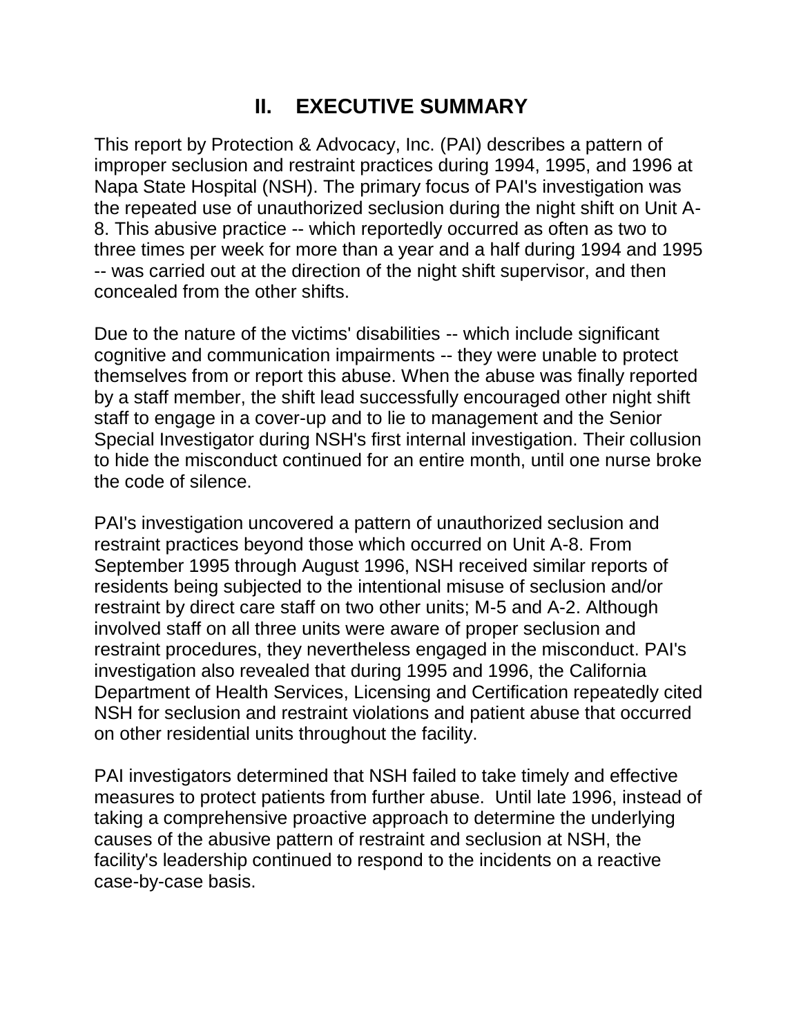## II. EXECUTIVE SUMMARY

This report by Protection & Advocacy, Inc. (PAI) describes a pattern of improper seclusion and restraint practices during 1994, 1995, and 1996 at Napa State Hospital (NSH). The primary focus of PAI's investigation was the repeated use of unauthorized seclusion during the night shift on Unit A-8. This abusive practice -- which reportedly occurred as often as two to three times per week for more than a year and a half during 1994 and 1995 -- was carried out at the direction of the night shift supervisor, and then concealed from the other shifts.

Due to the nature of the victims' disabilities -- which include significant cognitive and communication impairments -- they were unable to protect themselves from or report this abuse. When the abuse was finally reported by a staff member, the shift lead successfully encouraged other night shift staff to engage in a cover-up and to lie to management and the Senior Special Investigator during NSH's first internal investigation. Their collusion to hide the misconduct continued for an entire month, until one nurse broke the code of silence.

PAI's investigation uncovered a pattern of unauthorized seclusion and restraint practices beyond those which occurred on Unit A-8. From September 1995 through August 1996, NSH received similar reports of residents being subjected to the intentional misuse of seclusion and/or restraint by direct care staff on two other units; M-5 and A-2. Although involved staff on all three units were aware of proper seclusion and restraint procedures, they nevertheless engaged in the misconduct. PAI's investigation also revealed that during 1995 and 1996, the California Department of Health Services, Licensing and Certification repeatedly cited NSH for seclusion and restraint violations and patient abuse that occurred on other residential units throughout the facility.

PAI investigators determined that NSH failed to take timely and effective measures to protect patients from further abuse. Until late 1996, instead of taking a comprehensive proactive approach to determine the underlying causes of the abusive pattern of restraint and seclusion at NSH, the facility's leadership continued to respond to the incidents on a reactive case-by-case basis.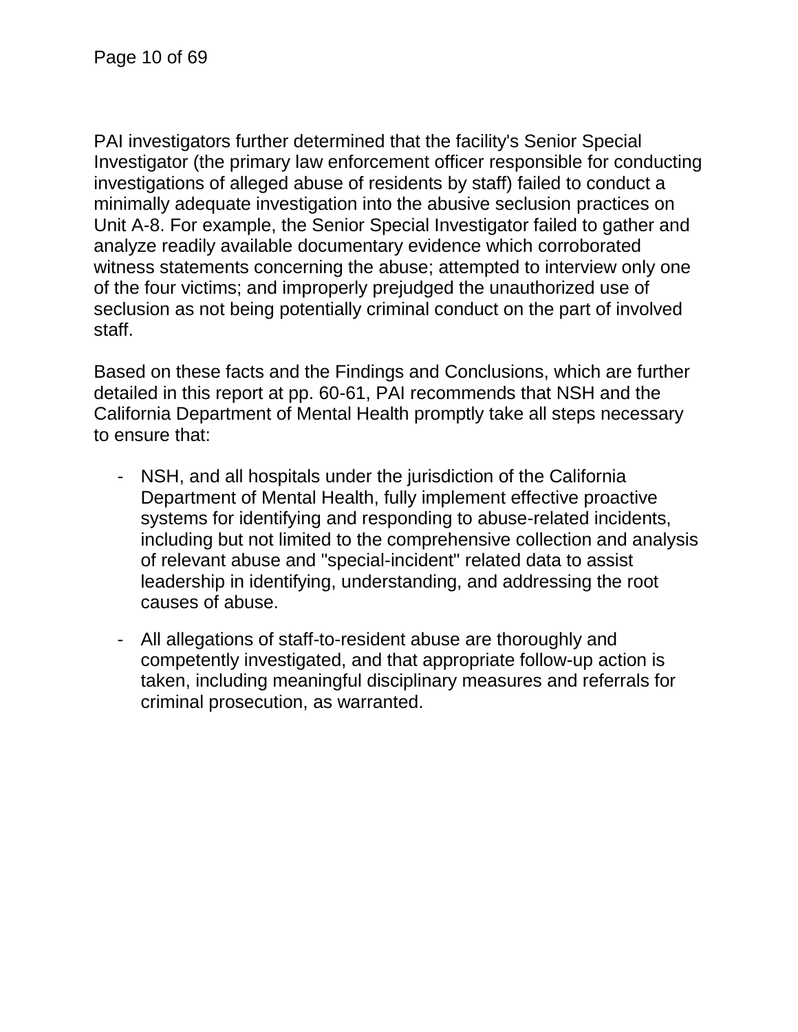PAI investigators further determined that the facility's Senior Special Investigator (the primary law enforcement officer responsible for conducting investigations of alleged abuse of residents by staff) failed to conduct a minimally adequate investigation into the abusive seclusion practices on Unit A-8. For example, the Senior Special Investigator failed to gather and analyze readily available documentary evidence which corroborated witness statements concerning the abuse; attempted to interview only one of the four victims; and improperly prejudged the unauthorized use of seclusion as not being potentially criminal conduct on the part of involved staff.

Based on these facts and the Findings and Conclusions, which are further detailed in this report at pp. 60-61, PAI recommends that NSH and the California Department of Mental Health promptly take all steps necessary to ensure that:

- NSH, and all hospitals under the jurisdiction of the California Department of Mental Health, fully implement effective proactive systems for identifying and responding to abuse-related incidents, including but not limited to the comprehensive collection and analysis of relevant abuse and "special-incident" related data to assist leadership in identifying, understanding, and addressing the root causes of abuse.

- All allegations of staff-to-resident abuse are thoroughly and competently investigated, and that appropriate follow-up action is taken, including meaningful disciplinary measures and referrals for criminal prosecution, as warranted.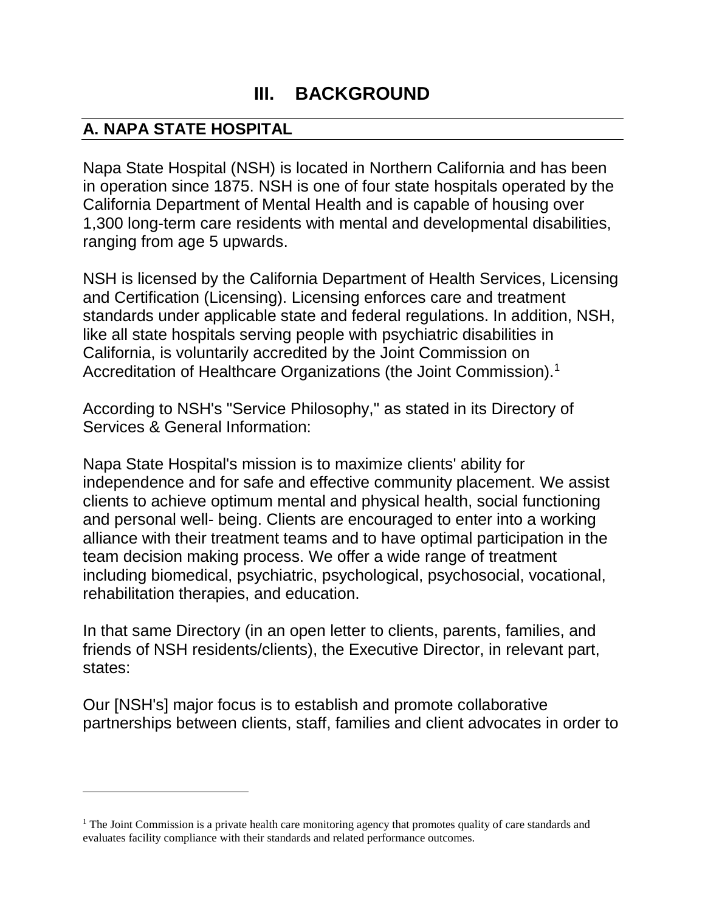# III. BACKGROUND

## A. NAPA STATE HOSPITAL

Napa State Hospital (NSH) is located in Northern California and has been in operation since 1875. NSH is one of four state hospitals operated by the California Department of Mental Health and is capable of housing over 1,300 long-term care residents with mental and developmental disabilities, ranging from age 5 upwards.

NSH is licensed by the California Department of Health Services, Licensing and Certification (Licensing). Licensing enforces care and treatment standards under applicable state and federal regulations. In addition, NSH, like all state hospitals serving people with psychiatric disabilities in California, is voluntarily accredited by the Joint Commission on Accreditation of Healthcare Organizations (the Joint Commission).[1]

According to NSH's "Service Philosophy," as stated in its Directory of Services & General Information:

Napa State Hospital's mission is to maximize clients' ability for independence and for safe and effective community placement. We assist clients to achieve optimum mental and physical health, social functioning and personal well- being. Clients are encouraged to enter into a working alliance with their treatment teams and to have optimal participation in the team decision making process. We offer a wide range of treatment including biomedical, psychiatric, psychological, psychosocial, vocational, rehabilitation therapies, and education.

In that same Directory (in an open letter to clients, parents, families, and friends of NSH residents/clients), the Executive Director, in relevant part, states:

Our [NSH's] major focus is to establish and promote collaborative partnerships between clients, staff, families and client advocates in order to

---

[1] The Joint Commission is a private health care monitoring agency that promotes quality of care standards and evaluates facility compliance with their standards and related performance outcomes.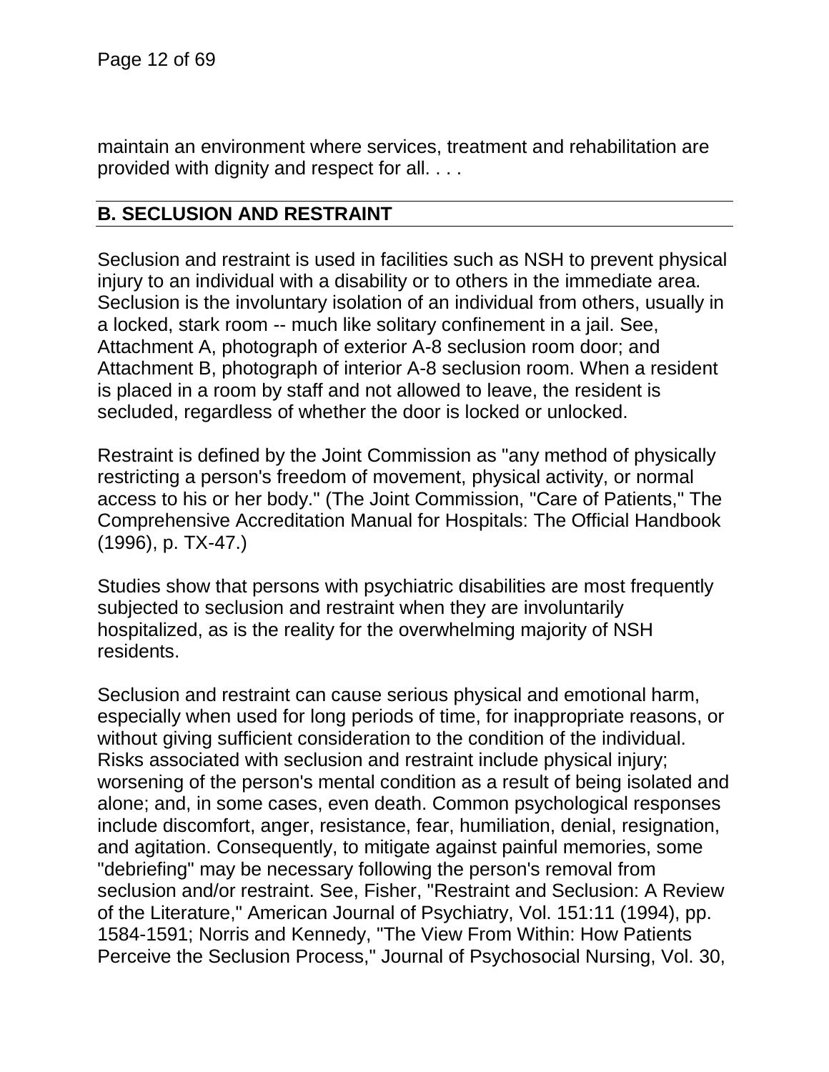maintain an environment where services, treatment and rehabilitation are provided with dignity and respect for all. . . .

## B. SECLUSION AND RESTRAINT

Seclusion and restraint is used in facilities such as NSH to prevent physical injury to an individual with a disability or to others in the immediate area. Seclusion is the involuntary isolation of an individual from others, usually in a locked, stark room -- much like solitary confinement in a jail. See, Attachment A, photograph of exterior A-8 seclusion room door; and Attachment B, photograph of interior A-8 seclusion room. When a resident is placed in a room by staff and not allowed to leave, the resident is secluded, regardless of whether the door is locked or unlocked.

Restraint is defined by the Joint Commission as "any method of physically restricting a person's freedom of movement, physical activity, or normal access to his or her body." (The Joint Commission, "Care of Patients," The Comprehensive Accreditation Manual for Hospitals: The Official Handbook (1996), p. TX-47.)

Studies show that persons with psychiatric disabilities are most frequently subjected to seclusion and restraint when they are involuntarily hospitalized, as is the reality for the overwhelming majority of NSH residents.

Seclusion and restraint can cause serious physical and emotional harm, especially when used for long periods of time, for inappropriate reasons, or without giving sufficient consideration to the condition of the individual. Risks associated with seclusion and restraint include physical injury; worsening of the person's mental condition as a result of being isolated and alone; and, in some cases, even death. Common psychological responses include discomfort, anger, resistance, fear, humiliation, denial, resignation, and agitation. Consequently, to mitigate against painful memories, some "debriefing" may be necessary following the person's removal from seclusion and/or restraint. See, Fisher, "Restraint and Seclusion: A Review of the Literature," American Journal of Psychiatry, Vol. 151:11 (1994), pp. 1584-1591; Norris and Kennedy, "The View From Within: How Patients Perceive the Seclusion Process," Journal of Psychosocial Nursing, Vol. 30,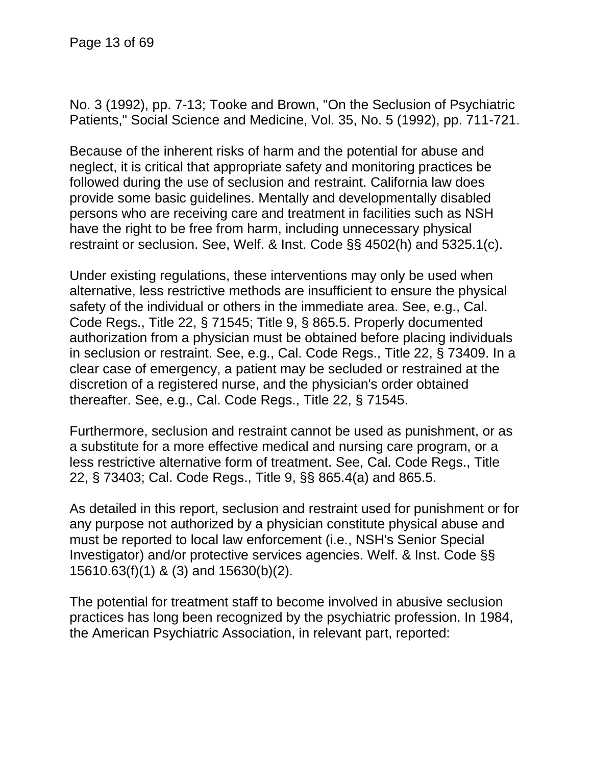No. 3 (1992), pp. 7-13; Tooke and Brown, "On the Seclusion of Psychiatric Patients," Social Science and Medicine, Vol. 35, No. 5 (1992), pp. 711-721.

Because of the inherent risks of harm and the potential for abuse and neglect, it is critical that appropriate safety and monitoring practices be followed during the use of seclusion and restraint. California law does provide some basic guidelines. Mentally and developmentally disabled persons who are receiving care and treatment in facilities such as NSH have the right to be free from harm, including unnecessary physical restraint or seclusion. See, Welf. & Inst. Code §§ 4502(h) and 5325.1(c).

Under existing regulations, these interventions may only be used when alternative, less restrictive methods are insufficient to ensure the physical safety of the individual or others in the immediate area. See, e.g., Cal. Code Regs., Title 22, § 71545; Title 9, § 865.5. Properly documented authorization from a physician must be obtained before placing individuals in seclusion or restraint. See, e.g., Cal. Code Regs., Title 22, § 73409. In a clear case of emergency, a patient may be secluded or restrained at the discretion of a registered nurse, and the physician's order obtained thereafter. See, e.g., Cal. Code Regs., Title 22, § 71545.

Furthermore, seclusion and restraint cannot be used as punishment, or as a substitute for a more effective medical and nursing care program, or a less restrictive alternative form of treatment. See, Cal. Code Regs., Title 22, § 73403; Cal. Code Regs., Title 9, §§ 865.4(a) and 865.5.

As detailed in this report, seclusion and restraint used for punishment or for any purpose not authorized by a physician constitute physical abuse and must be reported to local law enforcement (i.e., NSH's Senior Special Investigator) and/or protective services agencies. Welf. & Inst. Code §§ 15610.63(f)(1) & (3) and 15630(b)(2).

The potential for treatment staff to become involved in abusive seclusion practices has long been recognized by the psychiatric profession. In 1984, the American Psychiatric Association, in relevant part, reported: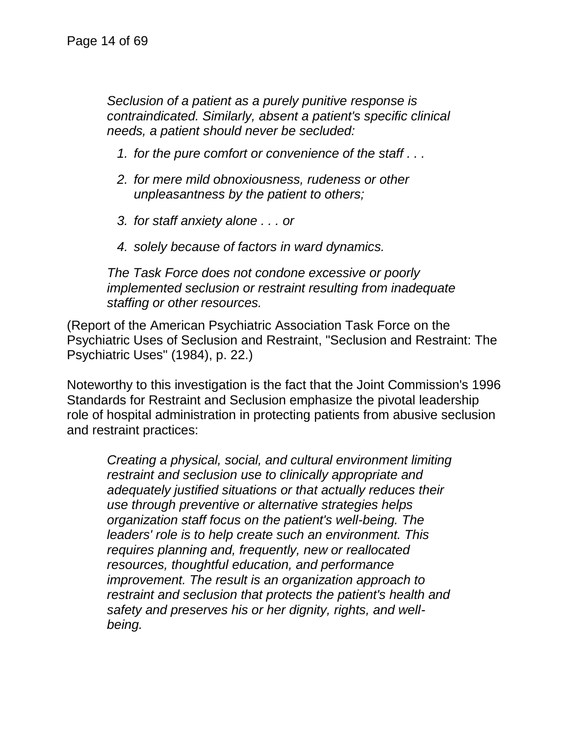> *Seclusion of a patient as a purely punitive response is contraindicated. Similarly, absent a patient's specific clinical needs, a patient should never be secluded:*
>
> 1. *for the pure comfort or convenience of the staff . . .*
> 2. *for mere mild obnoxiousness, rudeness or other unpleasantness by the patient to others;*
> 3. *for staff anxiety alone . . . or*
> 4. *solely because of factors in ward dynamics.*
>
> *The Task Force does not condone excessive or poorly implemented seclusion or restraint resulting from inadequate staffing or other resources.*

(Report of the American Psychiatric Association Task Force on the Psychiatric Uses of Seclusion and Restraint, "Seclusion and Restraint: The Psychiatric Uses" (1984), p. 22.)

Noteworthy to this investigation is the fact that the Joint Commission's 1996 Standards for Restraint and Seclusion emphasize the pivotal leadership role of hospital administration in protecting patients from abusive seclusion and restraint practices:

> *Creating a physical, social, and cultural environment limiting restraint and seclusion use to clinically appropriate and adequately justified situations or that actually reduces their use through preventive or alternative strategies helps organization staff focus on the patient's well-being. The leaders' role is to help create such an environment. This requires planning and, frequently, new or reallocated resources, thoughtful education, and performance improvement. The result is an organization approach to restraint and seclusion that protects the patient's health and safety and preserves his or her dignity, rights, and well-being.*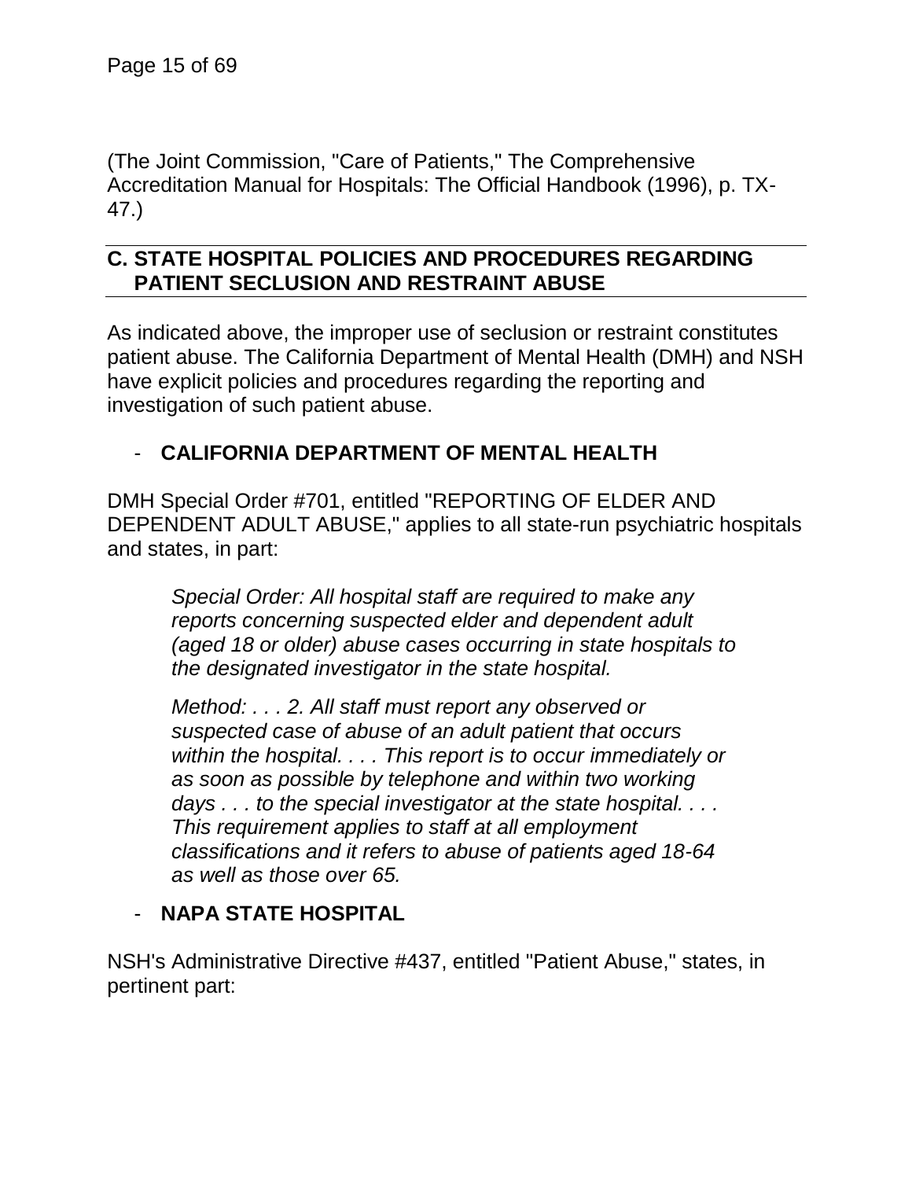(The Joint Commission, "Care of Patients," The Comprehensive Accreditation Manual for Hospitals: The Official Handbook (1996), p. TX-47.)

## C. STATE HOSPITAL POLICIES AND PROCEDURES REGARDING PATIENT SECLUSION AND RESTRAINT ABUSE

As indicated above, the improper use of seclusion or restraint constitutes patient abuse. The California Department of Mental Health (DMH) and NSH have explicit policies and procedures regarding the reporting and investigation of such patient abuse.

- **CALIFORNIA DEPARTMENT OF MENTAL HEALTH**

DMH Special Order #701, entitled "REPORTING OF ELDER AND DEPENDENT ADULT ABUSE," applies to all state-run psychiatric hospitals and states, in part:

> *Special Order: All hospital staff are required to make any reports concerning suspected elder and dependent adult (aged 18 or older) abuse cases occurring in state hospitals to the designated investigator in the state hospital.*
>
> *Method: . . . 2. All staff must report any observed or suspected case of abuse of an adult patient that occurs within the hospital. . . . This report is to occur immediately or as soon as possible by telephone and within two working days . . . to the special investigator at the state hospital. . . . This requirement applies to staff at all employment classifications and it refers to abuse of patients aged 18-64 as well as those over 65.*

- **NAPA STATE HOSPITAL**

NSH's Administrative Directive #437, entitled "Patient Abuse," states, in pertinent part: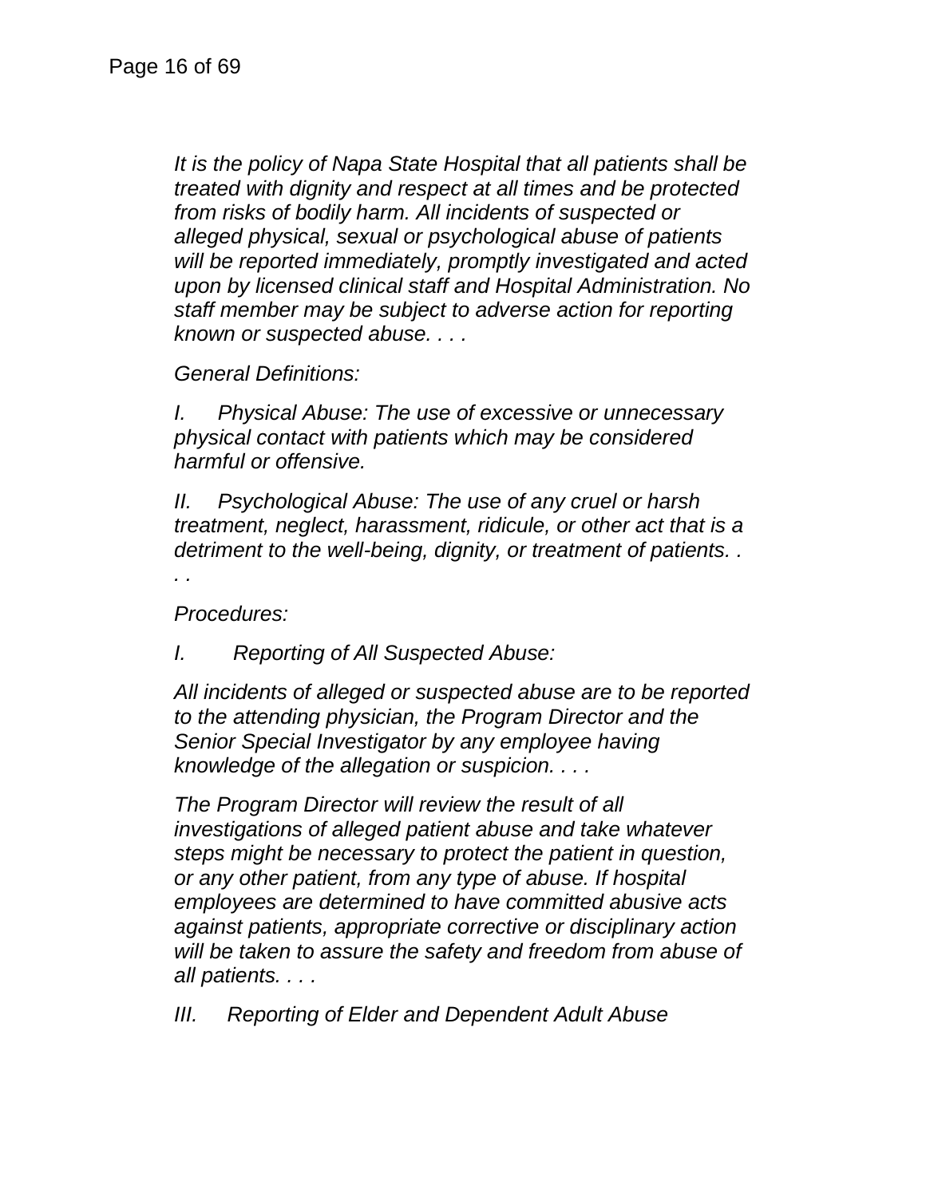*It is the policy of Napa State Hospital that all patients shall be treated with dignity and respect at all times and be protected from risks of bodily harm. All incidents of suspected or alleged physical, sexual or psychological abuse of patients will be reported immediately, promptly investigated and acted upon by licensed clinical staff and Hospital Administration. No staff member may be subject to adverse action for reporting known or suspected abuse. . . .*

*General Definitions:*

*I. Physical Abuse: The use of excessive or unnecessary physical contact with patients which may be considered harmful or offensive.*

*II. Psychological Abuse: The use of any cruel or harsh treatment, neglect, harassment, ridicule, or other act that is a detriment to the well-being, dignity, or treatment of patients. . . .*

*Procedures:*

*I. Reporting of All Suspected Abuse:*

*All incidents of alleged or suspected abuse are to be reported to the attending physician, the Program Director and the Senior Special Investigator by any employee having knowledge of the allegation or suspicion. . . .*

*The Program Director will review the result of all investigations of alleged patient abuse and take whatever steps might be necessary to protect the patient in question, or any other patient, from any type of abuse. If hospital employees are determined to have committed abusive acts against patients, appropriate corrective or disciplinary action will be taken to assure the safety and freedom from abuse of all patients. . . .*

*III. Reporting of Elder and Dependent Adult Abuse*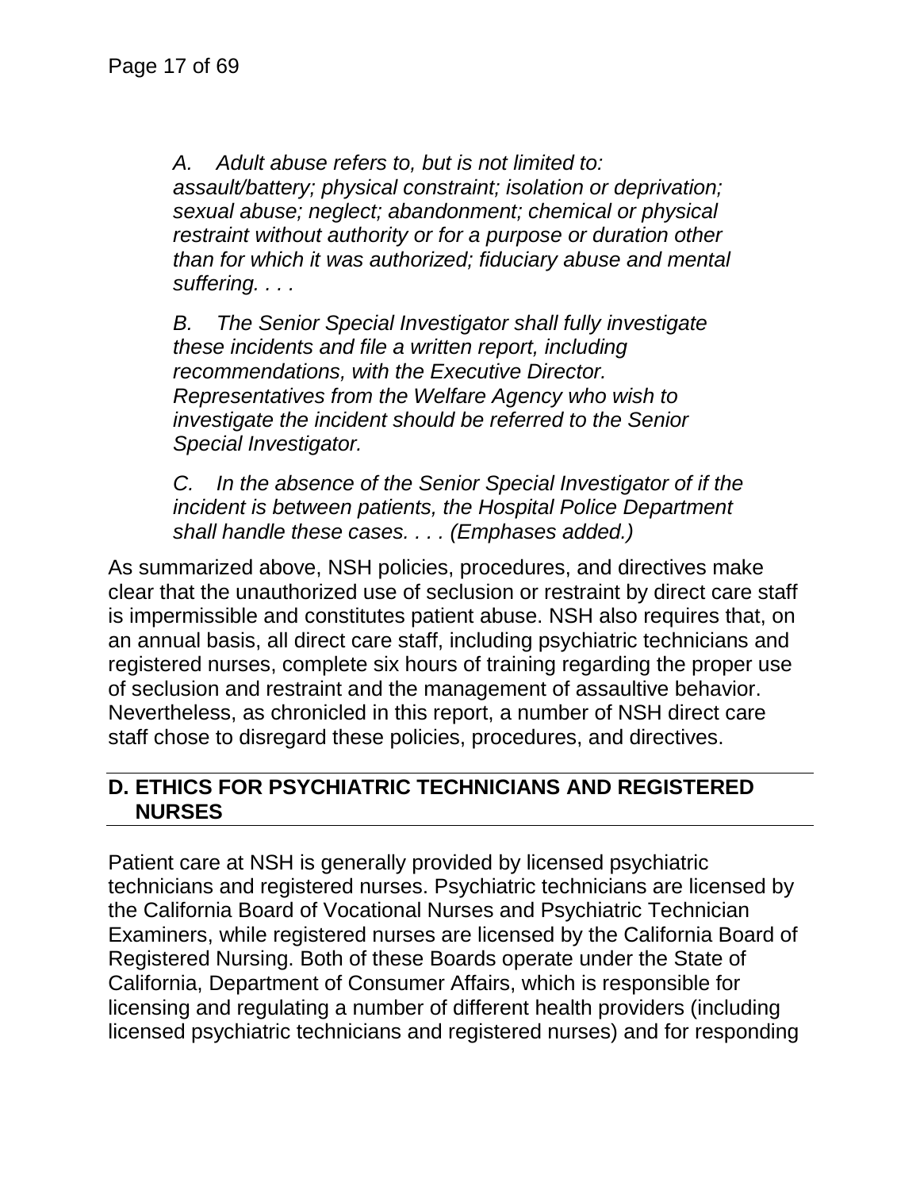*A. Adult abuse refers to, but is not limited to: assault/battery; physical constraint; isolation or deprivation; sexual abuse; neglect; abandonment; chemical or physical restraint without authority or for a purpose or duration other than for which it was authorized; fiduciary abuse and mental suffering. . . .*

*B. The Senior Special Investigator shall fully investigate these incidents and file a written report, including recommendations, with the Executive Director. Representatives from the Welfare Agency who wish to investigate the incident should be referred to the Senior Special Investigator.*

*C. In the absence of the Senior Special Investigator of if the incident is between patients, the Hospital Police Department shall handle these cases. . . . (Emphases added.)*

As summarized above, NSH policies, procedures, and directives make clear that the unauthorized use of seclusion or restraint by direct care staff is impermissible and constitutes patient abuse. NSH also requires that, on an annual basis, all direct care staff, including psychiatric technicians and registered nurses, complete six hours of training regarding the proper use of seclusion and restraint and the management of assaultive behavior. Nevertheless, as chronicled in this report, a number of NSH direct care staff chose to disregard these policies, procedures, and directives.

## D. ETHICS FOR PSYCHIATRIC TECHNICIANS AND REGISTERED NURSES

Patient care at NSH is generally provided by licensed psychiatric technicians and registered nurses. Psychiatric technicians are licensed by the California Board of Vocational Nurses and Psychiatric Technician Examiners, while registered nurses are licensed by the California Board of Registered Nursing. Both of these Boards operate under the State of California, Department of Consumer Affairs, which is responsible for licensing and regulating a number of different health providers (including licensed psychiatric technicians and registered nurses) and for responding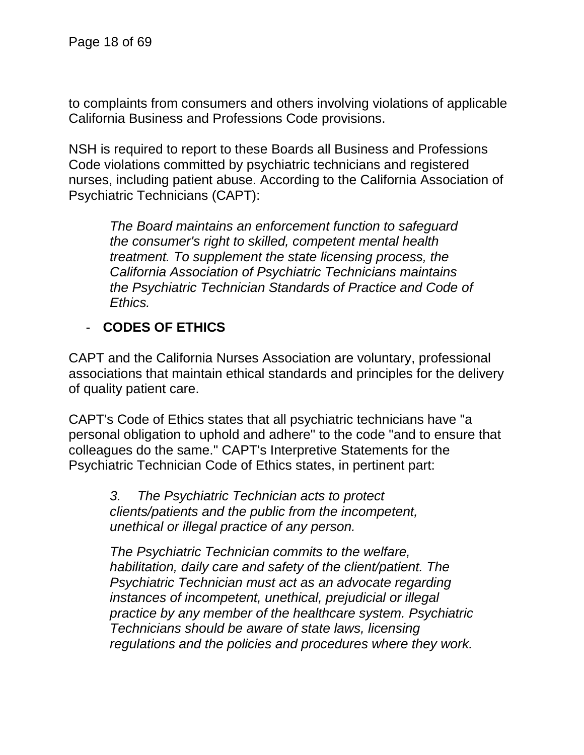to complaints from consumers and others involving violations of applicable California Business and Professions Code provisions.

NSH is required to report to these Boards all Business and Professions Code violations committed by psychiatric technicians and registered nurses, including patient abuse. According to the California Association of Psychiatric Technicians (CAPT):

> *The Board maintains an enforcement function to safeguard the consumer's right to skilled, competent mental health treatment. To supplement the state licensing process, the California Association of Psychiatric Technicians maintains the Psychiatric Technician Standards of Practice and Code of Ethics.*

- **CODES OF ETHICS**

CAPT and the California Nurses Association are voluntary, professional associations that maintain ethical standards and principles for the delivery of quality patient care.

CAPT's Code of Ethics states that all psychiatric technicians have "a personal obligation to uphold and adhere" to the code "and to ensure that colleagues do the same." CAPT's Interpretive Statements for the Psychiatric Technician Code of Ethics states, in pertinent part:

> *3. The Psychiatric Technician acts to protect clients/patients and the public from the incompetent, unethical or illegal practice of any person.*
>
> *The Psychiatric Technician commits to the welfare, habilitation, daily care and safety of the client/patient. The Psychiatric Technician must act as an advocate regarding instances of incompetent, unethical, prejudicial or illegal practice by any member of the healthcare system. Psychiatric Technicians should be aware of state laws, licensing regulations and the policies and procedures where they work.*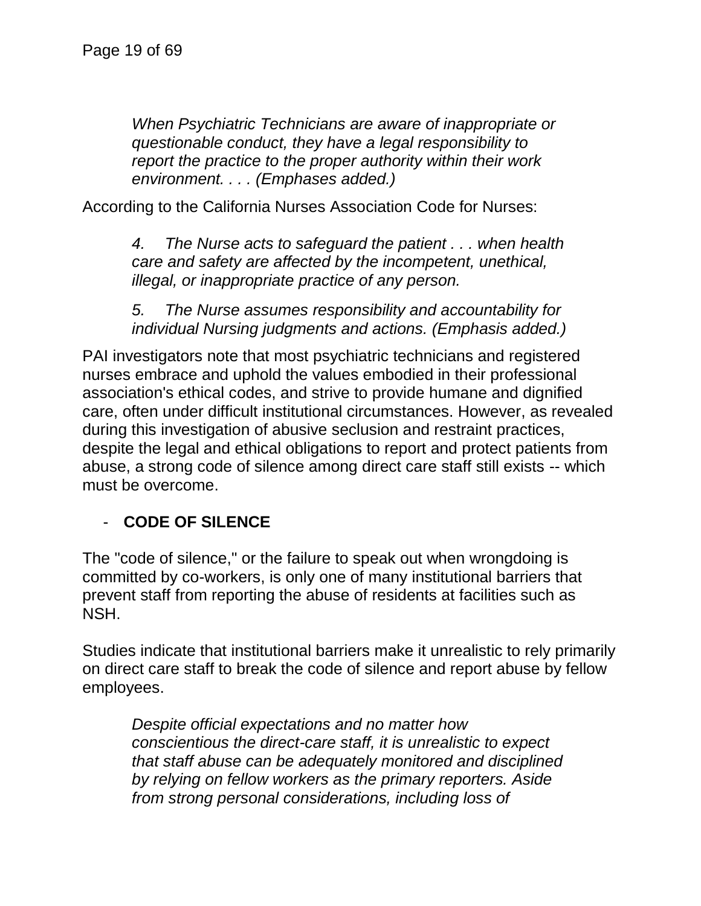> *When Psychiatric Technicians are aware of inappropriate or questionable conduct, they have a legal responsibility to report the practice to the proper authority within their work environment. . . . (Emphases added.)*

According to the California Nurses Association Code for Nurses:

> *4. The Nurse acts to safeguard the patient . . . when health care and safety are affected by the incompetent, unethical, illegal, or inappropriate practice of any person.*
>
> *5. The Nurse assumes responsibility and accountability for individual Nursing judgments and actions. (Emphasis added.)*

PAI investigators note that most psychiatric technicians and registered nurses embrace and uphold the values embodied in their professional association's ethical codes, and strive to provide humane and dignified care, often under difficult institutional circumstances. However, as revealed during this investigation of abusive seclusion and restraint practices, despite the legal and ethical obligations to report and protect patients from abuse, a strong code of silence among direct care staff still exists -- which must be overcome.

- **CODE OF SILENCE**

The "code of silence," or the failure to speak out when wrongdoing is committed by co-workers, is only one of many institutional barriers that prevent staff from reporting the abuse of residents at facilities such as NSH.

Studies indicate that institutional barriers make it unrealistic to rely primarily on direct care staff to break the code of silence and report abuse by fellow employees.

> *Despite official expectations and no matter how conscientious the direct-care staff, it is unrealistic to expect that staff abuse can be adequately monitored and disciplined by relying on fellow workers as the primary reporters. Aside from strong personal considerations, including loss of*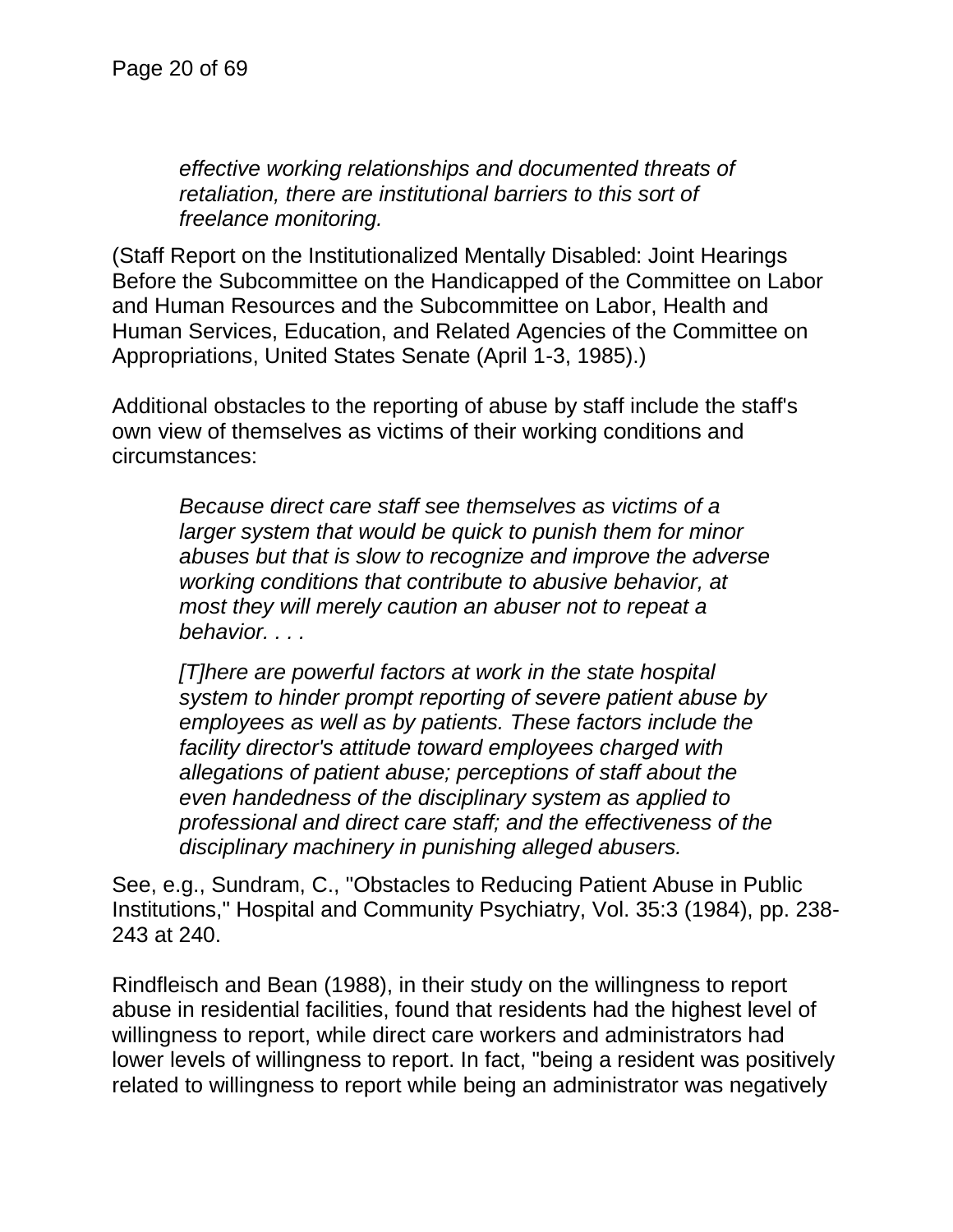> *effective working relationships and documented threats of retaliation, there are institutional barriers to this sort of freelance monitoring.*

(Staff Report on the Institutionalized Mentally Disabled: Joint Hearings Before the Subcommittee on the Handicapped of the Committee on Labor and Human Resources and the Subcommittee on Labor, Health and Human Services, Education, and Related Agencies of the Committee on Appropriations, United States Senate (April 1-3, 1985).)

Additional obstacles to the reporting of abuse by staff include the staff's own view of themselves as victims of their working conditions and circumstances:

> *Because direct care staff see themselves as victims of a larger system that would be quick to punish them for minor abuses but that is slow to recognize and improve the adverse working conditions that contribute to abusive behavior, at most they will merely caution an abuser not to repeat a behavior. . . .*
>
> *[T]here are powerful factors at work in the state hospital system to hinder prompt reporting of severe patient abuse by employees as well as by patients. These factors include the facility director's attitude toward employees charged with allegations of patient abuse; perceptions of staff about the even handedness of the disciplinary system as applied to professional and direct care staff; and the effectiveness of the disciplinary machinery in punishing alleged abusers.*

See, e.g., Sundram, C., "Obstacles to Reducing Patient Abuse in Public Institutions," Hospital and Community Psychiatry, Vol. 35:3 (1984), pp. 238-243 at 240.

Rindfleisch and Bean (1988), in their study on the willingness to report abuse in residential facilities, found that residents had the highest level of willingness to report, while direct care workers and administrators had lower levels of willingness to report. In fact, "being a resident was positively related to willingness to report while being an administrator was negatively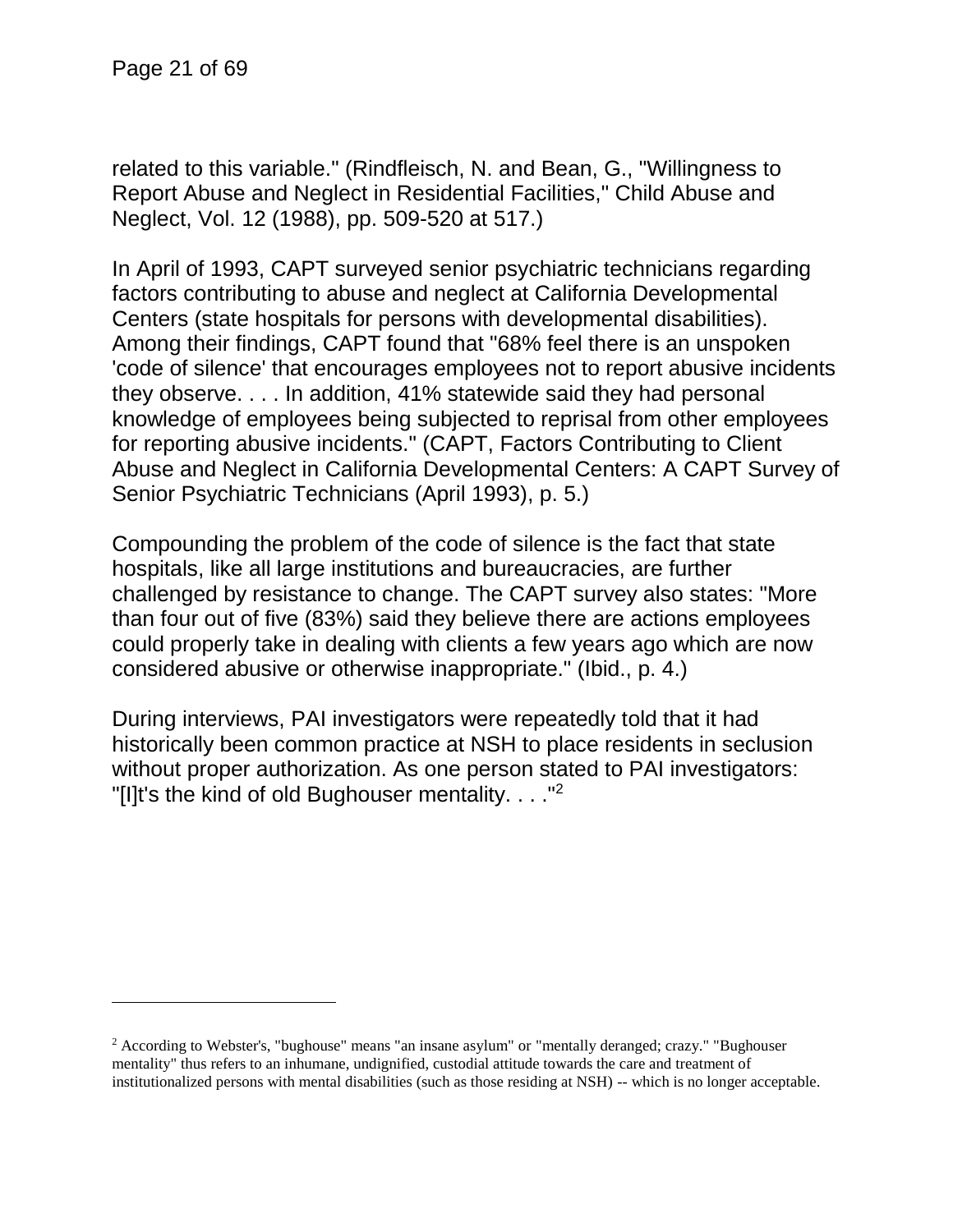related to this variable." (Rindfleisch, N. and Bean, G., "Willingness to Report Abuse and Neglect in Residential Facilities," Child Abuse and Neglect, Vol. 12 (1988), pp. 509-520 at 517.)

In April of 1993, CAPT surveyed senior psychiatric technicians regarding factors contributing to abuse and neglect at California Developmental Centers (state hospitals for persons with developmental disabilities). Among their findings, CAPT found that "68% feel there is an unspoken 'code of silence' that encourages employees not to report abusive incidents they observe. . . . In addition, 41% statewide said they had personal knowledge of employees being subjected to reprisal from other employees for reporting abusive incidents." (CAPT, Factors Contributing to Client Abuse and Neglect in California Developmental Centers: A CAPT Survey of Senior Psychiatric Technicians (April 1993), p. 5.)

Compounding the problem of the code of silence is the fact that state hospitals, like all large institutions and bureaucracies, are further challenged by resistance to change. The CAPT survey also states: "More than four out of five (83%) said they believe there are actions employees could properly take in dealing with clients a few years ago which are now considered abusive or otherwise inappropriate." (Ibid., p. 4.)

During interviews, PAI investigators were repeatedly told that it had historically been common practice at NSH to place residents in seclusion without proper authorization. As one person stated to PAI investigators: "[I]t's the kind of old Bughouser mentality. . . ."[2]

---

[2] According to Webster's, "bughouse" means "an insane asylum" or "mentally deranged; crazy." "Bughouser mentality" thus refers to an inhumane, undignified, custodial attitude towards the care and treatment of institutionalized persons with mental disabilities (such as those residing at NSH) -- which is no longer acceptable.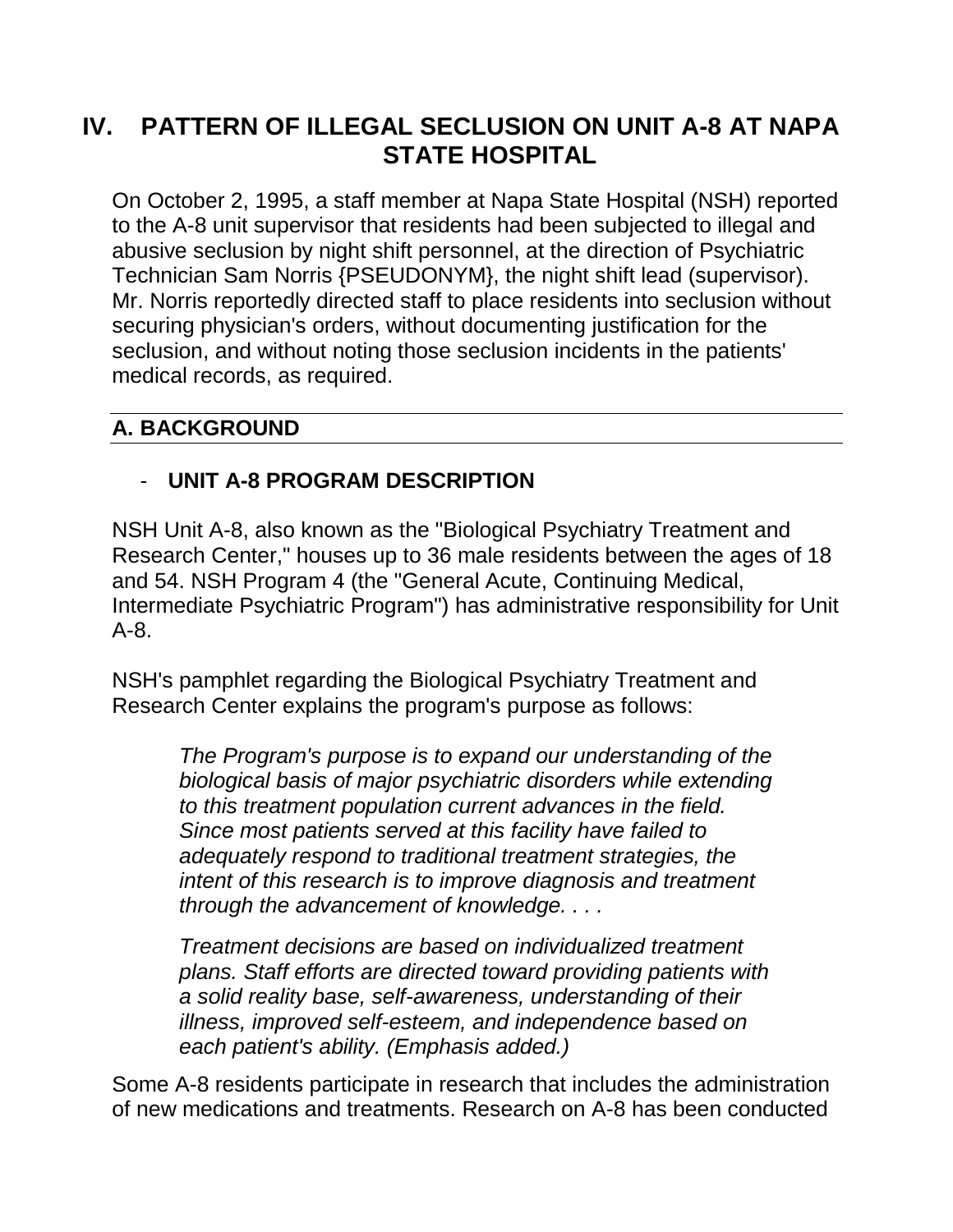## IV. PATTERN OF ILLEGAL SECLUSION ON UNIT A-8 AT NAPA STATE HOSPITAL

On October 2, 1995, a staff member at Napa State Hospital (NSH) reported to the A-8 unit supervisor that residents had been subjected to illegal and abusive seclusion by night shift personnel, at the direction of Psychiatric Technician Sam Norris {PSEUDONYM}, the night shift lead (supervisor). Mr. Norris reportedly directed staff to place residents into seclusion without securing physician's orders, without documenting justification for the seclusion, and without noting those seclusion incidents in the patients' medical records, as required.

### A. BACKGROUND

- **UNIT A-8 PROGRAM DESCRIPTION**

NSH Unit A-8, also known as the "Biological Psychiatry Treatment and Research Center," houses up to 36 male residents between the ages of 18 and 54. NSH Program 4 (the "General Acute, Continuing Medical, Intermediate Psychiatric Program") has administrative responsibility for Unit A-8.

NSH's pamphlet regarding the Biological Psychiatry Treatment and Research Center explains the program's purpose as follows:

> *The Program's purpose is to expand our understanding of the biological basis of major psychiatric disorders while extending to this treatment population current advances in the field. Since most patients served at this facility have failed to adequately respond to traditional treatment strategies, the intent of this research is to improve diagnosis and treatment through the advancement of knowledge. . . .*
>
> *Treatment decisions are based on individualized treatment plans. Staff efforts are directed toward providing patients with a solid reality base, self-awareness, understanding of their illness, improved self-esteem, and independence based on each patient's ability. (Emphasis added.)*

Some A-8 residents participate in research that includes the administration of new medications and treatments. Research on A-8 has been conducted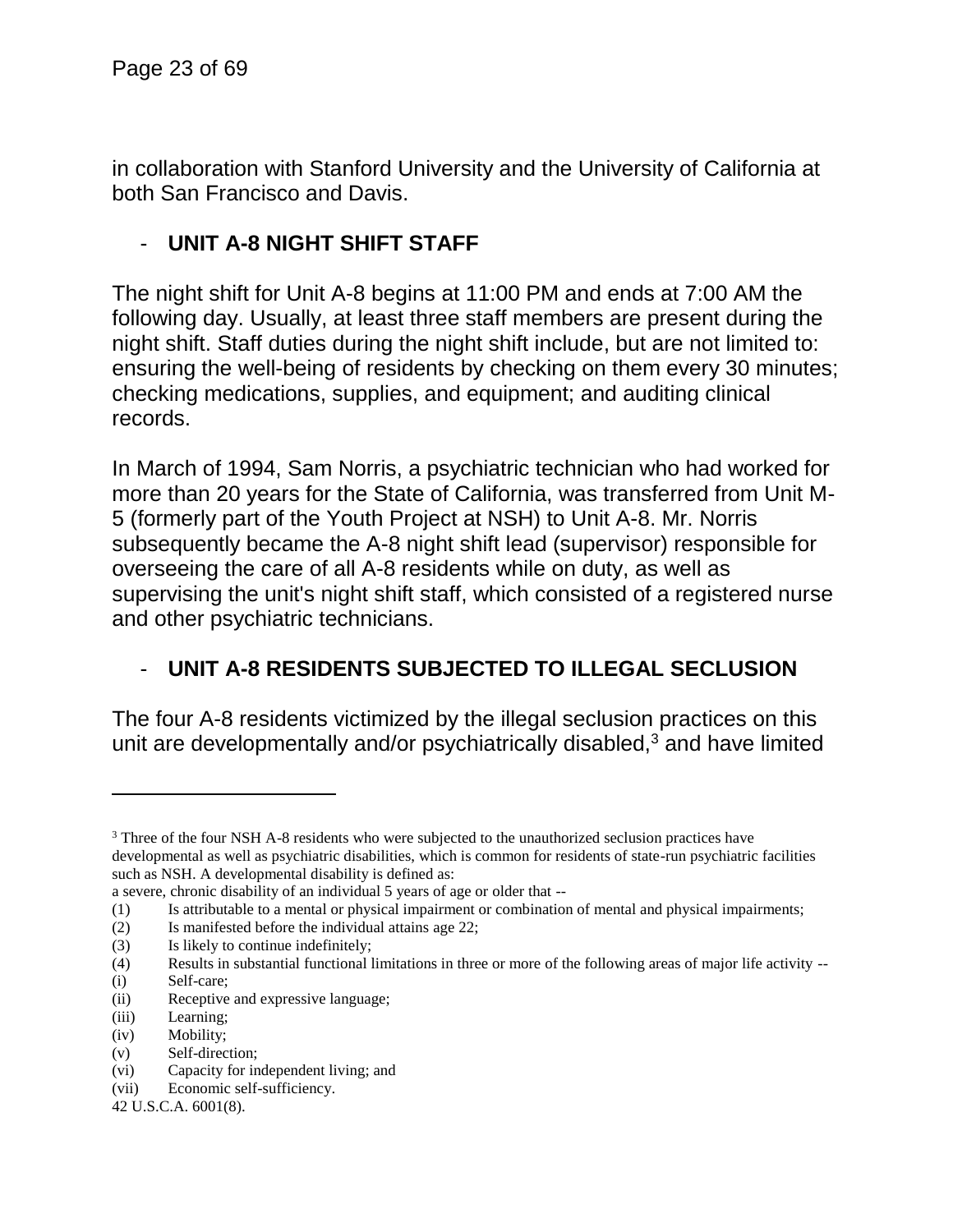in collaboration with Stanford University and the University of California at both San Francisco and Davis.

- **UNIT A-8 NIGHT SHIFT STAFF**

The night shift for Unit A-8 begins at 11:00 PM and ends at 7:00 AM the following day. Usually, at least three staff members are present during the night shift. Staff duties during the night shift include, but are not limited to: ensuring the well-being of residents by checking on them every 30 minutes; checking medications, supplies, and equipment; and auditing clinical records.

In March of 1994, Sam Norris, a psychiatric technician who had worked for more than 20 years for the State of California, was transferred from Unit M-5 (formerly part of the Youth Project at NSH) to Unit A-8. Mr. Norris subsequently became the A-8 night shift lead (supervisor) responsible for overseeing the care of all A-8 residents while on duty, as well as supervising the unit's night shift staff, which consisted of a registered nurse and other psychiatric technicians.

- **UNIT A-8 RESIDENTS SUBJECTED TO ILLEGAL SECLUSION**

The four A-8 residents victimized by the illegal seclusion practices on this unit are developmentally and/or psychiatrically disabled,[3] and have limited

---

[3] Three of the four NSH A-8 residents who were subjected to the unauthorized seclusion practices have developmental as well as psychiatric disabilities, which is common for residents of state-run psychiatric facilities such as NSH. A developmental disability is defined as:

a severe, chronic disability of an individual 5 years of age or older that --

(1) Is attributable to a mental or physical impairment or combination of mental and physical impairments;
(2) Is manifested before the individual attains age 22;
(3) Is likely to continue indefinitely;
(4) Results in substantial functional limitations in three or more of the following areas of major life activity --
(i) Self-care;
(ii) Receptive and expressive language;
(iii) Learning;
(iv) Mobility;
(v) Self-direction;
(vi) Capacity for independent living; and
(vii) Economic self-sufficiency.

42 U.S.C.A. 6001(8).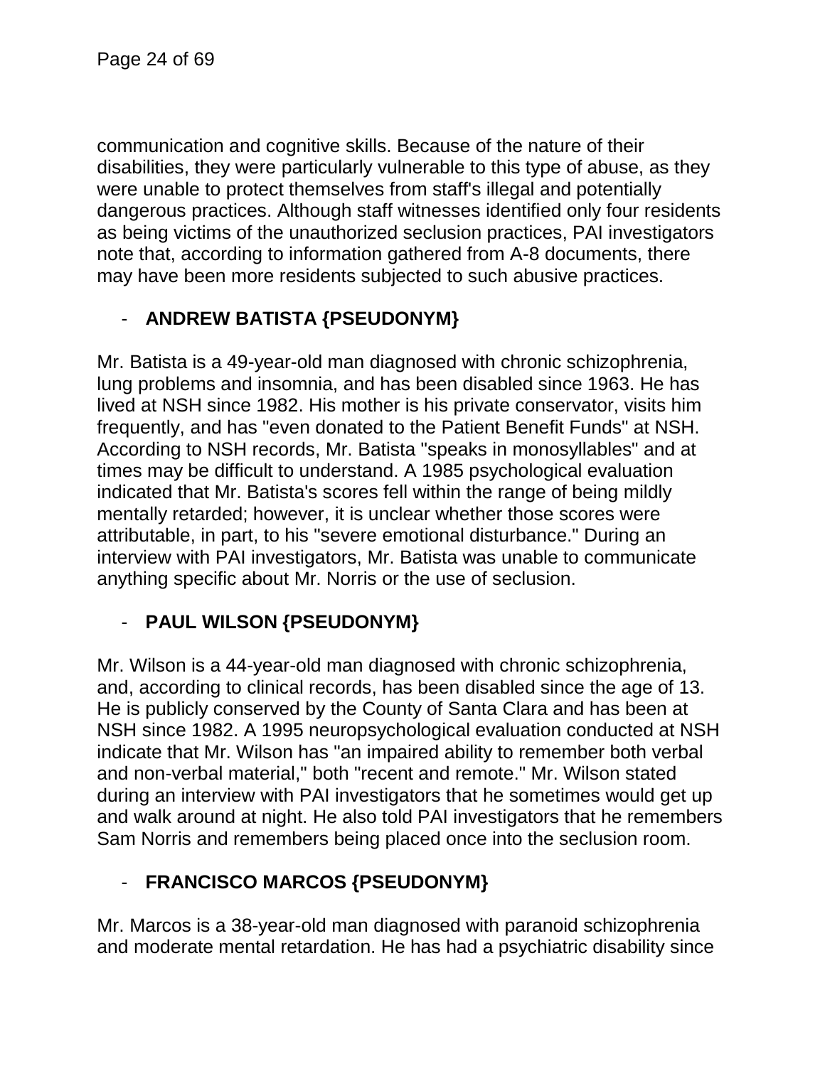communication and cognitive skills. Because of the nature of their disabilities, they were particularly vulnerable to this type of abuse, as they were unable to protect themselves from staff's illegal and potentially dangerous practices. Although staff witnesses identified only four residents as being victims of the unauthorized seclusion practices, PAI investigators note that, according to information gathered from A-8 documents, there may have been more residents subjected to such abusive practices.

- **ANDREW BATISTA {PSEUDONYM}**

Mr. Batista is a 49-year-old man diagnosed with chronic schizophrenia, lung problems and insomnia, and has been disabled since 1963. He has lived at NSH since 1982. His mother is his private conservator, visits him frequently, and has "even donated to the Patient Benefit Funds" at NSH. According to NSH records, Mr. Batista "speaks in monosyllables" and at times may be difficult to understand. A 1985 psychological evaluation indicated that Mr. Batista's scores fell within the range of being mildly mentally retarded; however, it is unclear whether those scores were attributable, in part, to his "severe emotional disturbance." During an interview with PAI investigators, Mr. Batista was unable to communicate anything specific about Mr. Norris or the use of seclusion.

- **PAUL WILSON {PSEUDONYM}**

Mr. Wilson is a 44-year-old man diagnosed with chronic schizophrenia, and, according to clinical records, has been disabled since the age of 13. He is publicly conserved by the County of Santa Clara and has been at NSH since 1982. A 1995 neuropsychological evaluation conducted at NSH indicate that Mr. Wilson has "an impaired ability to remember both verbal and non-verbal material," both "recent and remote." Mr. Wilson stated during an interview with PAI investigators that he sometimes would get up and walk around at night. He also told PAI investigators that he remembers Sam Norris and remembers being placed once into the seclusion room.

- **FRANCISCO MARCOS {PSEUDONYM}**

Mr. Marcos is a 38-year-old man diagnosed with paranoid schizophrenia and moderate mental retardation. He has had a psychiatric disability since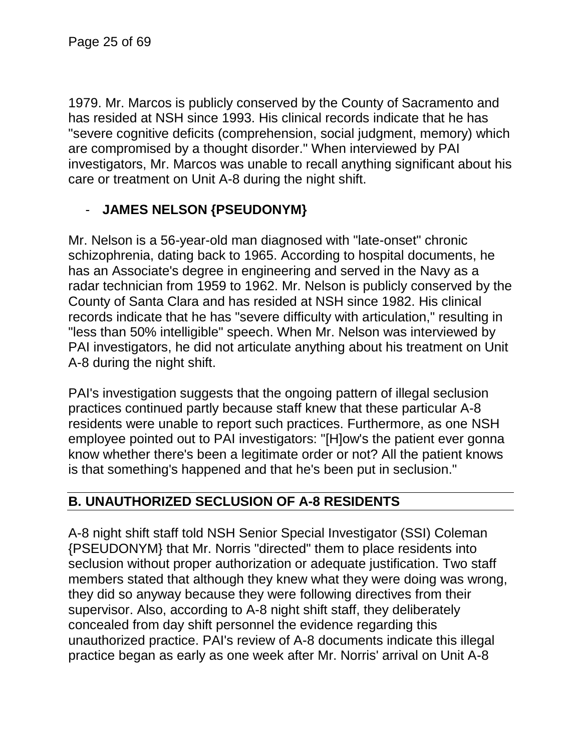1979. Mr. Marcos is publicly conserved by the County of Sacramento and has resided at NSH since 1993. His clinical records indicate that he has "severe cognitive deficits (comprehension, social judgment, memory) which are compromised by a thought disorder." When interviewed by PAI investigators, Mr. Marcos was unable to recall anything significant about his care or treatment on Unit A-8 during the night shift.

- **JAMES NELSON {PSEUDONYM}**

Mr. Nelson is a 56-year-old man diagnosed with "late-onset" chronic schizophrenia, dating back to 1965. According to hospital documents, he has an Associate's degree in engineering and served in the Navy as a radar technician from 1959 to 1962. Mr. Nelson is publicly conserved by the County of Santa Clara and has resided at NSH since 1982. His clinical records indicate that he has "severe difficulty with articulation," resulting in "less than 50% intelligible" speech. When Mr. Nelson was interviewed by PAI investigators, he did not articulate anything about his treatment on Unit A-8 during the night shift.

PAI's investigation suggests that the ongoing pattern of illegal seclusion practices continued partly because staff knew that these particular A-8 residents were unable to report such practices. Furthermore, as one NSH employee pointed out to PAI investigators: "[H]ow's the patient ever gonna know whether there's been a legitimate order or not? All the patient knows is that something's happened and that he's been put in seclusion."

## B. UNAUTHORIZED SECLUSION OF A-8 RESIDENTS

A-8 night shift staff told NSH Senior Special Investigator (SSI) Coleman {PSEUDONYM} that Mr. Norris "directed" them to place residents into seclusion without proper authorization or adequate justification. Two staff members stated that although they knew what they were doing was wrong, they did so anyway because they were following directives from their supervisor. Also, according to A-8 night shift staff, they deliberately concealed from day shift personnel the evidence regarding this unauthorized practice. PAI's review of A-8 documents indicate this illegal practice began as early as one week after Mr. Norris' arrival on Unit A-8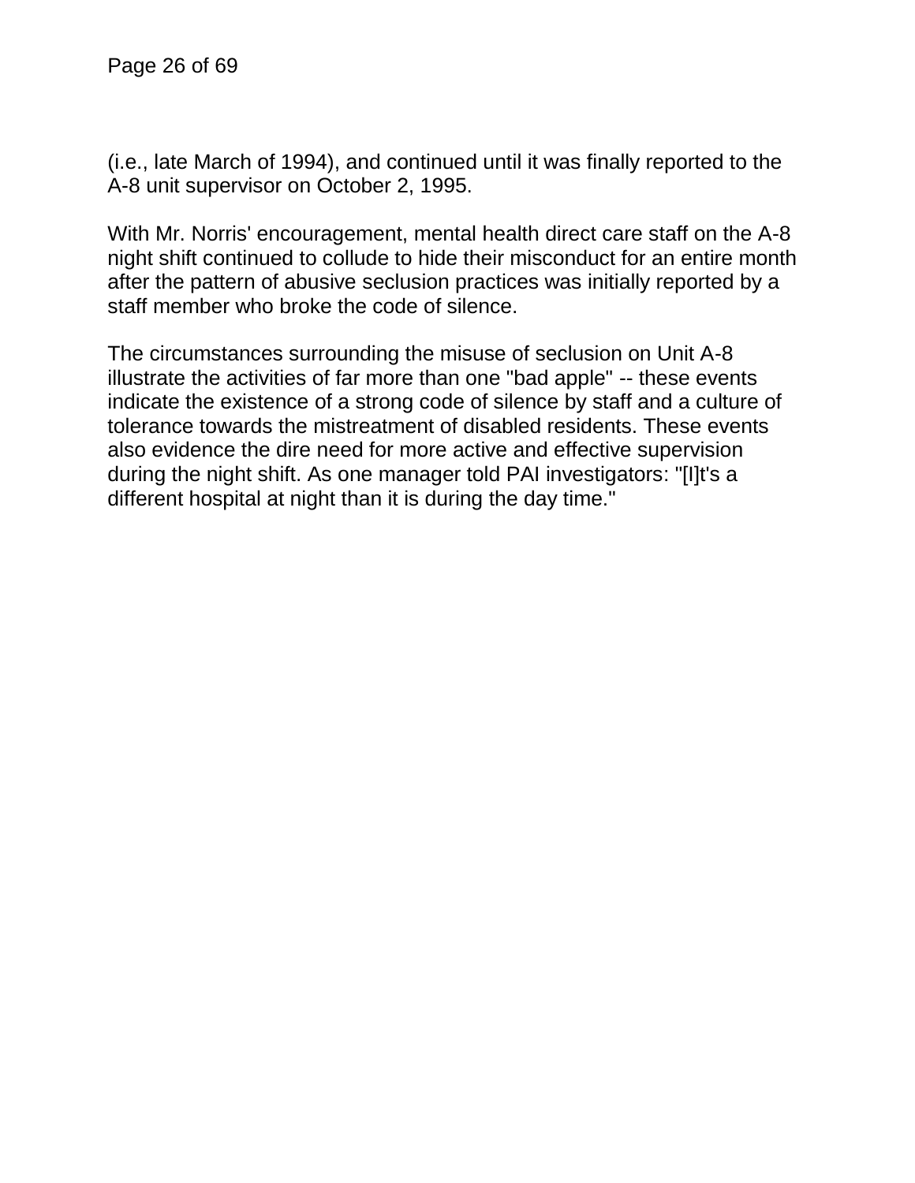(i.e., late March of 1994), and continued until it was finally reported to the A-8 unit supervisor on October 2, 1995.

With Mr. Norris' encouragement, mental health direct care staff on the A-8 night shift continued to collude to hide their misconduct for an entire month after the pattern of abusive seclusion practices was initially reported by a staff member who broke the code of silence.

The circumstances surrounding the misuse of seclusion on Unit A-8 illustrate the activities of far more than one "bad apple" -- these events indicate the existence of a strong code of silence by staff and a culture of tolerance towards the mistreatment of disabled residents. These events also evidence the dire need for more active and effective supervision during the night shift. As one manager told PAI investigators: "[I]t's a different hospital at night than it is during the day time."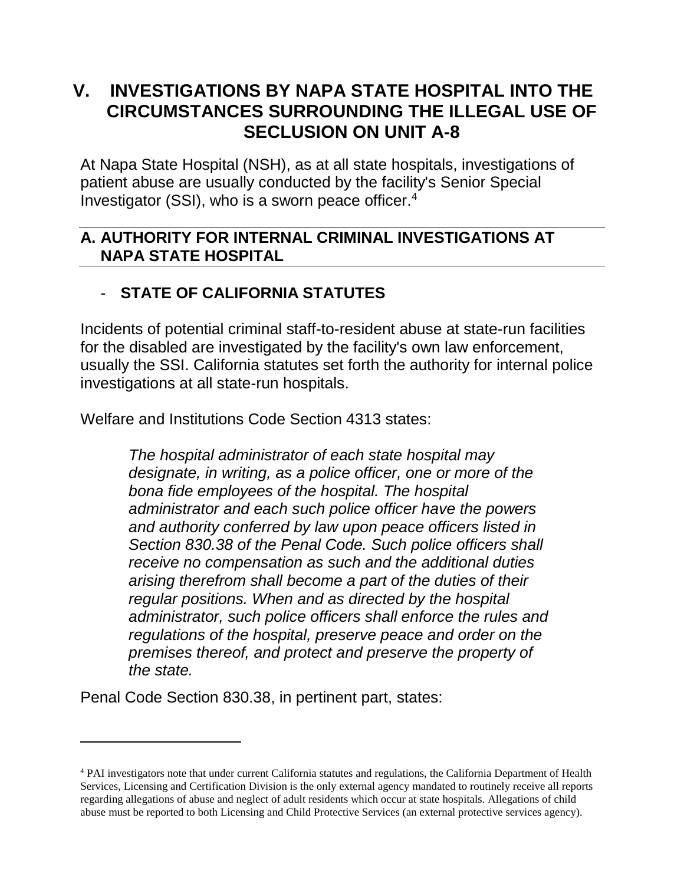# V. INVESTIGATIONS BY NAPA STATE HOSPITAL INTO THE CIRCUMSTANCES SURROUNDING THE ILLEGAL USE OF SECLUSION ON UNIT A-8

At Napa State Hospital (NSH), as at all state hospitals, investigations of patient abuse are usually conducted by the facility's Senior Special Investigator (SSI), who is a sworn peace officer.[4]

## A. AUTHORITY FOR INTERNAL CRIMINAL INVESTIGATIONS AT NAPA STATE HOSPITAL

- **STATE OF CALIFORNIA STATUTES**

Incidents of potential criminal staff-to-resident abuse at state-run facilities for the disabled are investigated by the facility's own law enforcement, usually the SSI. California statutes set forth the authority for internal police investigations at all state-run hospitals.

Welfare and Institutions Code Section 4313 states:

> *The hospital administrator of each state hospital may designate, in writing, as a police officer, one or more of the bona fide employees of the hospital. The hospital administrator and each such police officer have the powers and authority conferred by law upon peace officers listed in Section 830.38 of the Penal Code. Such police officers shall receive no compensation as such and the additional duties arising therefrom shall become a part of the duties of their regular positions. When and as directed by the hospital administrator, such police officers shall enforce the rules and regulations of the hospital, preserve peace and order on the premises thereof, and protect and preserve the property of the state.*

Penal Code Section 830.38, in pertinent part, states:

---

[4] PAI investigators note that under current California statutes and regulations, the California Department of Health Services, Licensing and Certification Division is the only external agency mandated to routinely receive all reports regarding allegations of abuse and neglect of adult residents which occur at state hospitals. Allegations of child abuse must be reported to both Licensing and Child Protective Services (an external protective services agency).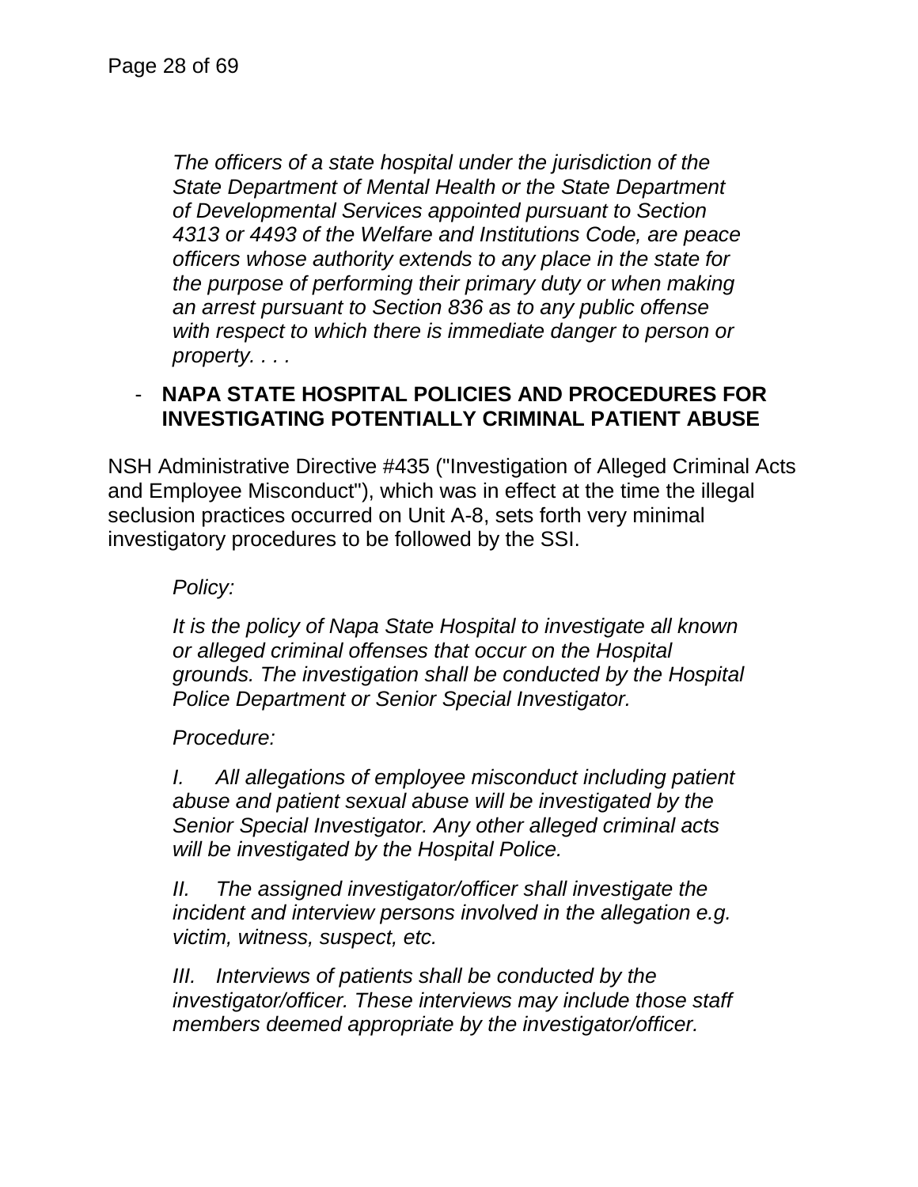> *The officers of a state hospital under the jurisdiction of the State Department of Mental Health or the State Department of Developmental Services appointed pursuant to Section 4313 or 4493 of the Welfare and Institutions Code, are peace officers whose authority extends to any place in the state for the purpose of performing their primary duty or when making an arrest pursuant to Section 836 as to any public offense with respect to which there is immediate danger to person or property. . . .*

- **NAPA STATE HOSPITAL POLICIES AND PROCEDURES FOR INVESTIGATING POTENTIALLY CRIMINAL PATIENT ABUSE**

NSH Administrative Directive #435 ("Investigation of Alleged Criminal Acts and Employee Misconduct"), which was in effect at the time the illegal seclusion practices occurred on Unit A-8, sets forth very minimal investigatory procedures to be followed by the SSI.

> *Policy:*
>
> *It is the policy of Napa State Hospital to investigate all known or alleged criminal offenses that occur on the Hospital grounds. The investigation shall be conducted by the Hospital Police Department or Senior Special Investigator.*
>
> *Procedure:*
>
> *I. All allegations of employee misconduct including patient abuse and patient sexual abuse will be investigated by the Senior Special Investigator. Any other alleged criminal acts will be investigated by the Hospital Police.*
>
> *II. The assigned investigator/officer shall investigate the incident and interview persons involved in the allegation e.g. victim, witness, suspect, etc.*
>
> *III. Interviews of patients shall be conducted by the investigator/officer. These interviews may include those staff members deemed appropriate by the investigator/officer.*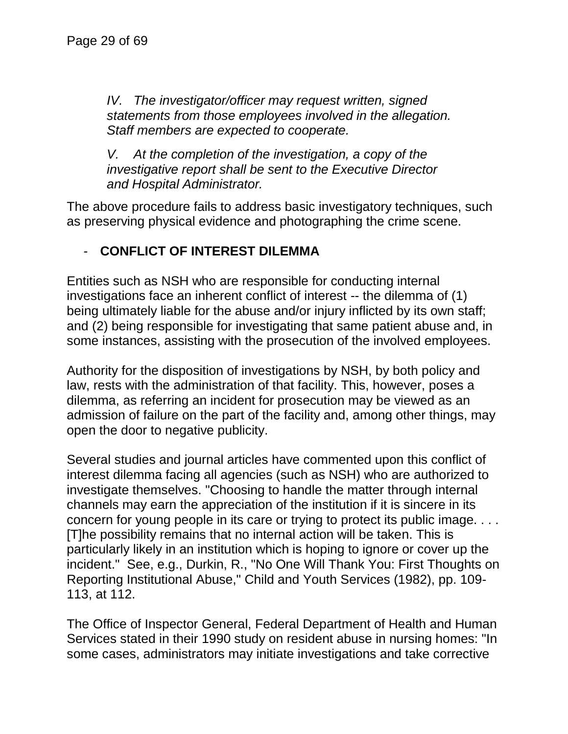*IV. The investigator/officer may request written, signed statements from those employees involved in the allegation. Staff members are expected to cooperate.*

*V. At the completion of the investigation, a copy of the investigative report shall be sent to the Executive Director and Hospital Administrator.*

The above procedure fails to address basic investigatory techniques, such as preserving physical evidence and photographing the crime scene.

- **CONFLICT OF INTEREST DILEMMA**

Entities such as NSH who are responsible for conducting internal investigations face an inherent conflict of interest -- the dilemma of (1) being ultimately liable for the abuse and/or injury inflicted by its own staff; and (2) being responsible for investigating that same patient abuse and, in some instances, assisting with the prosecution of the involved employees.

Authority for the disposition of investigations by NSH, by both policy and law, rests with the administration of that facility. This, however, poses a dilemma, as referring an incident for prosecution may be viewed as an admission of failure on the part of the facility and, among other things, may open the door to negative publicity.

Several studies and journal articles have commented upon this conflict of interest dilemma facing all agencies (such as NSH) who are authorized to investigate themselves. "Choosing to handle the matter through internal channels may earn the appreciation of the institution if it is sincere in its concern for young people in its care or trying to protect its public image. . . . [T]he possibility remains that no internal action will be taken. This is particularly likely in an institution which is hoping to ignore or cover up the incident." See, e.g., Durkin, R., "No One Will Thank You: First Thoughts on Reporting Institutional Abuse," Child and Youth Services (1982), pp. 109-113, at 112.

The Office of Inspector General, Federal Department of Health and Human Services stated in their 1990 study on resident abuse in nursing homes: "In some cases, administrators may initiate investigations and take corrective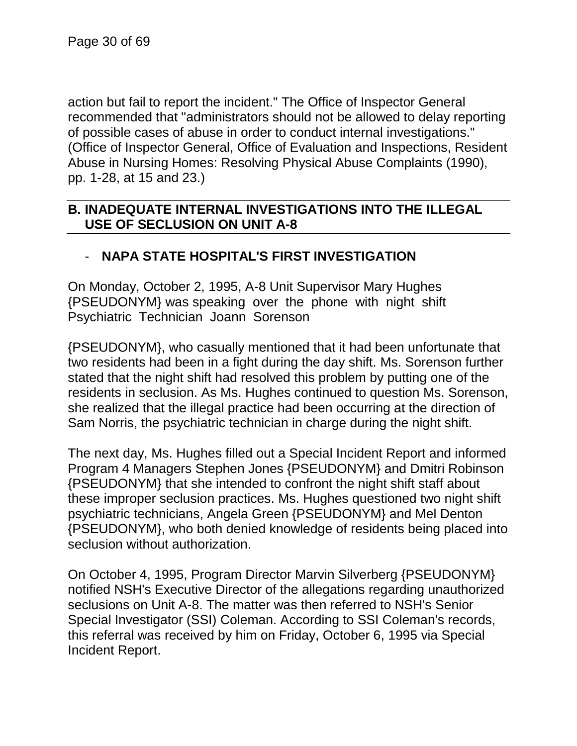action but fail to report the incident." The Office of Inspector General recommended that "administrators should not be allowed to delay reporting of possible cases of abuse in order to conduct internal investigations." (Office of Inspector General, Office of Evaluation and Inspections, Resident Abuse in Nursing Homes: Resolving Physical Abuse Complaints (1990), pp. 1-28, at 15 and 23.)

## B. INADEQUATE INTERNAL INVESTIGATIONS INTO THE ILLEGAL USE OF SECLUSION ON UNIT A-8

- **NAPA STATE HOSPITAL'S FIRST INVESTIGATION**

On Monday, October 2, 1995, A-8 Unit Supervisor Mary Hughes {PSEUDONYM} was speaking over the phone with night shift Psychiatric Technician Joann Sorenson

{PSEUDONYM}, who casually mentioned that it had been unfortunate that two residents had been in a fight during the day shift. Ms. Sorenson further stated that the night shift had resolved this problem by putting one of the residents in seclusion. As Ms. Hughes continued to question Ms. Sorenson, she realized that the illegal practice had been occurring at the direction of Sam Norris, the psychiatric technician in charge during the night shift.

The next day, Ms. Hughes filled out a Special Incident Report and informed Program 4 Managers Stephen Jones {PSEUDONYM} and Dmitri Robinson {PSEUDONYM} that she intended to confront the night shift staff about these improper seclusion practices. Ms. Hughes questioned two night shift psychiatric technicians, Angela Green {PSEUDONYM} and Mel Denton {PSEUDONYM}, who both denied knowledge of residents being placed into seclusion without authorization.

On October 4, 1995, Program Director Marvin Silverberg {PSEUDONYM} notified NSH's Executive Director of the allegations regarding unauthorized seclusions on Unit A-8. The matter was then referred to NSH's Senior Special Investigator (SSI) Coleman. According to SSI Coleman's records, this referral was received by him on Friday, October 6, 1995 via Special Incident Report.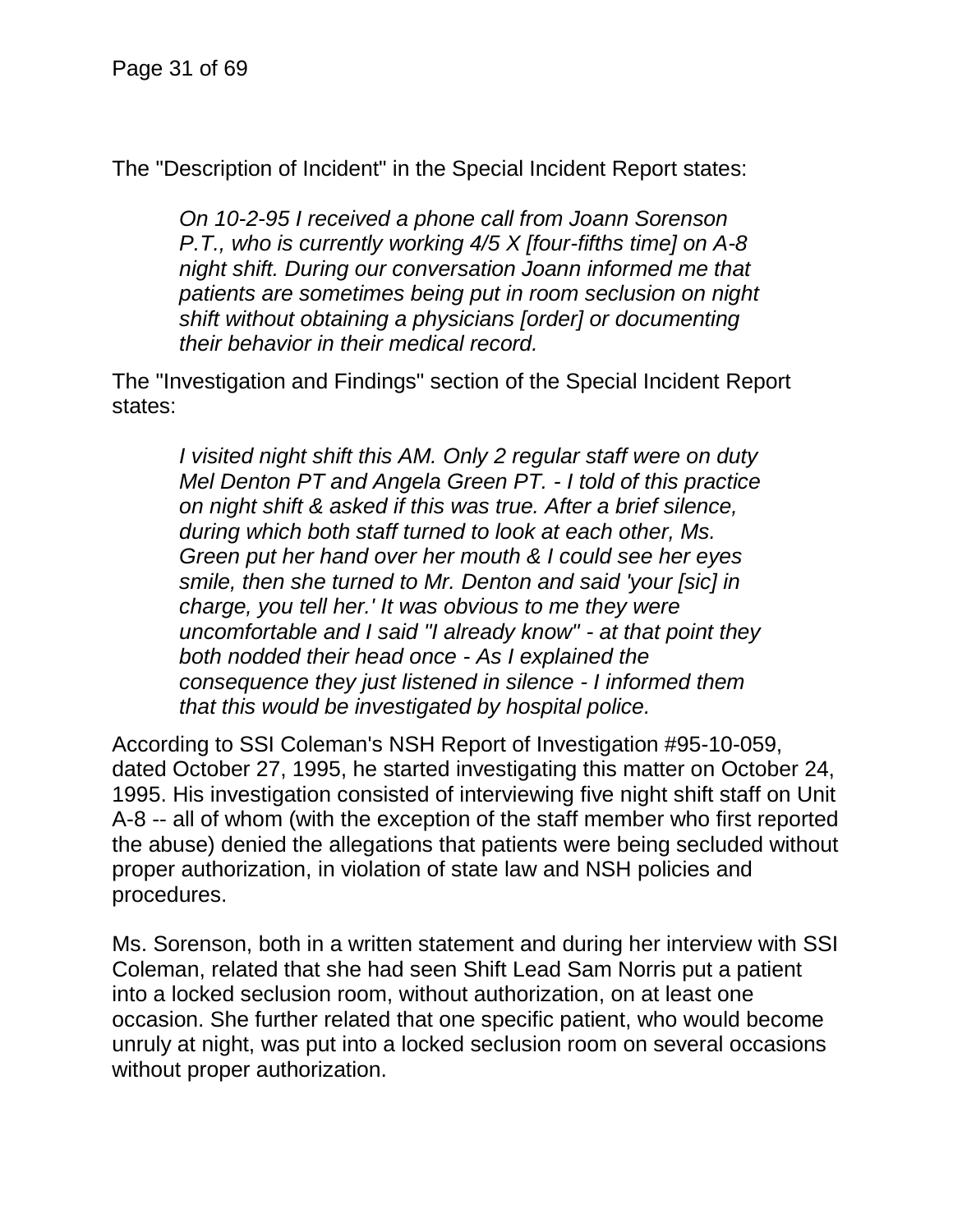The "Description of Incident" in the Special Incident Report states:

> *On 10-2-95 I received a phone call from Joann Sorenson P.T., who is currently working 4/5 X [four-fifths time] on A-8 night shift. During our conversation Joann informed me that patients are sometimes being put in room seclusion on night shift without obtaining a physicians [order] or documenting their behavior in their medical record.*

The "Investigation and Findings" section of the Special Incident Report states:

> *I visited night shift this AM. Only 2 regular staff were on duty Mel Denton PT and Angela Green PT. - I told of this practice on night shift & asked if this was true. After a brief silence, during which both staff turned to look at each other, Ms. Green put her hand over her mouth & I could see her eyes smile, then she turned to Mr. Denton and said 'your [sic] in charge, you tell her.' It was obvious to me they were uncomfortable and I said "I already know" - at that point they both nodded their head once - As I explained the consequence they just listened in silence - I informed them that this would be investigated by hospital police.*

According to SSI Coleman's NSH Report of Investigation #95-10-059, dated October 27, 1995, he started investigating this matter on October 24, 1995. His investigation consisted of interviewing five night shift staff on Unit A-8 -- all of whom (with the exception of the staff member who first reported the abuse) denied the allegations that patients were being secluded without proper authorization, in violation of state law and NSH policies and procedures.

Ms. Sorenson, both in a written statement and during her interview with SSI Coleman, related that she had seen Shift Lead Sam Norris put a patient into a locked seclusion room, without authorization, on at least one occasion. She further related that one specific patient, who would become unruly at night, was put into a locked seclusion room on several occasions without proper authorization.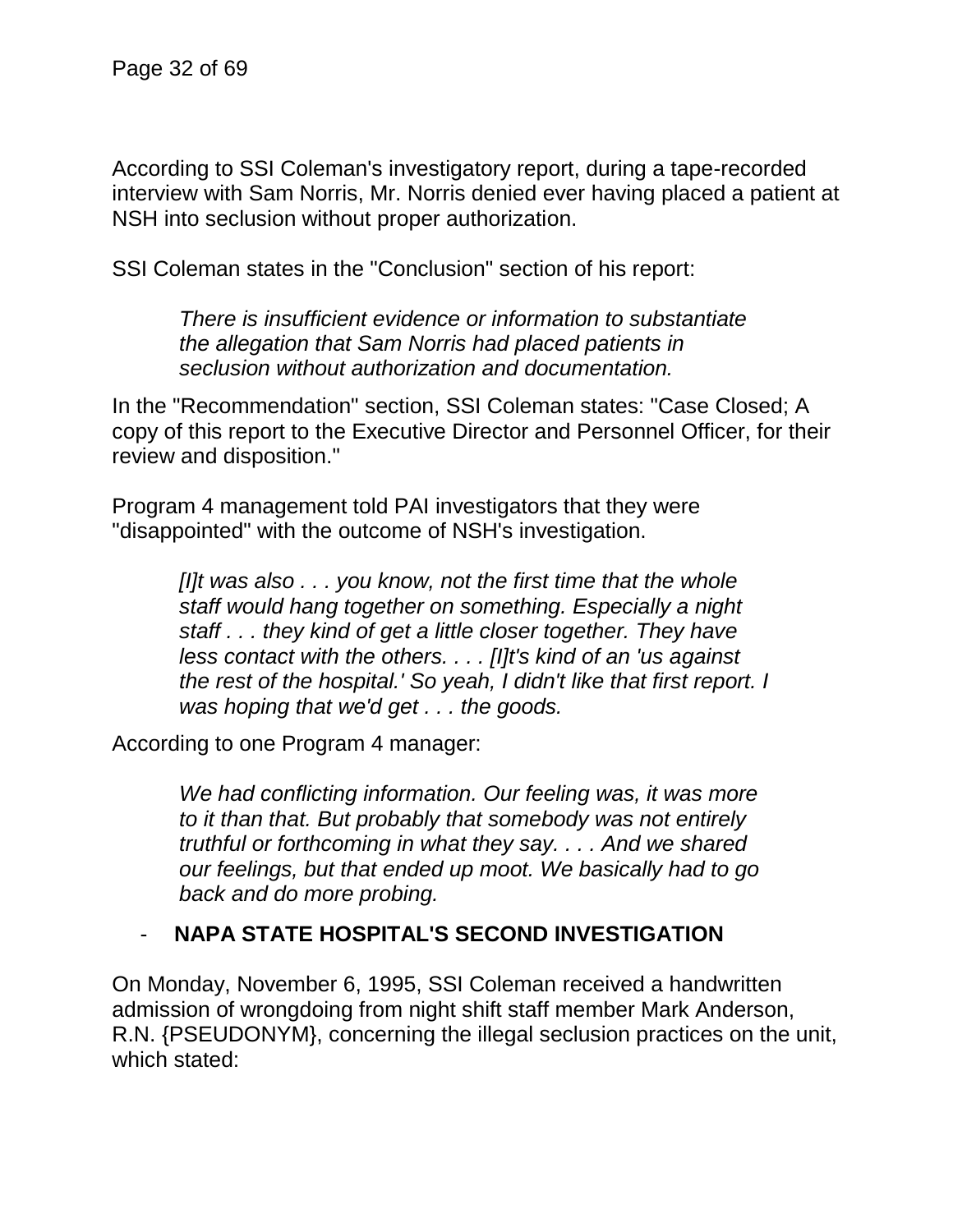According to SSI Coleman's investigatory report, during a tape-recorded interview with Sam Norris, Mr. Norris denied ever having placed a patient at NSH into seclusion without proper authorization.

SSI Coleman states in the "Conclusion" section of his report:

> *There is insufficient evidence or information to substantiate the allegation that Sam Norris had placed patients in seclusion without authorization and documentation.*

In the "Recommendation" section, SSI Coleman states: "Case Closed; A copy of this report to the Executive Director and Personnel Officer, for their review and disposition."

Program 4 management told PAI investigators that they were "disappointed" with the outcome of NSH's investigation.

> *[I]t was also . . . you know, not the first time that the whole staff would hang together on something. Especially a night staff . . . they kind of get a little closer together. They have less contact with the others. . . . [I]t's kind of an 'us against the rest of the hospital.' So yeah, I didn't like that first report. I was hoping that we'd get . . . the goods.*

According to one Program 4 manager:

> *We had conflicting information. Our feeling was, it was more to it than that. But probably that somebody was not entirely truthful or forthcoming in what they say. . . . And we shared our feelings, but that ended up moot. We basically had to go back and do more probing.*

- **NAPA STATE HOSPITAL'S SECOND INVESTIGATION**

On Monday, November 6, 1995, SSI Coleman received a handwritten admission of wrongdoing from night shift staff member Mark Anderson, R.N. {PSEUDONYM}, concerning the illegal seclusion practices on the unit, which stated: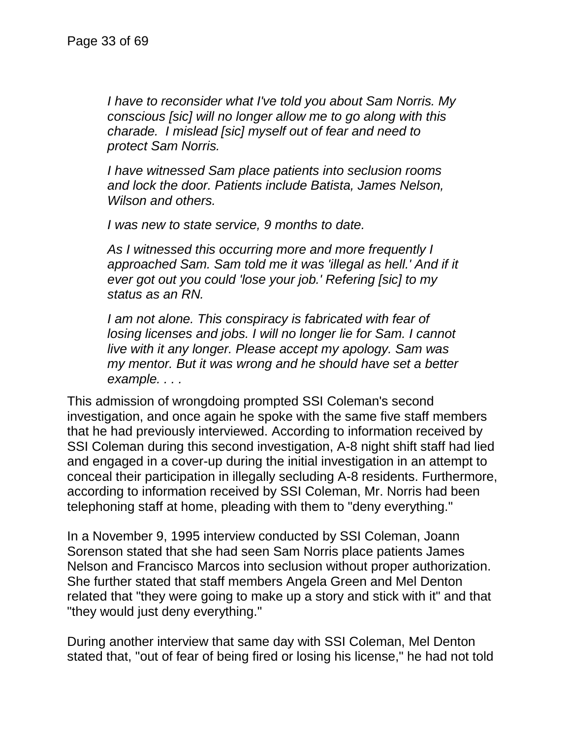> *I have to reconsider what I've told you about Sam Norris. My conscious [sic] will no longer allow me to go along with this charade. I mislead [sic] myself out of fear and need to protect Sam Norris.*
>
> *I have witnessed Sam place patients into seclusion rooms and lock the door. Patients include Batista, James Nelson, Wilson and others.*
>
> *I was new to state service, 9 months to date.*
>
> *As I witnessed this occurring more and more frequently I approached Sam. Sam told me it was 'illegal as hell.' And if it ever got out you could 'lose your job.' Refering [sic] to my status as an RN.*
>
> *I am not alone. This conspiracy is fabricated with fear of losing licenses and jobs. I will no longer lie for Sam. I cannot live with it any longer. Please accept my apology. Sam was my mentor. But it was wrong and he should have set a better example. . . .*

This admission of wrongdoing prompted SSI Coleman's second investigation, and once again he spoke with the same five staff members that he had previously interviewed. According to information received by SSI Coleman during this second investigation, A-8 night shift staff had lied and engaged in a cover-up during the initial investigation in an attempt to conceal their participation in illegally secluding A-8 residents. Furthermore, according to information received by SSI Coleman, Mr. Norris had been telephoning staff at home, pleading with them to "deny everything."

In a November 9, 1995 interview conducted by SSI Coleman, Joann Sorenson stated that she had seen Sam Norris place patients James Nelson and Francisco Marcos into seclusion without proper authorization. She further stated that staff members Angela Green and Mel Denton related that "they were going to make up a story and stick with it" and that "they would just deny everything."

During another interview that same day with SSI Coleman, Mel Denton stated that, "out of fear of being fired or losing his license," he had not told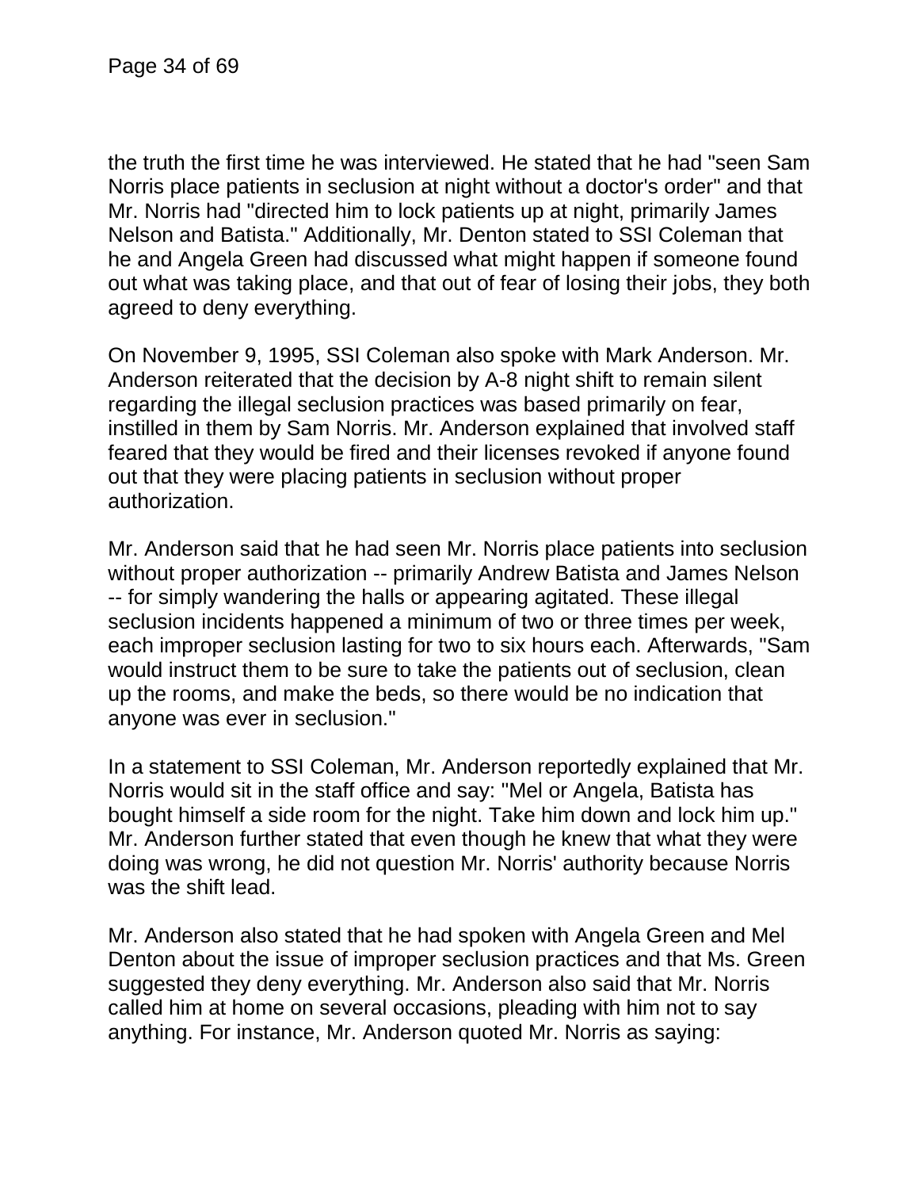the truth the first time he was interviewed. He stated that he had "seen Sam Norris place patients in seclusion at night without a doctor's order" and that Mr. Norris had "directed him to lock patients up at night, primarily James Nelson and Batista." Additionally, Mr. Denton stated to SSI Coleman that he and Angela Green had discussed what might happen if someone found out what was taking place, and that out of fear of losing their jobs, they both agreed to deny everything.

On November 9, 1995, SSI Coleman also spoke with Mark Anderson. Mr. Anderson reiterated that the decision by A-8 night shift to remain silent regarding the illegal seclusion practices was based primarily on fear, instilled in them by Sam Norris. Mr. Anderson explained that involved staff feared that they would be fired and their licenses revoked if anyone found out that they were placing patients in seclusion without proper authorization.

Mr. Anderson said that he had seen Mr. Norris place patients into seclusion without proper authorization -- primarily Andrew Batista and James Nelson -- for simply wandering the halls or appearing agitated. These illegal seclusion incidents happened a minimum of two or three times per week, each improper seclusion lasting for two to six hours each. Afterwards, "Sam would instruct them to be sure to take the patients out of seclusion, clean up the rooms, and make the beds, so there would be no indication that anyone was ever in seclusion."

In a statement to SSI Coleman, Mr. Anderson reportedly explained that Mr. Norris would sit in the staff office and say: "Mel or Angela, Batista has bought himself a side room for the night. Take him down and lock him up." Mr. Anderson further stated that even though he knew that what they were doing was wrong, he did not question Mr. Norris' authority because Norris was the shift lead.

Mr. Anderson also stated that he had spoken with Angela Green and Mel Denton about the issue of improper seclusion practices and that Ms. Green suggested they deny everything. Mr. Anderson also said that Mr. Norris called him at home on several occasions, pleading with him not to say anything. For instance, Mr. Anderson quoted Mr. Norris as saying: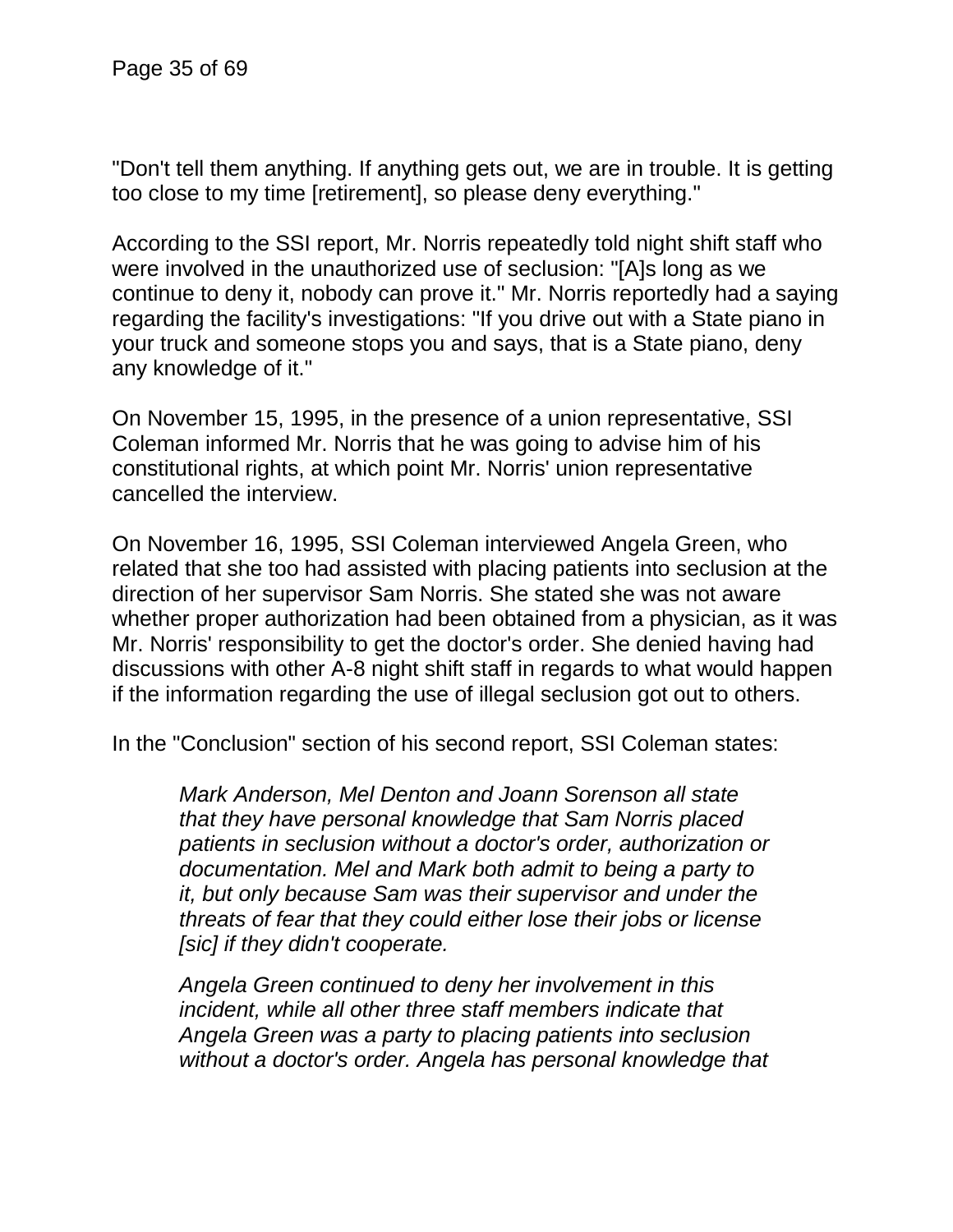"Don't tell them anything. If anything gets out, we are in trouble. It is getting too close to my time [retirement], so please deny everything."

According to the SSI report, Mr. Norris repeatedly told night shift staff who were involved in the unauthorized use of seclusion: "[A]s long as we continue to deny it, nobody can prove it." Mr. Norris reportedly had a saying regarding the facility's investigations: "If you drive out with a State piano in your truck and someone stops you and says, that is a State piano, deny any knowledge of it."

On November 15, 1995, in the presence of a union representative, SSI Coleman informed Mr. Norris that he was going to advise him of his constitutional rights, at which point Mr. Norris' union representative cancelled the interview.

On November 16, 1995, SSI Coleman interviewed Angela Green, who related that she too had assisted with placing patients into seclusion at the direction of her supervisor Sam Norris. She stated she was not aware whether proper authorization had been obtained from a physician, as it was Mr. Norris' responsibility to get the doctor's order. She denied having had discussions with other A-8 night shift staff in regards to what would happen if the information regarding the use of illegal seclusion got out to others.

In the "Conclusion" section of his second report, SSI Coleman states:

> *Mark Anderson, Mel Denton and Joann Sorenson all state that they have personal knowledge that Sam Norris placed patients in seclusion without a doctor's order, authorization or documentation. Mel and Mark both admit to being a party to it, but only because Sam was their supervisor and under the threats of fear that they could either lose their jobs or license [sic] if they didn't cooperate.*
>
> *Angela Green continued to deny her involvement in this incident, while all other three staff members indicate that Angela Green was a party to placing patients into seclusion without a doctor's order. Angela has personal knowledge that*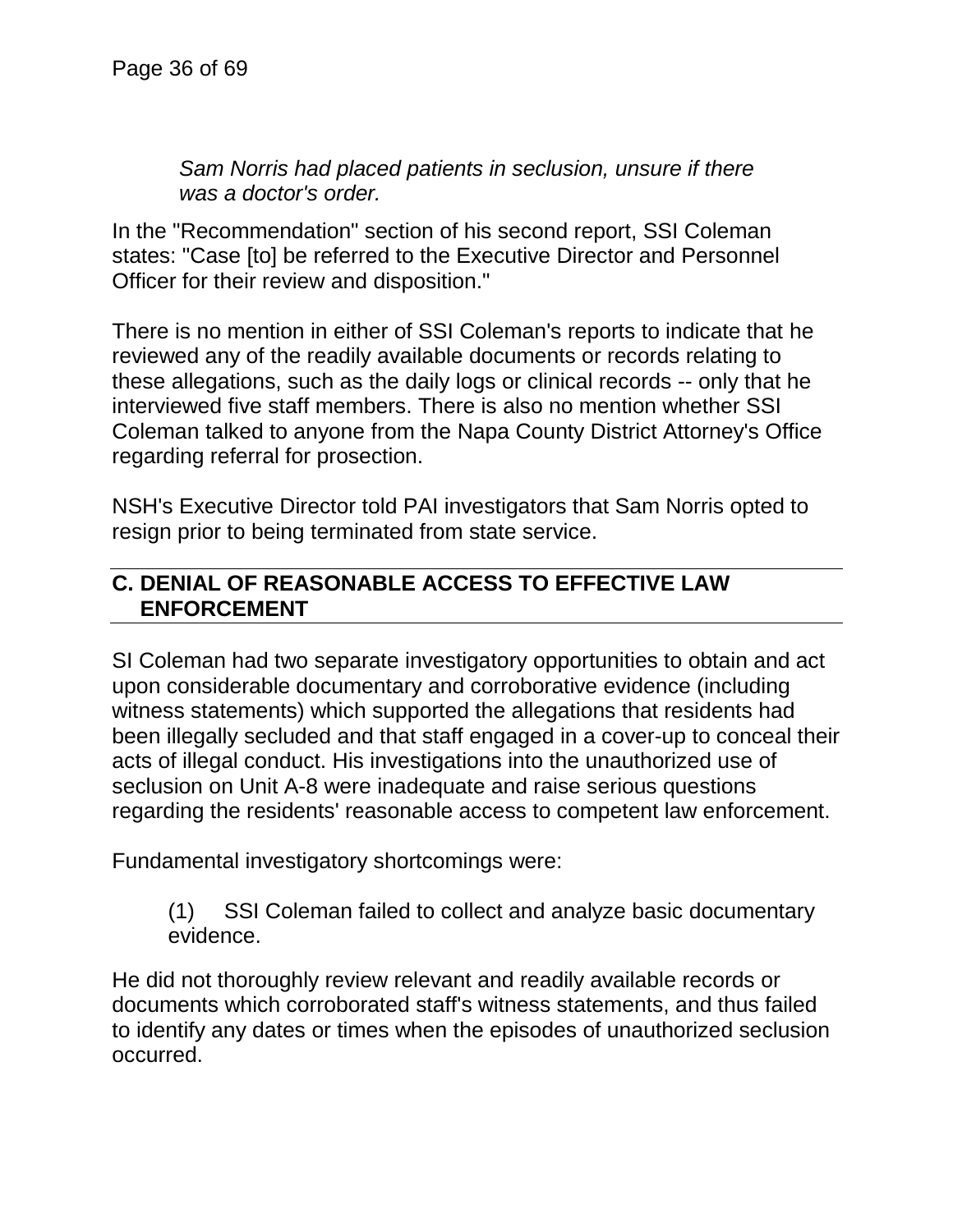> *Sam Norris had placed patients in seclusion, unsure if there was a doctor's order.*

In the "Recommendation" section of his second report, SSI Coleman states: "Case [to] be referred to the Executive Director and Personnel Officer for their review and disposition."

There is no mention in either of SSI Coleman's reports to indicate that he reviewed any of the readily available documents or records relating to these allegations, such as the daily logs or clinical records -- only that he interviewed five staff members. There is also no mention whether SSI Coleman talked to anyone from the Napa County District Attorney's Office regarding referral for prosection.

NSH's Executive Director told PAI investigators that Sam Norris opted to resign prior to being terminated from state service.

## C. DENIAL OF REASONABLE ACCESS TO EFFECTIVE LAW ENFORCEMENT

SI Coleman had two separate investigatory opportunities to obtain and act upon considerable documentary and corroborative evidence (including witness statements) which supported the allegations that residents had been illegally secluded and that staff engaged in a cover-up to conceal their acts of illegal conduct. His investigations into the unauthorized use of seclusion on Unit A-8 were inadequate and raise serious questions regarding the residents' reasonable access to competent law enforcement.

Fundamental investigatory shortcomings were:

> (1) SSI Coleman failed to collect and analyze basic documentary evidence.

He did not thoroughly review relevant and readily available records or documents which corroborated staff's witness statements, and thus failed to identify any dates or times when the episodes of unauthorized seclusion occurred.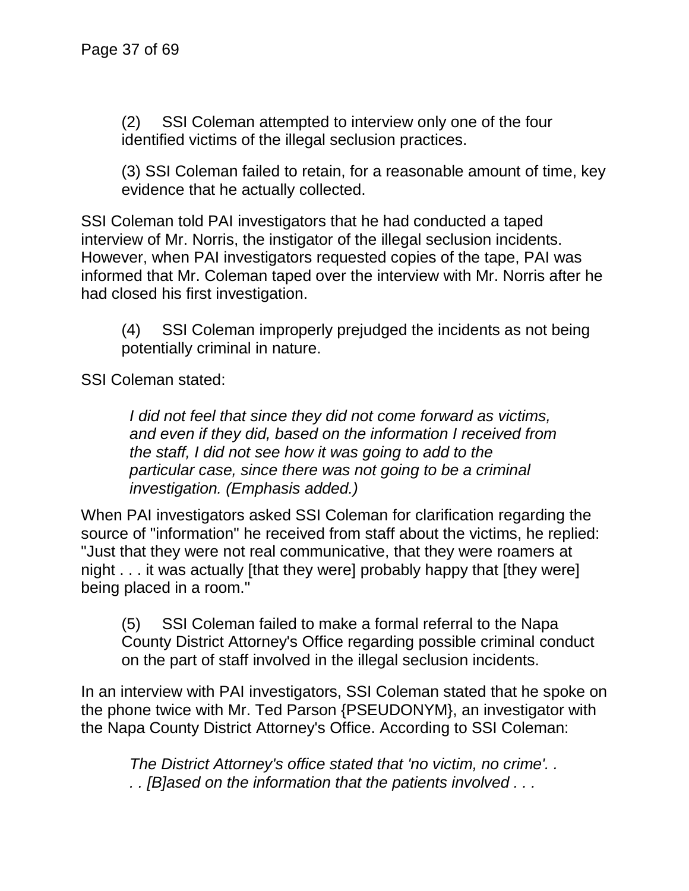(2) SSI Coleman attempted to interview only one of the four identified victims of the illegal seclusion practices.

(3) SSI Coleman failed to retain, for a reasonable amount of time, key evidence that he actually collected.

SSI Coleman told PAI investigators that he had conducted a taped interview of Mr. Norris, the instigator of the illegal seclusion incidents. However, when PAI investigators requested copies of the tape, PAI was informed that Mr. Coleman taped over the interview with Mr. Norris after he had closed his first investigation.

(4) SSI Coleman improperly prejudged the incidents as not being potentially criminal in nature.

SSI Coleman stated:

> *I did not feel that since they did not come forward as victims, and even if they did, based on the information I received from the staff, I did not see how it was going to add to the particular case, since there was not going to be a criminal investigation. (Emphasis added.)*

When PAI investigators asked SSI Coleman for clarification regarding the source of "information" he received from staff about the victims, he replied: "Just that they were not real communicative, that they were roamers at night . . . it was actually [that they were] probably happy that [they were] being placed in a room."

(5) SSI Coleman failed to make a formal referral to the Napa County District Attorney's Office regarding possible criminal conduct on the part of staff involved in the illegal seclusion incidents.

In an interview with PAI investigators, SSI Coleman stated that he spoke on the phone twice with Mr. Ted Parson {PSEUDONYM}, an investigator with the Napa County District Attorney's Office. According to SSI Coleman:

> *The District Attorney's office stated that 'no victim, no crime'. . . . [B]ased on the information that the patients involved . . .*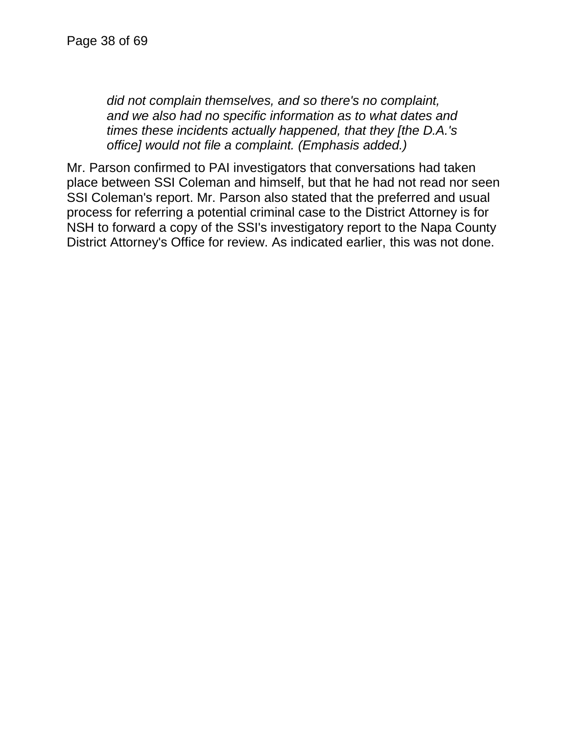> *did not complain themselves, and so there's no complaint, and we also had no specific information as to what dates and times these incidents actually happened, that they [the D.A.'s office] would not file a complaint. (Emphasis added.)*

Mr. Parson confirmed to PAI investigators that conversations had taken place between SSI Coleman and himself, but that he had not read nor seen SSI Coleman's report. Mr. Parson also stated that the preferred and usual process for referring a potential criminal case to the District Attorney is for NSH to forward a copy of the SSI's investigatory report to the Napa County District Attorney's Office for review. As indicated earlier, this was not done.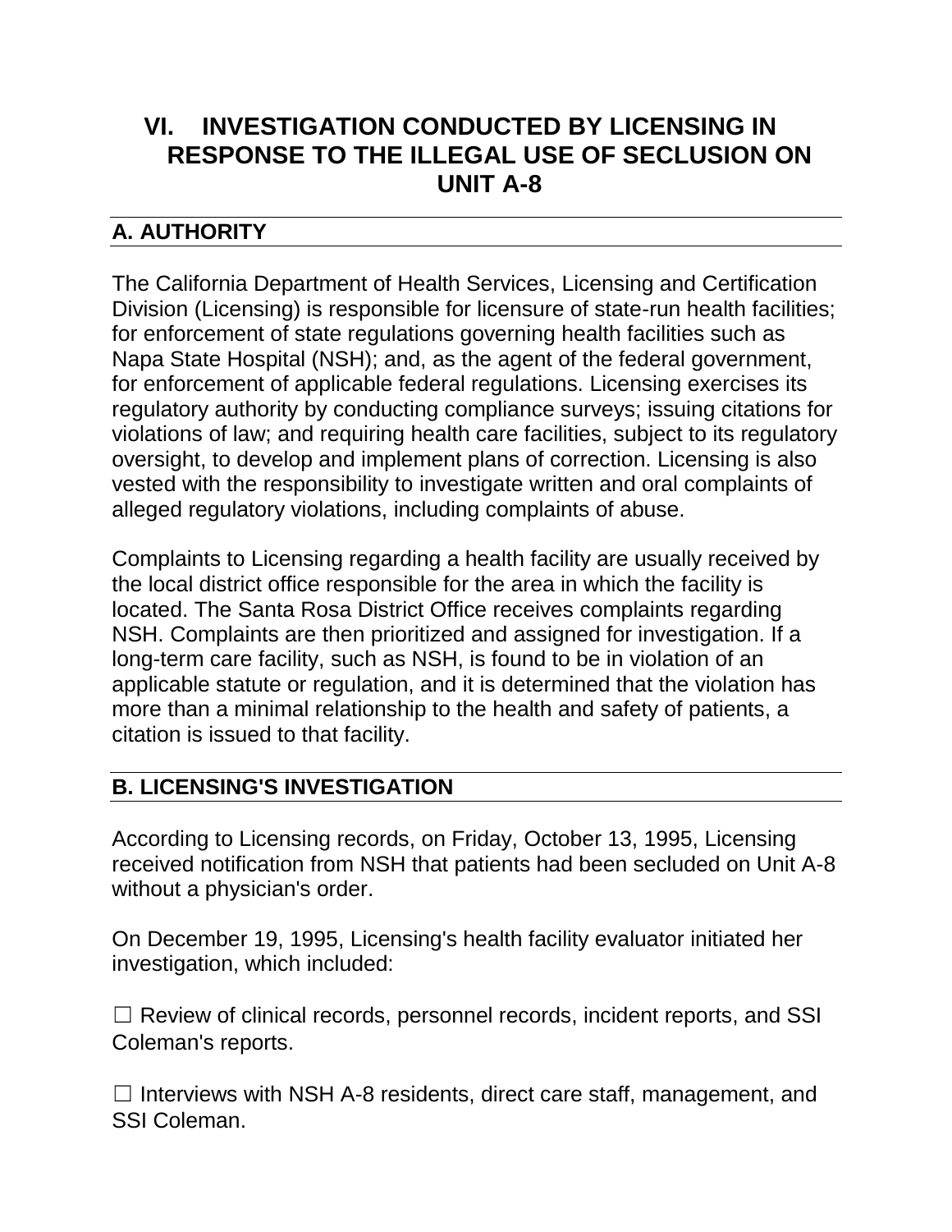## VI. INVESTIGATION CONDUCTED BY LICENSING IN RESPONSE TO THE ILLEGAL USE OF SECLUSION ON UNIT A-8

### A. AUTHORITY

The California Department of Health Services, Licensing and Certification Division (Licensing) is responsible for licensure of state-run health facilities; for enforcement of state regulations governing health facilities such as Napa State Hospital (NSH); and, as the agent of the federal government, for enforcement of applicable federal regulations. Licensing exercises its regulatory authority by conducting compliance surveys; issuing citations for violations of law; and requiring health care facilities, subject to its regulatory oversight, to develop and implement plans of correction. Licensing is also vested with the responsibility to investigate written and oral complaints of alleged regulatory violations, including complaints of abuse.

Complaints to Licensing regarding a health facility are usually received by the local district office responsible for the area in which the facility is located. The Santa Rosa District Office receives complaints regarding NSH. Complaints are then prioritized and assigned for investigation. If a long-term care facility, such as NSH, is found to be in violation of an applicable statute or regulation, and it is determined that the violation has more than a minimal relationship to the health and safety of patients, a citation is issued to that facility.

### B. LICENSING'S INVESTIGATION

According to Licensing records, on Friday, October 13, 1995, Licensing received notification from NSH that patients had been secluded on Unit A-8 without a physician's order.

On December 19, 1995, Licensing's health facility evaluator initiated her investigation, which included:

☐ Review of clinical records, personnel records, incident reports, and SSI Coleman's reports.

☐ Interviews with NSH A-8 residents, direct care staff, management, and SSI Coleman.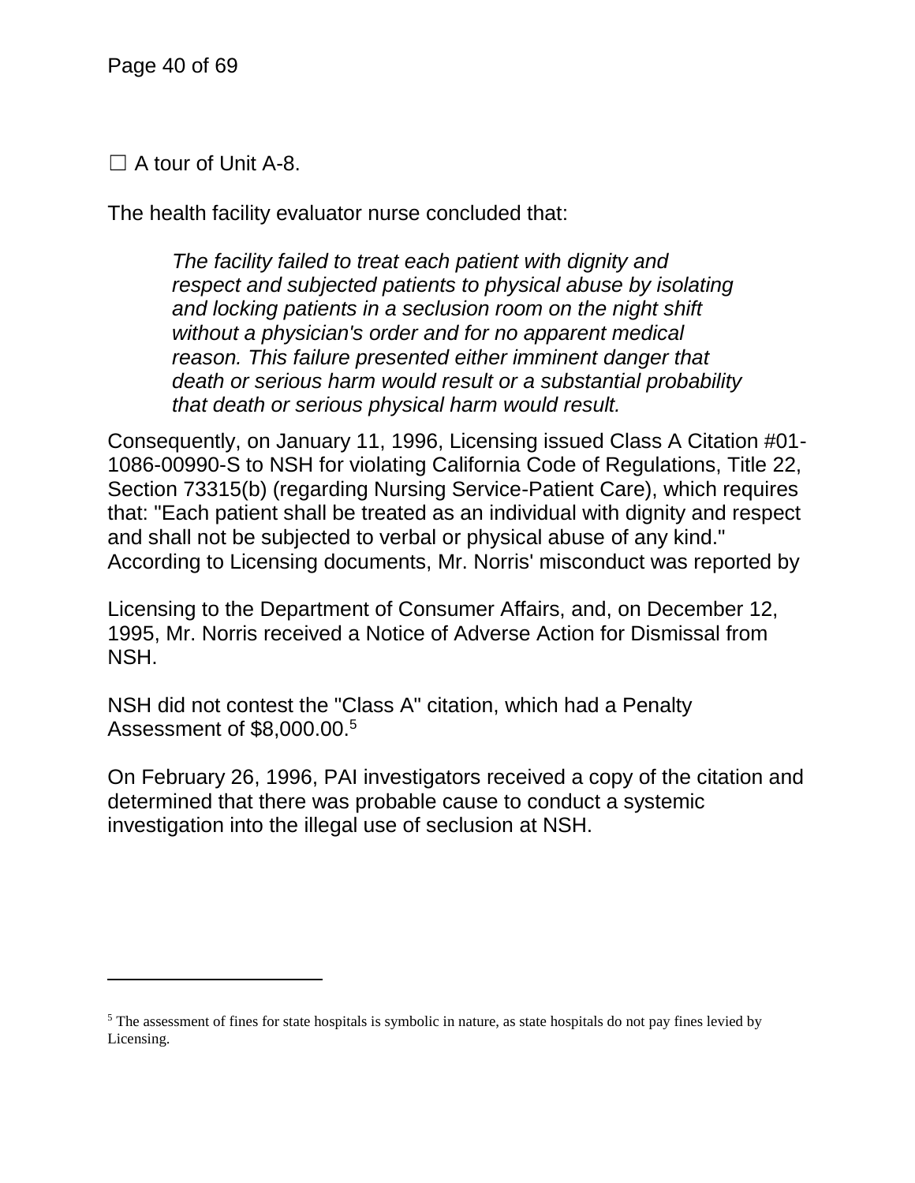☐ A tour of Unit A-8.

The health facility evaluator nurse concluded that:

> *The facility failed to treat each patient with dignity and respect and subjected patients to physical abuse by isolating and locking patients in a seclusion room on the night shift without a physician's order and for no apparent medical reason. This failure presented either imminent danger that death or serious harm would result or a substantial probability that death or serious physical harm would result.*

Consequently, on January 11, 1996, Licensing issued Class A Citation #01-1086-00990-S to NSH for violating California Code of Regulations, Title 22, Section 73315(b) (regarding Nursing Service-Patient Care), which requires that: "Each patient shall be treated as an individual with dignity and respect and shall not be subjected to verbal or physical abuse of any kind." According to Licensing documents, Mr. Norris' misconduct was reported by Licensing to the Department of Consumer Affairs, and, on December 12, 1995, Mr. Norris received a Notice of Adverse Action for Dismissal from NSH.

NSH did not contest the "Class A" citation, which had a Penalty Assessment of $8,000.00.[5]

On February 26, 1996, PAI investigators received a copy of the citation and determined that there was probable cause to conduct a systemic investigation into the illegal use of seclusion at NSH.

---

[5] The assessment of fines for state hospitals is symbolic in nature, as state hospitals do not pay fines levied by Licensing.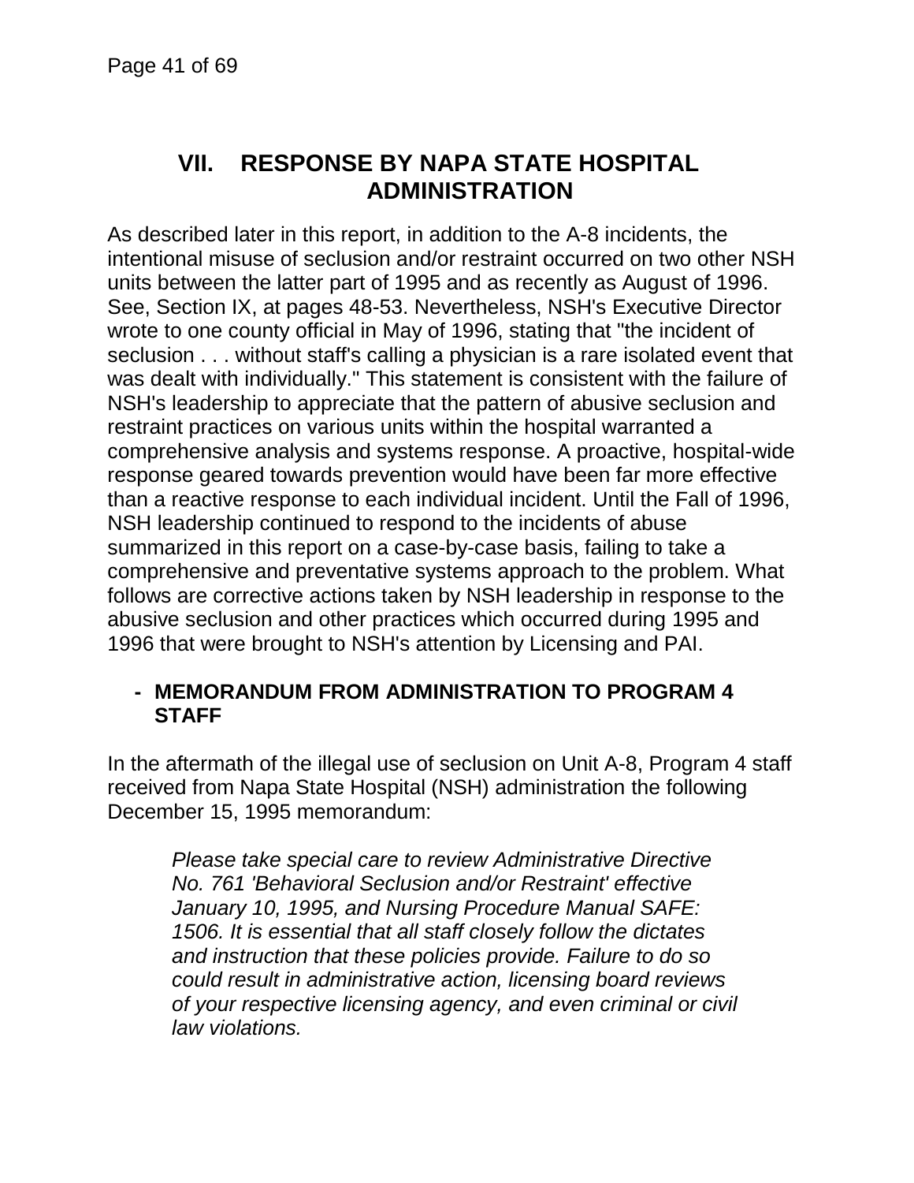## VII. RESPONSE BY NAPA STATE HOSPITAL ADMINISTRATION

As described later in this report, in addition to the A-8 incidents, the intentional misuse of seclusion and/or restraint occurred on two other NSH units between the latter part of 1995 and as recently as August of 1996. See, Section IX, at pages 48-53. Nevertheless, NSH's Executive Director wrote to one county official in May of 1996, stating that "the incident of seclusion . . . without staff's calling a physician is a rare isolated event that was dealt with individually." This statement is consistent with the failure of NSH's leadership to appreciate that the pattern of abusive seclusion and restraint practices on various units within the hospital warranted a comprehensive analysis and systems response. A proactive, hospital-wide response geared towards prevention would have been far more effective than a reactive response to each individual incident. Until the Fall of 1996, NSH leadership continued to respond to the incidents of abuse summarized in this report on a case-by-case basis, failing to take a comprehensive and preventative systems approach to the problem. What follows are corrective actions taken by NSH leadership in response to the abusive seclusion and other practices which occurred during 1995 and 1996 that were brought to NSH's attention by Licensing and PAI.

- **MEMORANDUM FROM ADMINISTRATION TO PROGRAM 4 STAFF**

In the aftermath of the illegal use of seclusion on Unit A-8, Program 4 staff received from Napa State Hospital (NSH) administration the following December 15, 1995 memorandum:

> *Please take special care to review Administrative Directive No. 761 'Behavioral Seclusion and/or Restraint' effective January 10, 1995, and Nursing Procedure Manual SAFE: 1506. It is essential that all staff closely follow the dictates and instruction that these policies provide. Failure to do so could result in administrative action, licensing board reviews of your respective licensing agency, and even criminal or civil law violations.*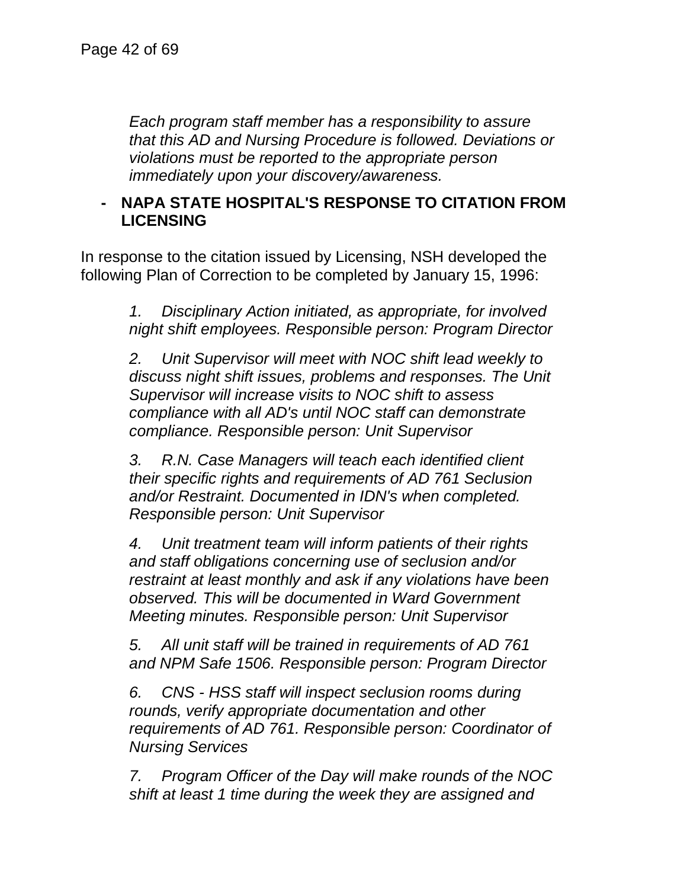*Each program staff member has a responsibility to assure that this AD and Nursing Procedure is followed. Deviations or violations must be reported to the appropriate person immediately upon your discovery/awareness.*

- **NAPA STATE HOSPITAL'S RESPONSE TO CITATION FROM LICENSING**

In response to the citation issued by Licensing, NSH developed the following Plan of Correction to be completed by January 15, 1996:

> *1. Disciplinary Action initiated, as appropriate, for involved night shift employees. Responsible person: Program Director*
>
> *2. Unit Supervisor will meet with NOC shift lead weekly to discuss night shift issues, problems and responses. The Unit Supervisor will increase visits to NOC shift to assess compliance with all AD's until NOC staff can demonstrate compliance. Responsible person: Unit Supervisor*
>
> *3. R.N. Case Managers will teach each identified client their specific rights and requirements of AD 761 Seclusion and/or Restraint. Documented in IDN's when completed. Responsible person: Unit Supervisor*
>
> *4. Unit treatment team will inform patients of their rights and staff obligations concerning use of seclusion and/or restraint at least monthly and ask if any violations have been observed. This will be documented in Ward Government Meeting minutes. Responsible person: Unit Supervisor*
>
> *5. All unit staff will be trained in requirements of AD 761 and NPM Safe 1506. Responsible person: Program Director*
>
> *6. CNS - HSS staff will inspect seclusion rooms during rounds, verify appropriate documentation and other requirements of AD 761. Responsible person: Coordinator of Nursing Services*
>
> *7. Program Officer of the Day will make rounds of the NOC shift at least 1 time during the week they are assigned and*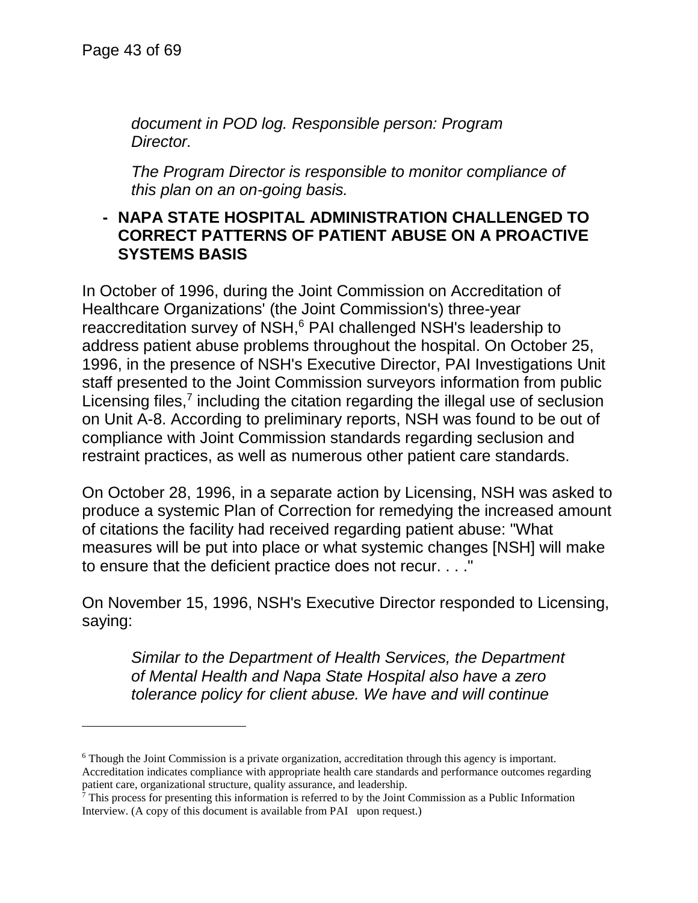> *document in POD log. Responsible person: Program Director.*
>
> *The Program Director is responsible to monitor compliance of this plan on an on-going basis.*

- **NAPA STATE HOSPITAL ADMINISTRATION CHALLENGED TO CORRECT PATTERNS OF PATIENT ABUSE ON A PROACTIVE SYSTEMS BASIS**

In October of 1996, during the Joint Commission on Accreditation of Healthcare Organizations' (the Joint Commission's) three-year reaccreditation survey of NSH,[6] PAI challenged NSH's leadership to address patient abuse problems throughout the hospital. On October 25, 1996, in the presence of NSH's Executive Director, PAI Investigations Unit staff presented to the Joint Commission surveyors information from public Licensing files,[7] including the citation regarding the illegal use of seclusion on Unit A-8. According to preliminary reports, NSH was found to be out of compliance with Joint Commission standards regarding seclusion and restraint practices, as well as numerous other patient care standards.

On October 28, 1996, in a separate action by Licensing, NSH was asked to produce a systemic Plan of Correction for remedying the increased amount of citations the facility had received regarding patient abuse: "What measures will be put into place or what systemic changes [NSH] will make to ensure that the deficient practice does not recur. . . ."

On November 15, 1996, NSH's Executive Director responded to Licensing, saying:

> *Similar to the Department of Health Services, the Department of Mental Health and Napa State Hospital also have a zero tolerance policy for client abuse. We have and will continue*

---

[6] Though the Joint Commission is a private organization, accreditation through this agency is important. Accreditation indicates compliance with appropriate health care standards and performance outcomes regarding patient care, organizational structure, quality assurance, and leadership.

[7] This process for presenting this information is referred to by the Joint Commission as a Public Information Interview. (A copy of this document is available from PAI upon request.)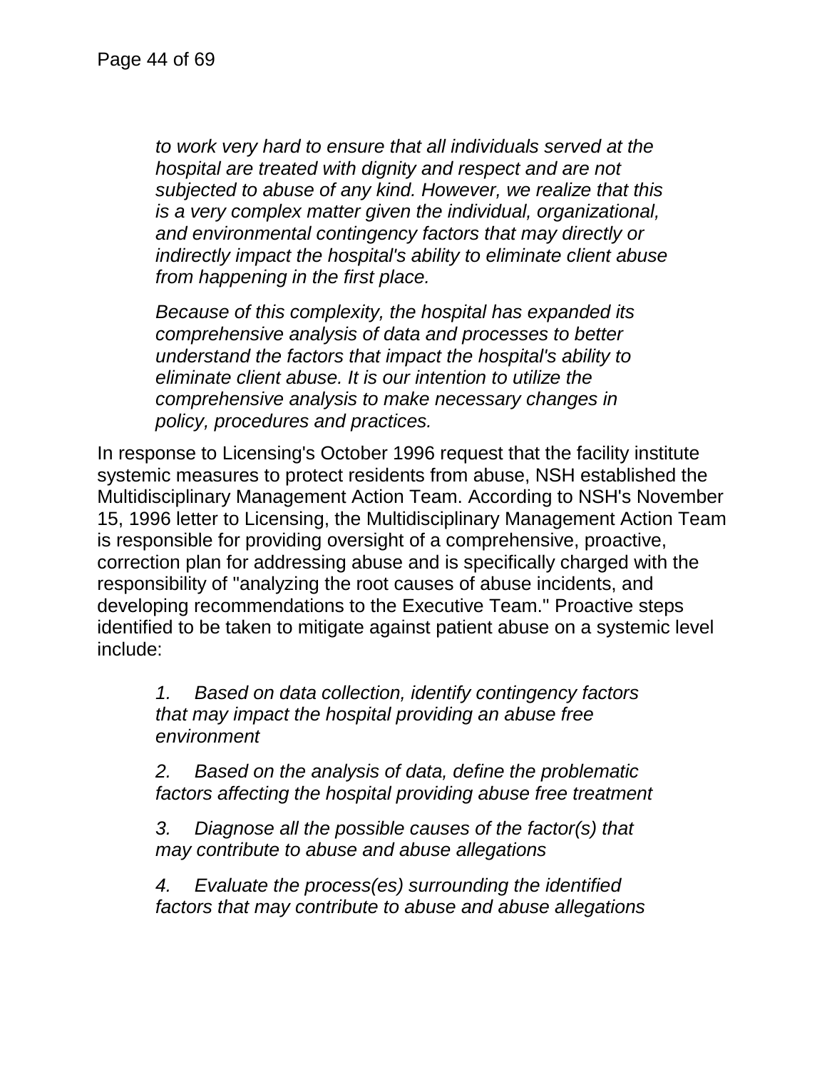> *to work very hard to ensure that all individuals served at the hospital are treated with dignity and respect and are not subjected to abuse of any kind. However, we realize that this is a very complex matter given the individual, organizational, and environmental contingency factors that may directly or indirectly impact the hospital's ability to eliminate client abuse from happening in the first place.*
>
> *Because of this complexity, the hospital has expanded its comprehensive analysis of data and processes to better understand the factors that impact the hospital's ability to eliminate client abuse. It is our intention to utilize the comprehensive analysis to make necessary changes in policy, procedures and practices.*

In response to Licensing's October 1996 request that the facility institute systemic measures to protect residents from abuse, NSH established the Multidisciplinary Management Action Team. According to NSH's November 15, 1996 letter to Licensing, the Multidisciplinary Management Action Team is responsible for providing oversight of a comprehensive, proactive, correction plan for addressing abuse and is specifically charged with the responsibility of "analyzing the root causes of abuse incidents, and developing recommendations to the Executive Team." Proactive steps identified to be taken to mitigate against patient abuse on a systemic level include:

> *1. Based on data collection, identify contingency factors that may impact the hospital providing an abuse free environment*
>
> *2. Based on the analysis of data, define the problematic factors affecting the hospital providing abuse free treatment*
>
> *3. Diagnose all the possible causes of the factor(s) that may contribute to abuse and abuse allegations*
>
> *4. Evaluate the process(es) surrounding the identified factors that may contribute to abuse and abuse allegations*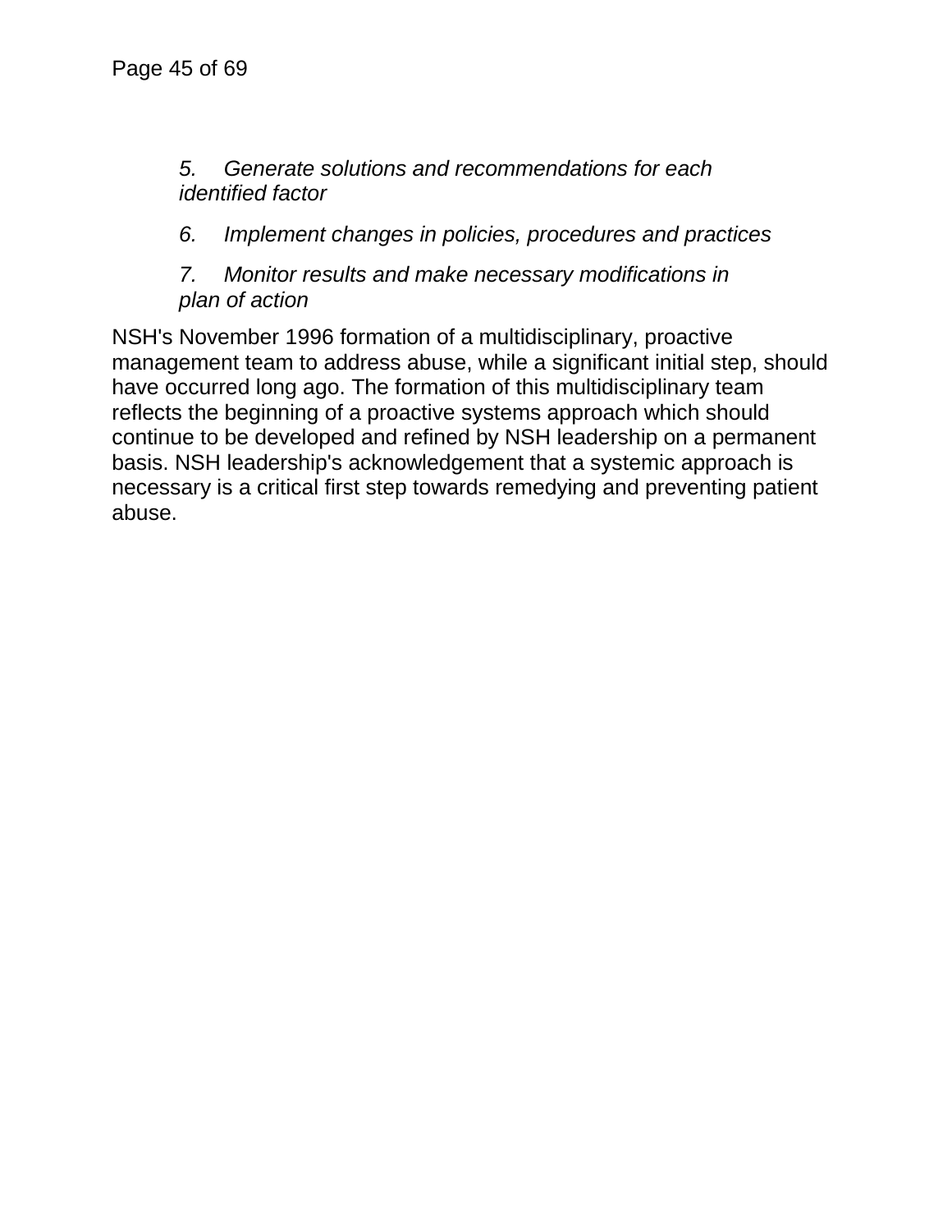5. *Generate solutions and recommendations for each identified factor*
6. *Implement changes in policies, procedures and practices*
7. *Monitor results and make necessary modifications in plan of action*

NSH's November 1996 formation of a multidisciplinary, proactive management team to address abuse, while a significant initial step, should have occurred long ago. The formation of this multidisciplinary team reflects the beginning of a proactive systems approach which should continue to be developed and refined by NSH leadership on a permanent basis. NSH leadership's acknowledgement that a systemic approach is necessary is a critical first step towards remedying and preventing patient abuse.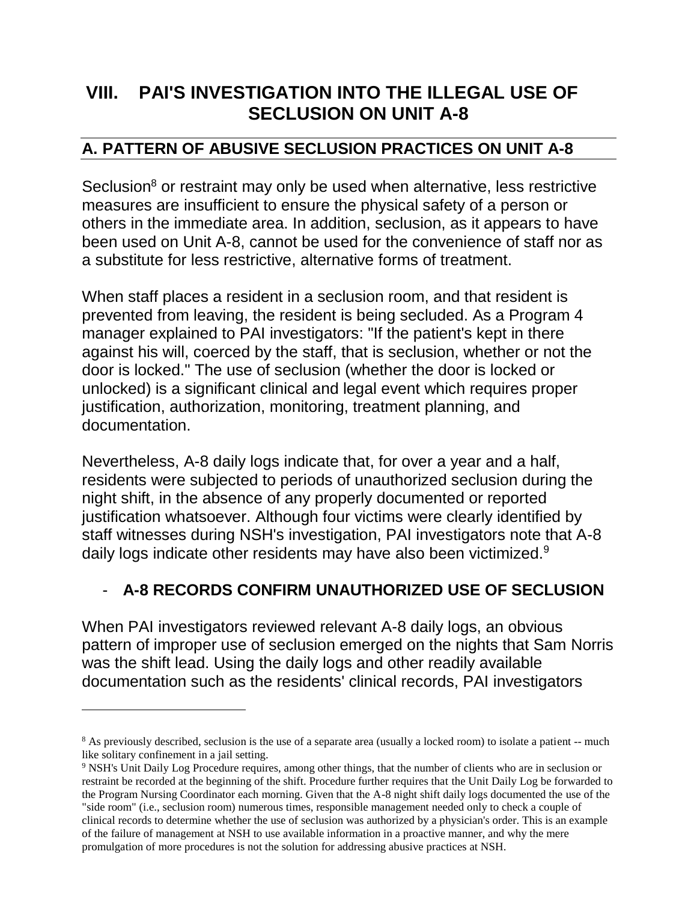# VIII. PAI'S INVESTIGATION INTO THE ILLEGAL USE OF SECLUSION ON UNIT A-8

## A. PATTERN OF ABUSIVE SECLUSION PRACTICES ON UNIT A-8

Seclusion[8] or restraint may only be used when alternative, less restrictive measures are insufficient to ensure the physical safety of a person or others in the immediate area. In addition, seclusion, as it appears to have been used on Unit A-8, cannot be used for the convenience of staff nor as a substitute for less restrictive, alternative forms of treatment.

When staff places a resident in a seclusion room, and that resident is prevented from leaving, the resident is being secluded. As a Program 4 manager explained to PAI investigators: "If the patient's kept in there against his will, coerced by the staff, that is seclusion, whether or not the door is locked." The use of seclusion (whether the door is locked or unlocked) is a significant clinical and legal event which requires proper justification, authorization, monitoring, treatment planning, and documentation.

Nevertheless, A-8 daily logs indicate that, for over a year and a half, residents were subjected to periods of unauthorized seclusion during the night shift, in the absence of any properly documented or reported justification whatsoever. Although four victims were clearly identified by staff witnesses during NSH's investigation, PAI investigators note that A-8 daily logs indicate other residents may have also been victimized.[9]

- **A-8 RECORDS CONFIRM UNAUTHORIZED USE OF SECLUSION**

When PAI investigators reviewed relevant A-8 daily logs, an obvious pattern of improper use of seclusion emerged on the nights that Sam Norris was the shift lead. Using the daily logs and other readily available documentation such as the residents' clinical records, PAI investigators

---

[8] As previously described, seclusion is the use of a separate area (usually a locked room) to isolate a patient -- much like solitary confinement in a jail setting.

[9] NSH's Unit Daily Log Procedure requires, among other things, that the number of clients who are in seclusion or restraint be recorded at the beginning of the shift. Procedure further requires that the Unit Daily Log be forwarded to the Program Nursing Coordinator each morning. Given that the A-8 night shift daily logs documented the use of the "side room" (i.e., seclusion room) numerous times, responsible management needed only to check a couple of clinical records to determine whether the use of seclusion was authorized by a physician's order. This is an example of the failure of management at NSH to use available information in a proactive manner, and why the mere promulgation of more procedures is not the solution for addressing abusive practices at NSH.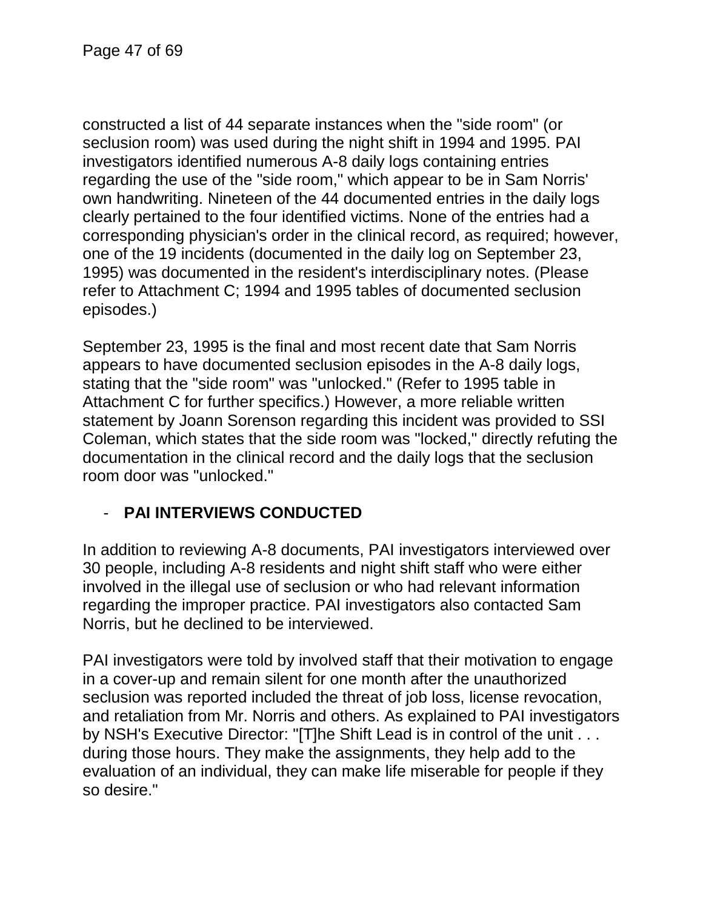constructed a list of 44 separate instances when the "side room" (or seclusion room) was used during the night shift in 1994 and 1995. PAI investigators identified numerous A-8 daily logs containing entries regarding the use of the "side room," which appear to be in Sam Norris' own handwriting. Nineteen of the 44 documented entries in the daily logs clearly pertained to the four identified victims. None of the entries had a corresponding physician's order in the clinical record, as required; however, one of the 19 incidents (documented in the daily log on September 23, 1995) was documented in the resident's interdisciplinary notes. (Please refer to Attachment C; 1994 and 1995 tables of documented seclusion episodes.)

September 23, 1995 is the final and most recent date that Sam Norris appears to have documented seclusion episodes in the A-8 daily logs, stating that the "side room" was "unlocked." (Refer to 1995 table in Attachment C for further specifics.) However, a more reliable written statement by Joann Sorenson regarding this incident was provided to SSI Coleman, which states that the side room was "locked," directly refuting the documentation in the clinical record and the daily logs that the seclusion room door was "unlocked."

- **PAI INTERVIEWS CONDUCTED**

In addition to reviewing A-8 documents, PAI investigators interviewed over 30 people, including A-8 residents and night shift staff who were either involved in the illegal use of seclusion or who had relevant information regarding the improper practice. PAI investigators also contacted Sam Norris, but he declined to be interviewed.

PAI investigators were told by involved staff that their motivation to engage in a cover-up and remain silent for one month after the unauthorized seclusion was reported included the threat of job loss, license revocation, and retaliation from Mr. Norris and others. As explained to PAI investigators by NSH's Executive Director: "[T]he Shift Lead is in control of the unit . . . during those hours. They make the assignments, they help add to the evaluation of an individual, they can make life miserable for people if they so desire."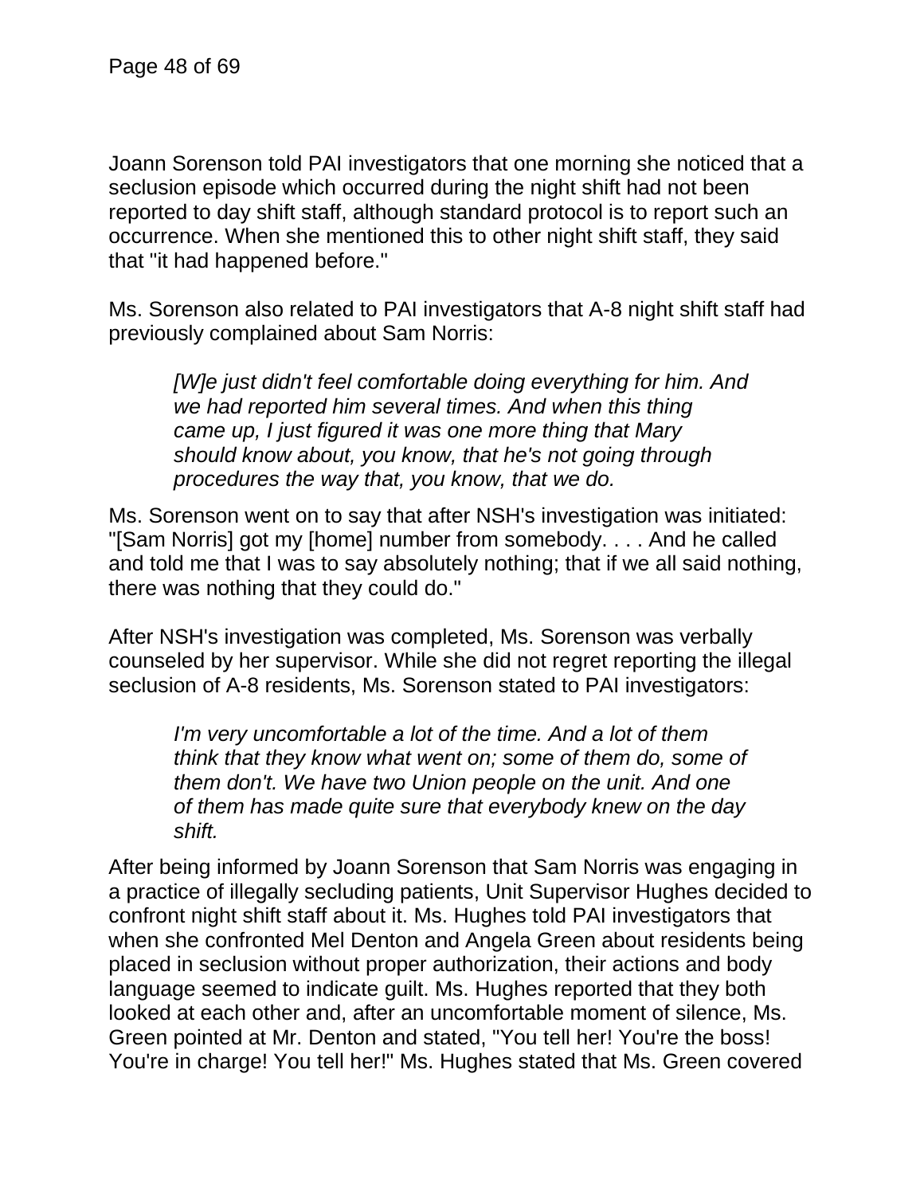Joann Sorenson told PAI investigators that one morning she noticed that a seclusion episode which occurred during the night shift had not been reported to day shift staff, although standard protocol is to report such an occurrence. When she mentioned this to other night shift staff, they said that "it had happened before."

Ms. Sorenson also related to PAI investigators that A-8 night shift staff had previously complained about Sam Norris:

> *[W]e just didn't feel comfortable doing everything for him. And we had reported him several times. And when this thing came up, I just figured it was one more thing that Mary should know about, you know, that he's not going through procedures the way that, you know, that we do.*

Ms. Sorenson went on to say that after NSH's investigation was initiated: "[Sam Norris] got my [home] number from somebody. . . . And he called and told me that I was to say absolutely nothing; that if we all said nothing, there was nothing that they could do."

After NSH's investigation was completed, Ms. Sorenson was verbally counseled by her supervisor. While she did not regret reporting the illegal seclusion of A-8 residents, Ms. Sorenson stated to PAI investigators:

> *I'm very uncomfortable a lot of the time. And a lot of them think that they know what went on; some of them do, some of them don't. We have two Union people on the unit. And one of them has made quite sure that everybody knew on the day shift.*

After being informed by Joann Sorenson that Sam Norris was engaging in a practice of illegally secluding patients, Unit Supervisor Hughes decided to confront night shift staff about it. Ms. Hughes told PAI investigators that when she confronted Mel Denton and Angela Green about residents being placed in seclusion without proper authorization, their actions and body language seemed to indicate guilt. Ms. Hughes reported that they both looked at each other and, after an uncomfortable moment of silence, Ms. Green pointed at Mr. Denton and stated, "You tell her! You're the boss! You're in charge! You tell her!" Ms. Hughes stated that Ms. Green covered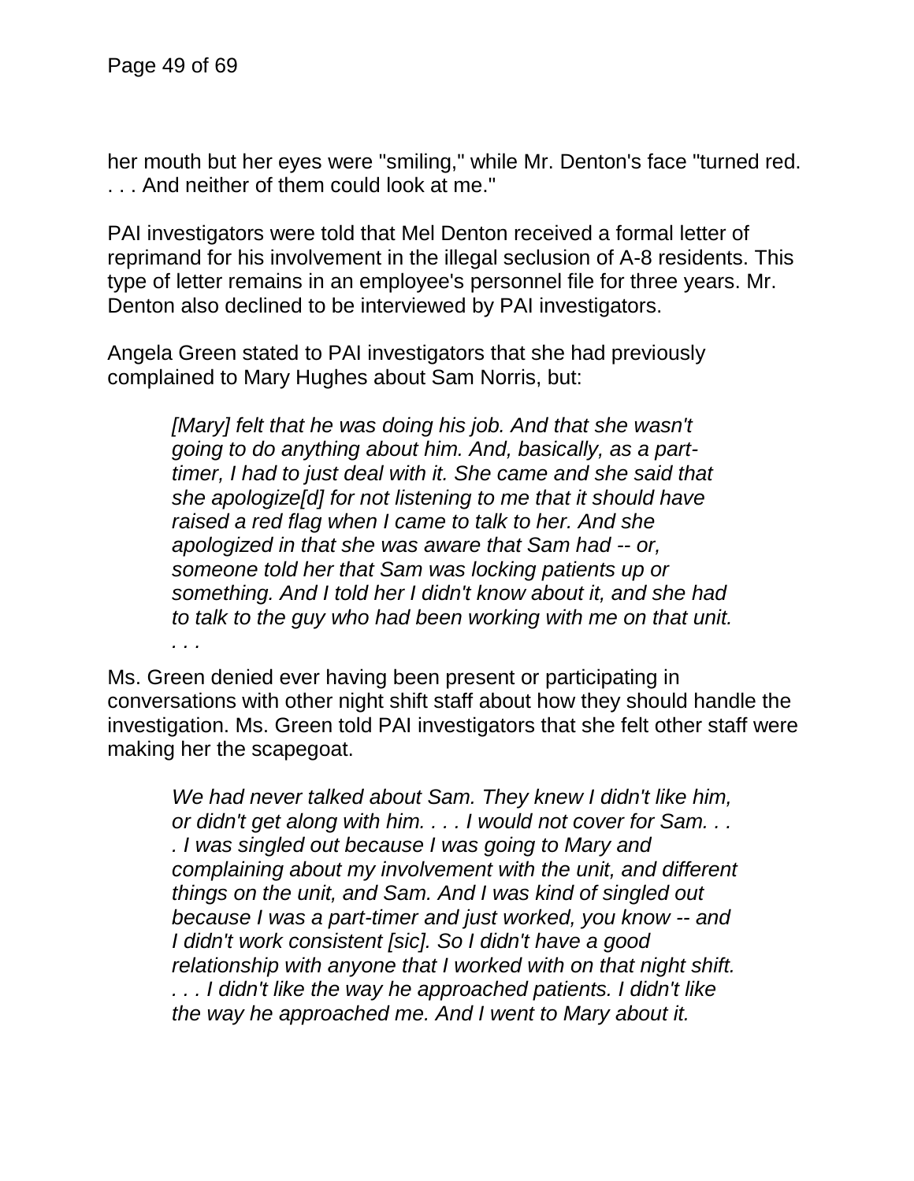her mouth but her eyes were "smiling," while Mr. Denton's face "turned red. . . . And neither of them could look at me."

PAI investigators were told that Mel Denton received a formal letter of reprimand for his involvement in the illegal seclusion of A-8 residents. This type of letter remains in an employee's personnel file for three years. Mr. Denton also declined to be interviewed by PAI investigators.

Angela Green stated to PAI investigators that she had previously complained to Mary Hughes about Sam Norris, but:

> *[Mary] felt that he was doing his job. And that she wasn't going to do anything about him. And, basically, as a part-timer, I had to just deal with it. She came and she said that she apologize[d] for not listening to me that it should have raised a red flag when I came to talk to her. And she apologized in that she was aware that Sam had -- or, someone told her that Sam was locking patients up or something. And I told her I didn't know about it, and she had to talk to the guy who had been working with me on that unit. . . .*

Ms. Green denied ever having been present or participating in conversations with other night shift staff about how they should handle the investigation. Ms. Green told PAI investigators that she felt other staff were making her the scapegoat.

> *We had never talked about Sam. They knew I didn't like him, or didn't get along with him. . . . I would not cover for Sam. . . . I was singled out because I was going to Mary and complaining about my involvement with the unit, and different things on the unit, and Sam. And I was kind of singled out because I was a part-timer and just worked, you know -- and I didn't work consistent [sic]. So I didn't have a good relationship with anyone that I worked with on that night shift. . . . I didn't like the way he approached patients. I didn't like the way he approached me. And I went to Mary about it.*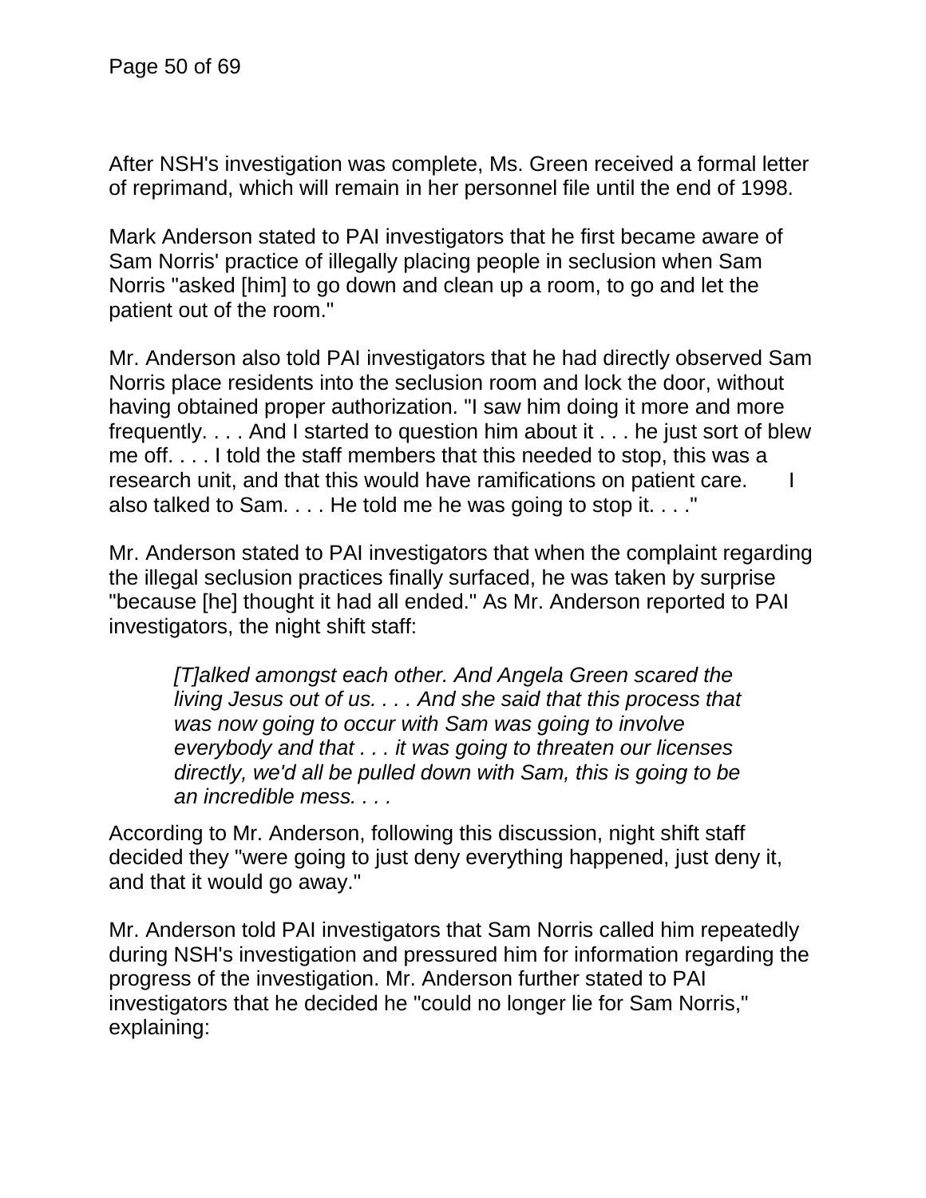After NSH's investigation was complete, Ms. Green received a formal letter of reprimand, which will remain in her personnel file until the end of 1998.

Mark Anderson stated to PAI investigators that he first became aware of Sam Norris' practice of illegally placing people in seclusion when Sam Norris "asked [him] to go down and clean up a room, to go and let the patient out of the room."

Mr. Anderson also told PAI investigators that he had directly observed Sam Norris place residents into the seclusion room and lock the door, without having obtained proper authorization. "I saw him doing it more and more frequently. . . . And I started to question him about it . . . he just sort of blew me off. . . . I told the staff members that this needed to stop, this was a research unit, and that this would have ramifications on patient care. I also talked to Sam. . . . He told me he was going to stop it. . . ."

Mr. Anderson stated to PAI investigators that when the complaint regarding the illegal seclusion practices finally surfaced, he was taken by surprise "because [he] thought it had all ended." As Mr. Anderson reported to PAI investigators, the night shift staff:

> *[T]alked amongst each other. And Angela Green scared the living Jesus out of us. . . . And she said that this process that was now going to occur with Sam was going to involve everybody and that . . . it was going to threaten our licenses directly, we'd all be pulled down with Sam, this is going to be an incredible mess. . . .*

According to Mr. Anderson, following this discussion, night shift staff decided they "were going to just deny everything happened, just deny it, and that it would go away."

Mr. Anderson told PAI investigators that Sam Norris called him repeatedly during NSH's investigation and pressured him for information regarding the progress of the investigation. Mr. Anderson further stated to PAI investigators that he decided he "could no longer lie for Sam Norris," explaining: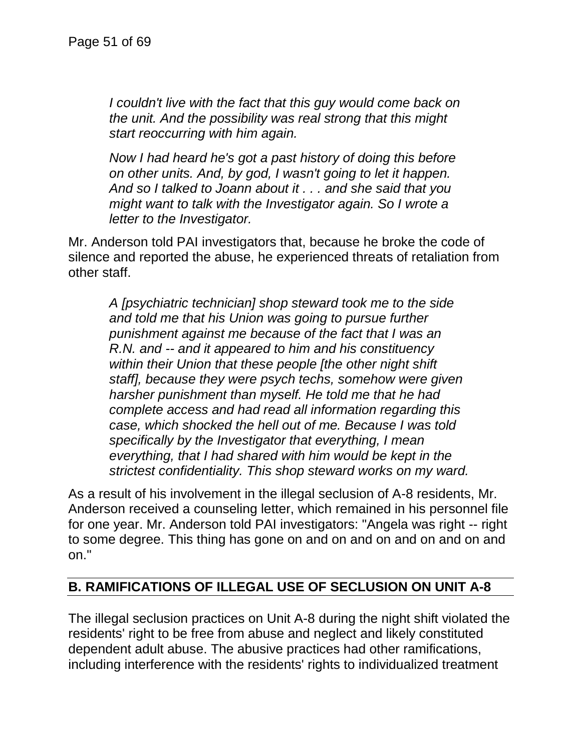> *I couldn't live with the fact that this guy would come back on the unit. And the possibility was real strong that this might start reoccurring with him again.*
>
> *Now I had heard he's got a past history of doing this before on other units. And, by god, I wasn't going to let it happen. And so I talked to Joann about it . . . and she said that you might want to talk with the Investigator again. So I wrote a letter to the Investigator.*

Mr. Anderson told PAI investigators that, because he broke the code of silence and reported the abuse, he experienced threats of retaliation from other staff.

> *A [psychiatric technician] shop steward took me to the side and told me that his Union was going to pursue further punishment against me because of the fact that I was an R.N. and -- and it appeared to him and his constituency within their Union that these people [the other night shift staff], because they were psych techs, somehow were given harsher punishment than myself. He told me that he had complete access and had read all information regarding this case, which shocked the hell out of me. Because I was told specifically by the Investigator that everything, I mean everything, that I had shared with him would be kept in the strictest confidentiality. This shop steward works on my ward.*

As a result of his involvement in the illegal seclusion of A-8 residents, Mr. Anderson received a counseling letter, which remained in his personnel file for one year. Mr. Anderson told PAI investigators: "Angela was right -- right to some degree. This thing has gone on and on and on and on and on and on."

## B. RAMIFICATIONS OF ILLEGAL USE OF SECLUSION ON UNIT A-8

The illegal seclusion practices on Unit A-8 during the night shift violated the residents' right to be free from abuse and neglect and likely constituted dependent adult abuse. The abusive practices had other ramifications, including interference with the residents' rights to individualized treatment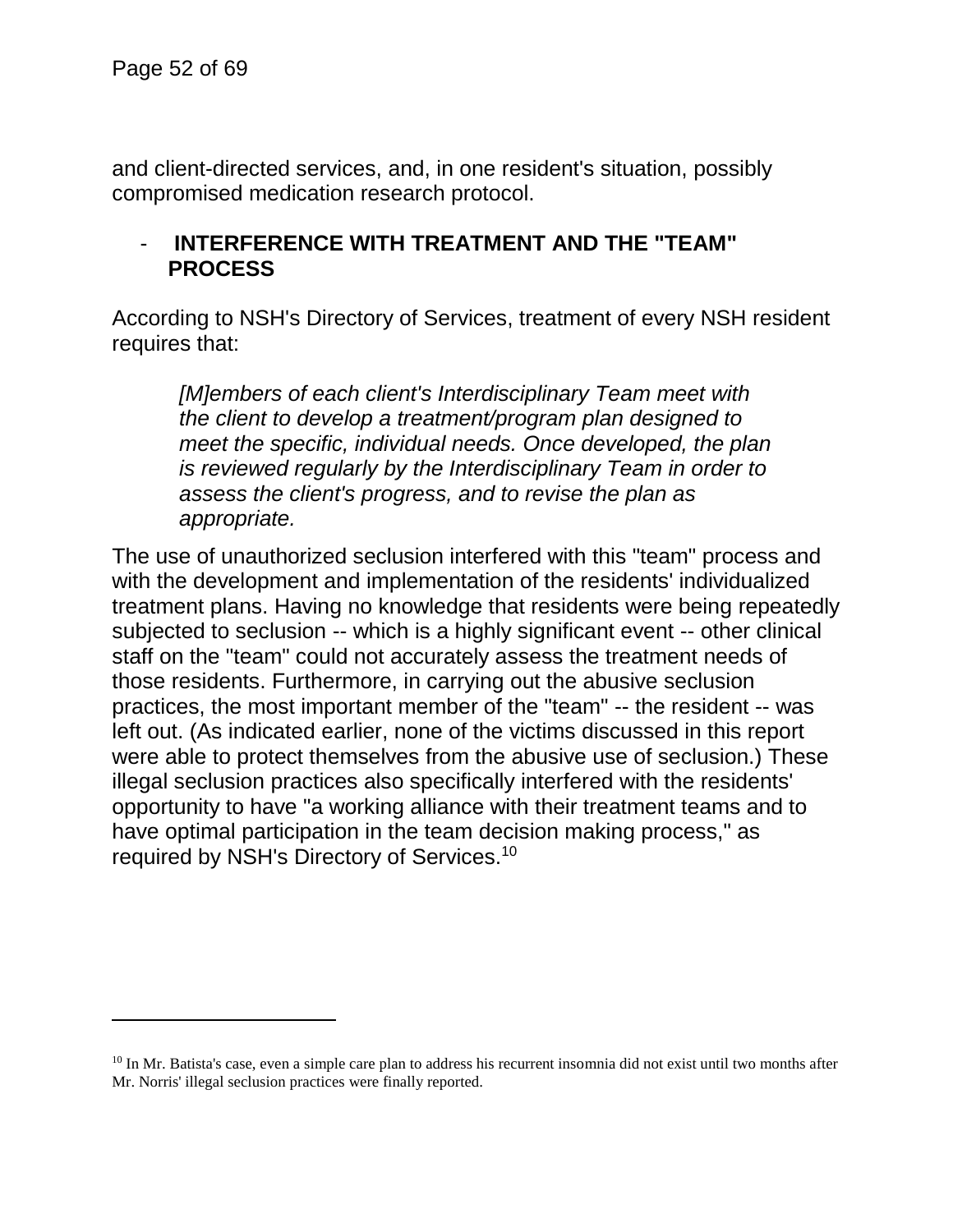and client-directed services, and, in one resident's situation, possibly compromised medication research protocol.

- **INTERFERENCE WITH TREATMENT AND THE "TEAM" PROCESS**

According to NSH's Directory of Services, treatment of every NSH resident requires that:

> *[M]embers of each client's Interdisciplinary Team meet with the client to develop a treatment/program plan designed to meet the specific, individual needs. Once developed, the plan is reviewed regularly by the Interdisciplinary Team in order to assess the client's progress, and to revise the plan as appropriate.*

The use of unauthorized seclusion interfered with this "team" process and with the development and implementation of the residents' individualized treatment plans. Having no knowledge that residents were being repeatedly subjected to seclusion -- which is a highly significant event -- other clinical staff on the "team" could not accurately assess the treatment needs of those residents. Furthermore, in carrying out the abusive seclusion practices, the most important member of the "team" -- the resident -- was left out. (As indicated earlier, none of the victims discussed in this report were able to protect themselves from the abusive use of seclusion.) These illegal seclusion practices also specifically interfered with the residents' opportunity to have "a working alliance with their treatment teams and to have optimal participation in the team decision making process," as required by NSH's Directory of Services.[10]

---

[10] In Mr. Batista's case, even a simple care plan to address his recurrent insomnia did not exist until two months after Mr. Norris' illegal seclusion practices were finally reported.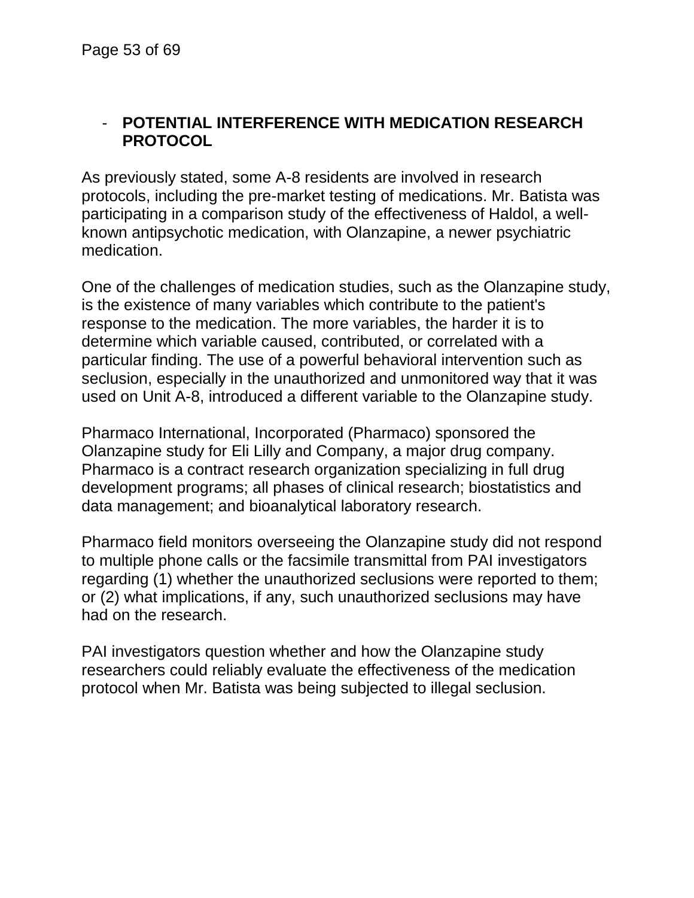- **POTENTIAL INTERFERENCE WITH MEDICATION RESEARCH PROTOCOL**

As previously stated, some A-8 residents are involved in research protocols, including the pre-market testing of medications. Mr. Batista was participating in a comparison study of the effectiveness of Haldol, a well-known antipsychotic medication, with Olanzapine, a newer psychiatric medication.

One of the challenges of medication studies, such as the Olanzapine study, is the existence of many variables which contribute to the patient's response to the medication. The more variables, the harder it is to determine which variable caused, contributed, or correlated with a particular finding. The use of a powerful behavioral intervention such as seclusion, especially in the unauthorized and unmonitored way that it was used on Unit A-8, introduced a different variable to the Olanzapine study.

Pharmaco International, Incorporated (Pharmaco) sponsored the Olanzapine study for Eli Lilly and Company, a major drug company. Pharmaco is a contract research organization specializing in full drug development programs; all phases of clinical research; biostatistics and data management; and bioanalytical laboratory research.

Pharmaco field monitors overseeing the Olanzapine study did not respond to multiple phone calls or the facsimile transmittal from PAI investigators regarding (1) whether the unauthorized seclusions were reported to them; or (2) what implications, if any, such unauthorized seclusions may have had on the research.

PAI investigators question whether and how the Olanzapine study researchers could reliably evaluate the effectiveness of the medication protocol when Mr. Batista was being subjected to illegal seclusion.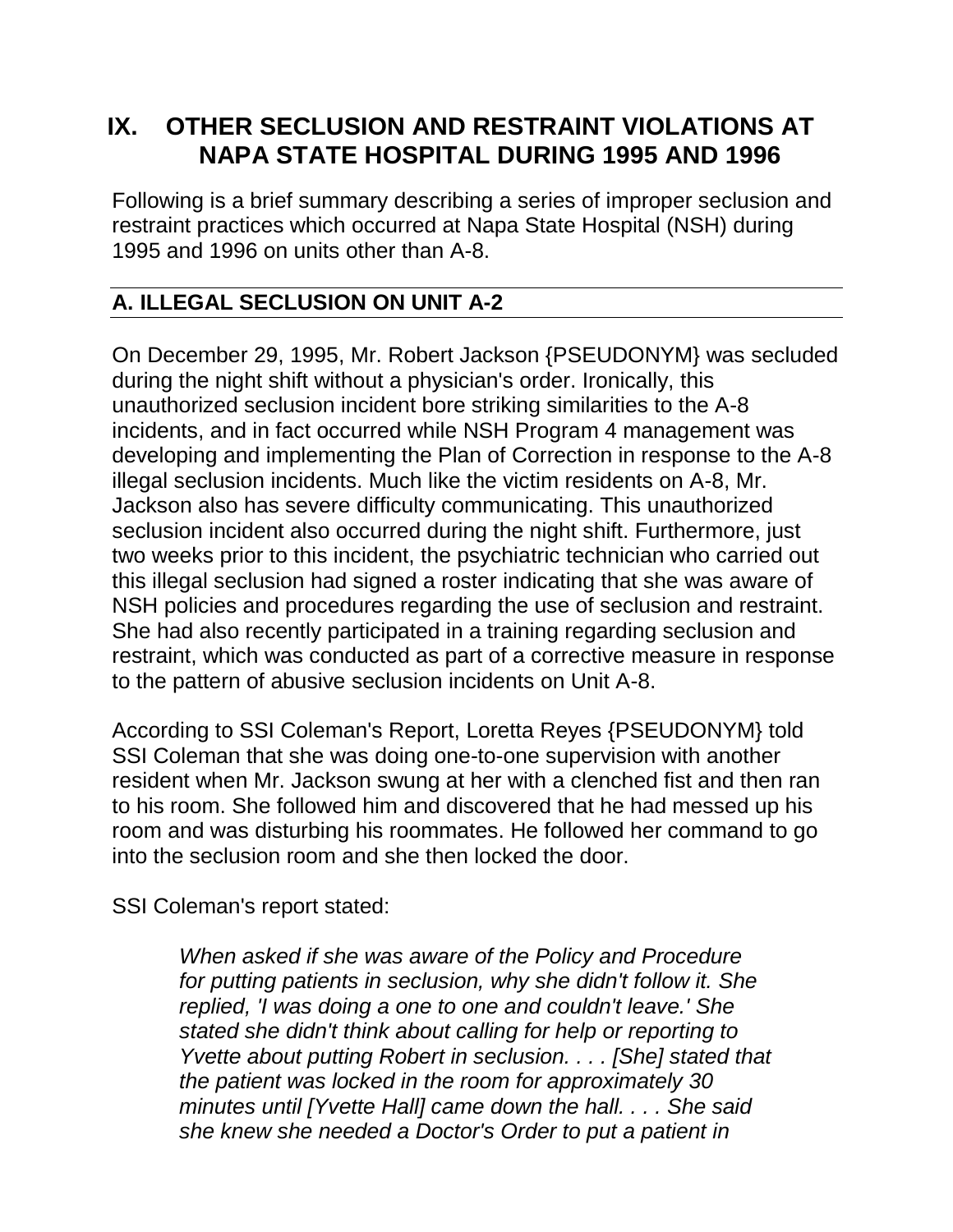## IX. OTHER SECLUSION AND RESTRAINT VIOLATIONS AT NAPA STATE HOSPITAL DURING 1995 AND 1996

Following is a brief summary describing a series of improper seclusion and restraint practices which occurred at Napa State Hospital (NSH) during 1995 and 1996 on units other than A-8.

### A. ILLEGAL SECLUSION ON UNIT A-2

On December 29, 1995, Mr. Robert Jackson {PSEUDONYM} was secluded during the night shift without a physician's order. Ironically, this unauthorized seclusion incident bore striking similarities to the A-8 incidents, and in fact occurred while NSH Program 4 management was developing and implementing the Plan of Correction in response to the A-8 illegal seclusion incidents. Much like the victim residents on A-8, Mr. Jackson also has severe difficulty communicating. This unauthorized seclusion incident also occurred during the night shift. Furthermore, just two weeks prior to this incident, the psychiatric technician who carried out this illegal seclusion had signed a roster indicating that she was aware of NSH policies and procedures regarding the use of seclusion and restraint. She had also recently participated in a training regarding seclusion and restraint, which was conducted as part of a corrective measure in response to the pattern of abusive seclusion incidents on Unit A-8.

According to SSI Coleman's Report, Loretta Reyes {PSEUDONYM} told SSI Coleman that she was doing one-to-one supervision with another resident when Mr. Jackson swung at her with a clenched fist and then ran to his room. She followed him and discovered that he had messed up his room and was disturbing his roommates. He followed her command to go into the seclusion room and she then locked the door.

SSI Coleman's report stated:

> *When asked if she was aware of the Policy and Procedure for putting patients in seclusion, why she didn't follow it. She replied, 'I was doing a one to one and couldn't leave.' She stated she didn't think about calling for help or reporting to Yvette about putting Robert in seclusion. . . . [She] stated that the patient was locked in the room for approximately 30 minutes until [Yvette Hall] came down the hall. . . . She said she knew she needed a Doctor's Order to put a patient in*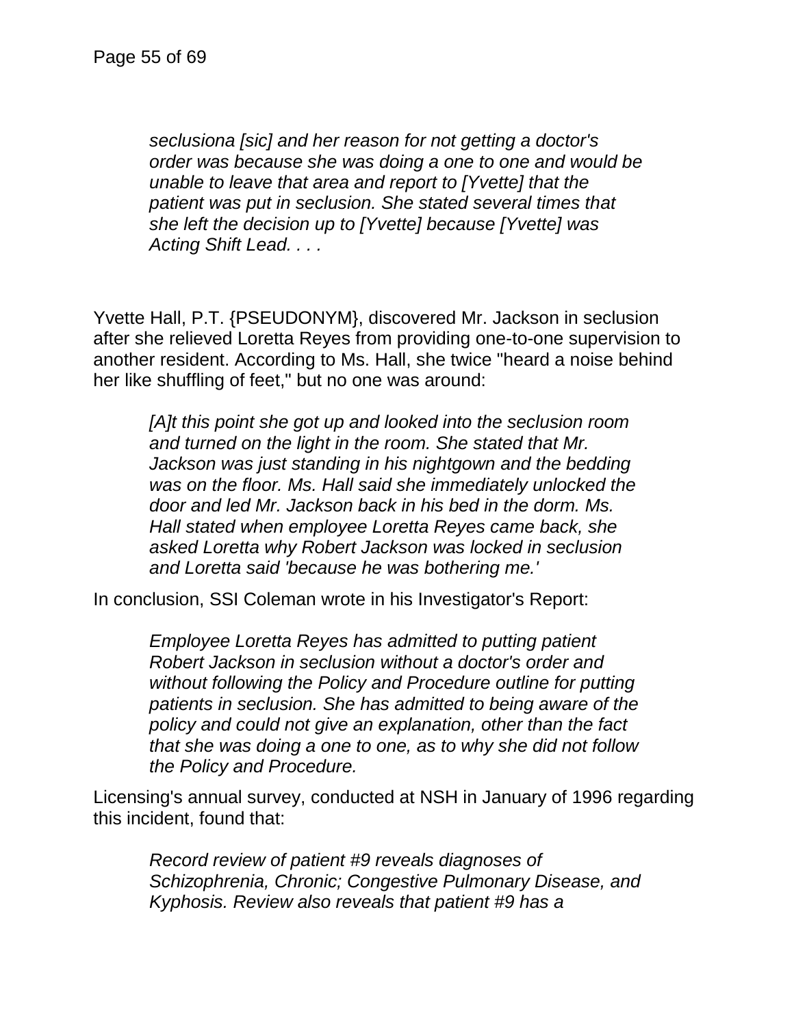> *seclusiona [sic] and her reason for not getting a doctor's order was because she was doing a one to one and would be unable to leave that area and report to [Yvette] that the patient was put in seclusion. She stated several times that she left the decision up to [Yvette] because [Yvette] was Acting Shift Lead. . . .*

Yvette Hall, P.T. {PSEUDONYM}, discovered Mr. Jackson in seclusion after she relieved Loretta Reyes from providing one-to-one supervision to another resident. According to Ms. Hall, she twice "heard a noise behind her like shuffling of feet," but no one was around:

> *[A]t this point she got up and looked into the seclusion room and turned on the light in the room. She stated that Mr. Jackson was just standing in his nightgown and the bedding was on the floor. Ms. Hall said she immediately unlocked the door and led Mr. Jackson back in his bed in the dorm. Ms. Hall stated when employee Loretta Reyes came back, she asked Loretta why Robert Jackson was locked in seclusion and Loretta said 'because he was bothering me.'*

In conclusion, SSI Coleman wrote in his Investigator's Report:

> *Employee Loretta Reyes has admitted to putting patient Robert Jackson in seclusion without a doctor's order and without following the Policy and Procedure outline for putting patients in seclusion. She has admitted to being aware of the policy and could not give an explanation, other than the fact that she was doing a one to one, as to why she did not follow the Policy and Procedure.*

Licensing's annual survey, conducted at NSH in January of 1996 regarding this incident, found that:

> *Record review of patient #9 reveals diagnoses of Schizophrenia, Chronic; Congestive Pulmonary Disease, and Kyphosis. Review also reveals that patient #9 has a*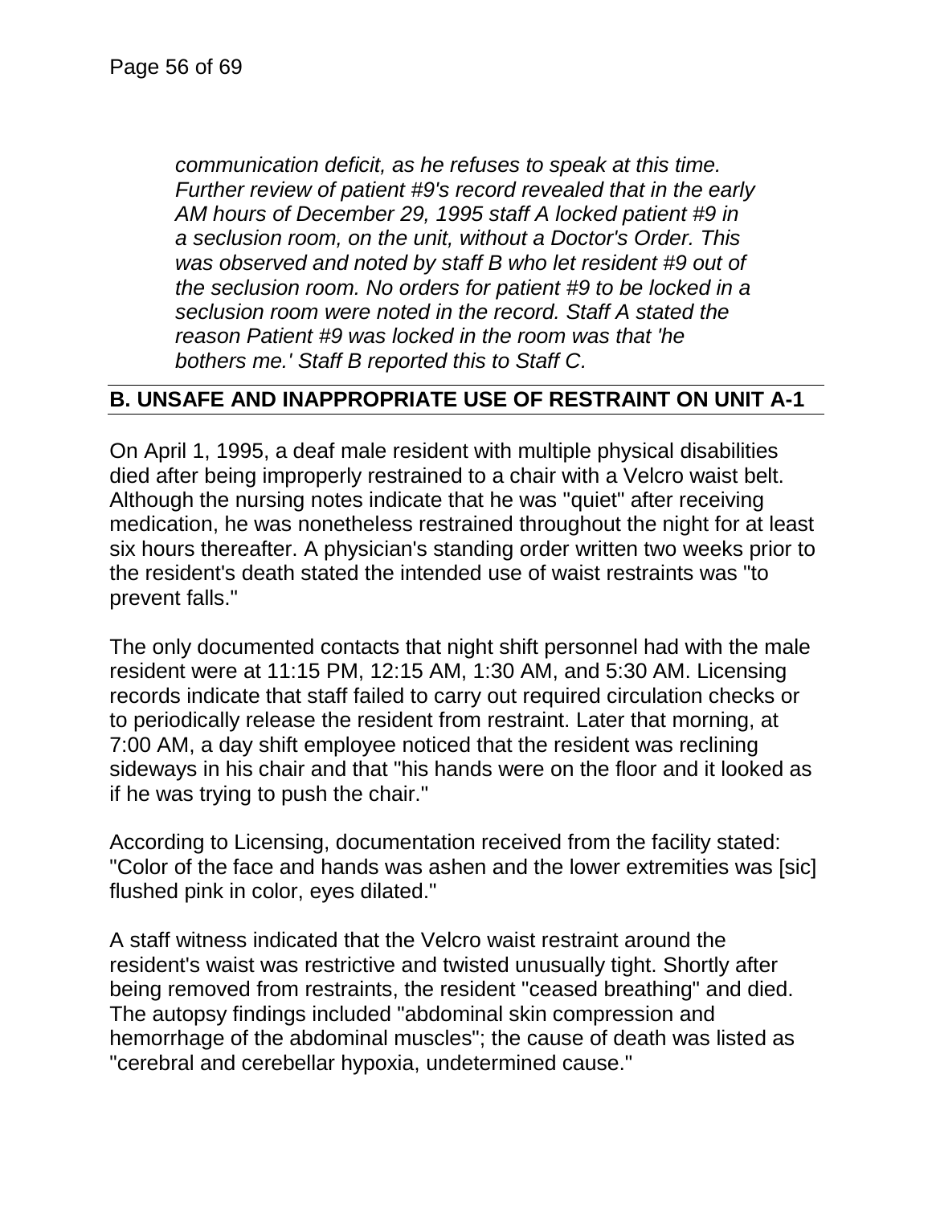> *communication deficit, as he refuses to speak at this time. Further review of patient #9's record revealed that in the early AM hours of December 29, 1995 staff A locked patient #9 in a seclusion room, on the unit, without a Doctor's Order. This was observed and noted by staff B who let resident #9 out of the seclusion room. No orders for patient #9 to be locked in a seclusion room were noted in the record. Staff A stated the reason Patient #9 was locked in the room was that 'he bothers me.' Staff B reported this to Staff C.*

## B. UNSAFE AND INAPPROPRIATE USE OF RESTRAINT ON UNIT A-1

On April 1, 1995, a deaf male resident with multiple physical disabilities died after being improperly restrained to a chair with a Velcro waist belt. Although the nursing notes indicate that he was "quiet" after receiving medication, he was nonetheless restrained throughout the night for at least six hours thereafter. A physician's standing order written two weeks prior to the resident's death stated the intended use of waist restraints was "to prevent falls."

The only documented contacts that night shift personnel had with the male resident were at 11:15 PM, 12:15 AM, 1:30 AM, and 5:30 AM. Licensing records indicate that staff failed to carry out required circulation checks or to periodically release the resident from restraint. Later that morning, at 7:00 AM, a day shift employee noticed that the resident was reclining sideways in his chair and that "his hands were on the floor and it looked as if he was trying to push the chair."

According to Licensing, documentation received from the facility stated: "Color of the face and hands was ashen and the lower extremities was [sic] flushed pink in color, eyes dilated."

A staff witness indicated that the Velcro waist restraint around the resident's waist was restrictive and twisted unusually tight. Shortly after being removed from restraints, the resident "ceased breathing" and died. The autopsy findings included "abdominal skin compression and hemorrhage of the abdominal muscles"; the cause of death was listed as "cerebral and cerebellar hypoxia, undetermined cause."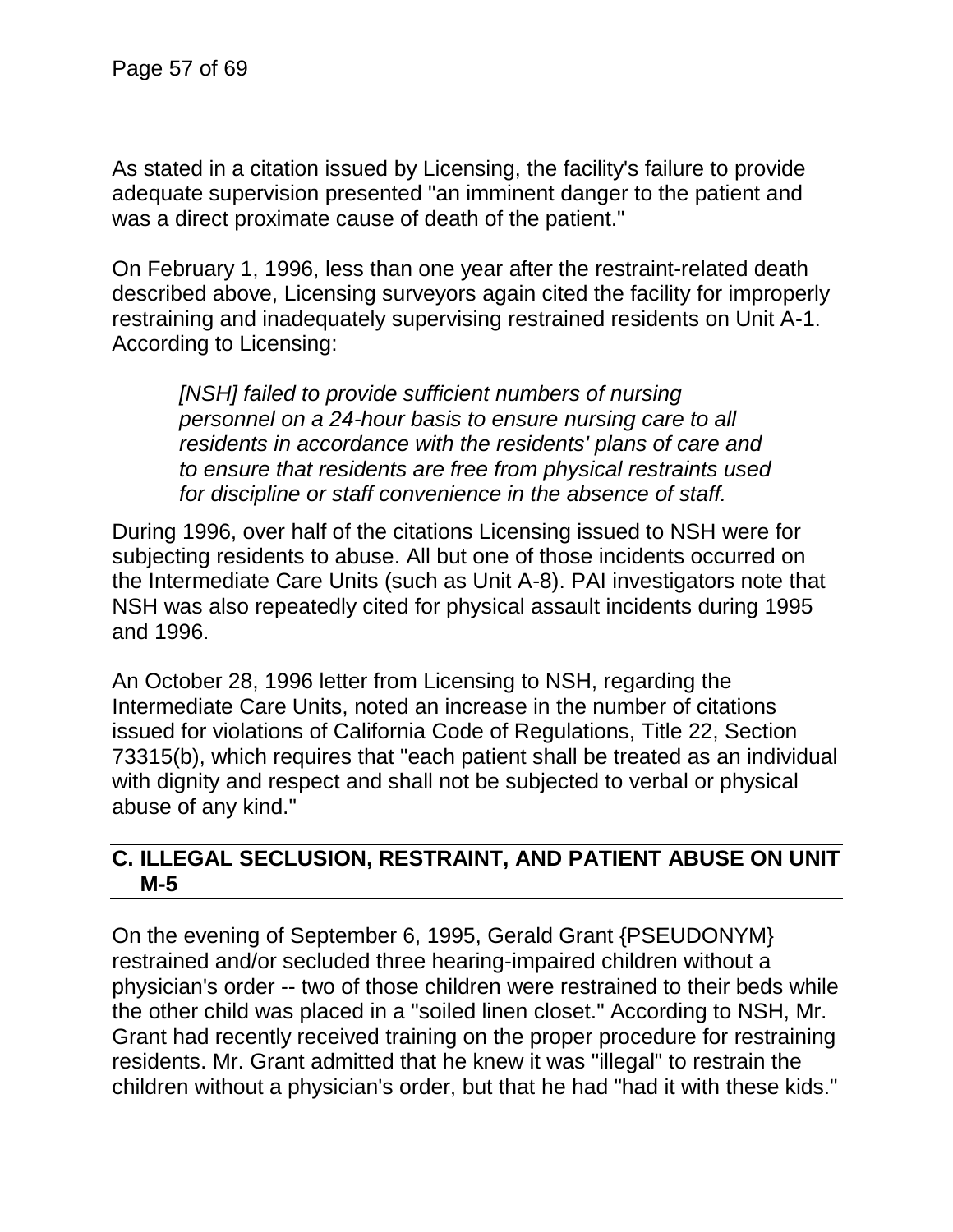As stated in a citation issued by Licensing, the facility's failure to provide adequate supervision presented "an imminent danger to the patient and was a direct proximate cause of death of the patient."

On February 1, 1996, less than one year after the restraint-related death described above, Licensing surveyors again cited the facility for improperly restraining and inadequately supervising restrained residents on Unit A-1. According to Licensing:

> *[NSH] failed to provide sufficient numbers of nursing personnel on a 24-hour basis to ensure nursing care to all residents in accordance with the residents' plans of care and to ensure that residents are free from physical restraints used for discipline or staff convenience in the absence of staff.*

During 1996, over half of the citations Licensing issued to NSH were for subjecting residents to abuse. All but one of those incidents occurred on the Intermediate Care Units (such as Unit A-8). PAI investigators note that NSH was also repeatedly cited for physical assault incidents during 1995 and 1996.

An October 28, 1996 letter from Licensing to NSH, regarding the Intermediate Care Units, noted an increase in the number of citations issued for violations of California Code of Regulations, Title 22, Section 73315(b), which requires that "each patient shall be treated as an individual with dignity and respect and shall not be subjected to verbal or physical abuse of any kind."

## C. ILLEGAL SECLUSION, RESTRAINT, AND PATIENT ABUSE ON UNIT M-5

On the evening of September 6, 1995, Gerald Grant {PSEUDONYM} restrained and/or secluded three hearing-impaired children without a physician's order -- two of those children were restrained to their beds while the other child was placed in a "soiled linen closet." According to NSH, Mr. Grant had recently received training on the proper procedure for restraining residents. Mr. Grant admitted that he knew it was "illegal" to restrain the children without a physician's order, but that he had "had it with these kids."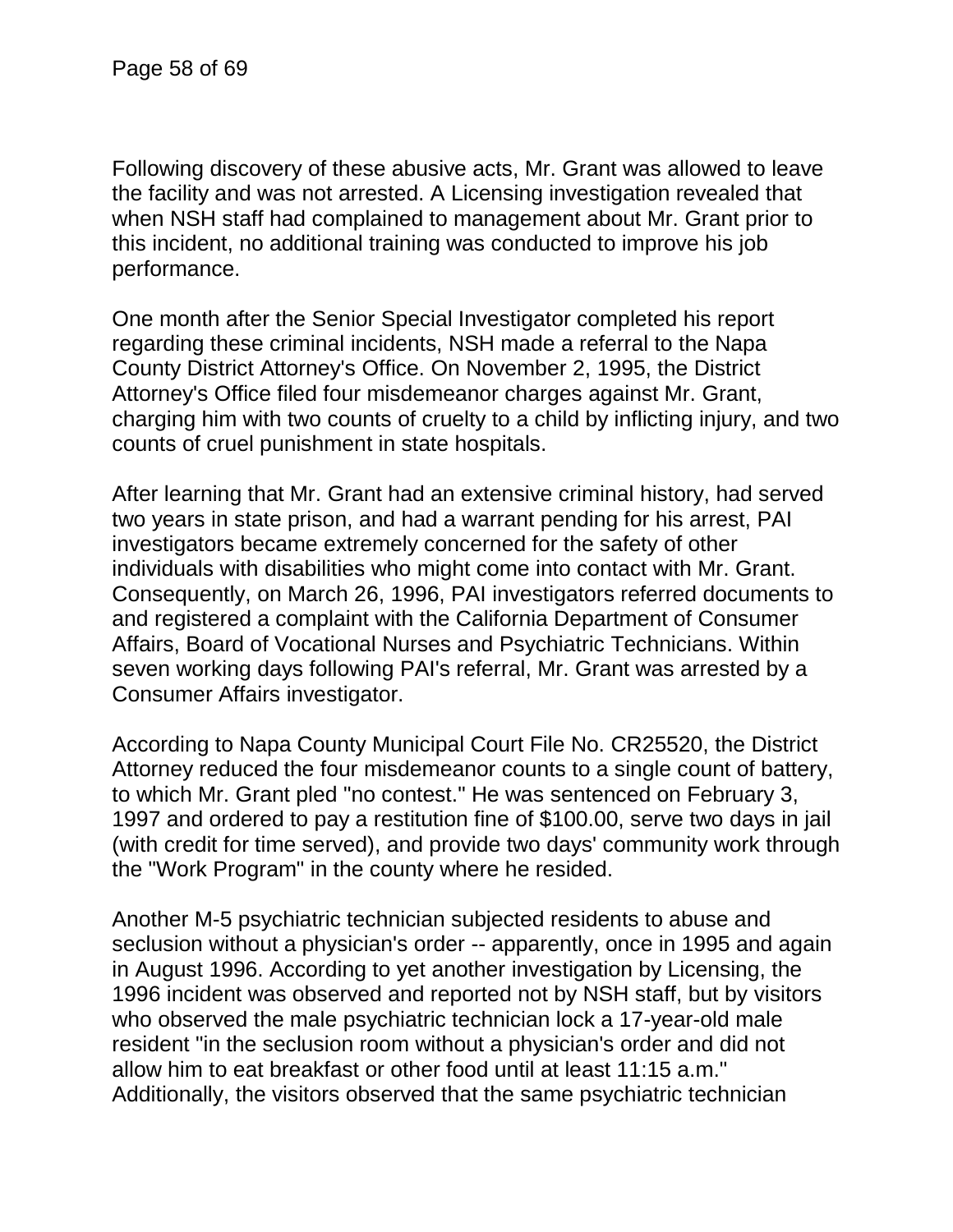Following discovery of these abusive acts, Mr. Grant was allowed to leave the facility and was not arrested. A Licensing investigation revealed that when NSH staff had complained to management about Mr. Grant prior to this incident, no additional training was conducted to improve his job performance.

One month after the Senior Special Investigator completed his report regarding these criminal incidents, NSH made a referral to the Napa County District Attorney's Office. On November 2, 1995, the District Attorney's Office filed four misdemeanor charges against Mr. Grant, charging him with two counts of cruelty to a child by inflicting injury, and two counts of cruel punishment in state hospitals.

After learning that Mr. Grant had an extensive criminal history, had served two years in state prison, and had a warrant pending for his arrest, PAI investigators became extremely concerned for the safety of other individuals with disabilities who might come into contact with Mr. Grant. Consequently, on March 26, 1996, PAI investigators referred documents to and registered a complaint with the California Department of Consumer Affairs, Board of Vocational Nurses and Psychiatric Technicians. Within seven working days following PAI's referral, Mr. Grant was arrested by a Consumer Affairs investigator.

According to Napa County Municipal Court File No. CR25520, the District Attorney reduced the four misdemeanor counts to a single count of battery, to which Mr. Grant pled "no contest." He was sentenced on February 3, 1997 and ordered to pay a restitution fine of $100.00, serve two days in jail (with credit for time served), and provide two days' community work through the "Work Program" in the county where he resided.

Another M-5 psychiatric technician subjected residents to abuse and seclusion without a physician's order -- apparently, once in 1995 and again in August 1996. According to yet another investigation by Licensing, the 1996 incident was observed and reported not by NSH staff, but by visitors who observed the male psychiatric technician lock a 17-year-old male resident "in the seclusion room without a physician's order and did not allow him to eat breakfast or other food until at least 11:15 a.m." Additionally, the visitors observed that the same psychiatric technician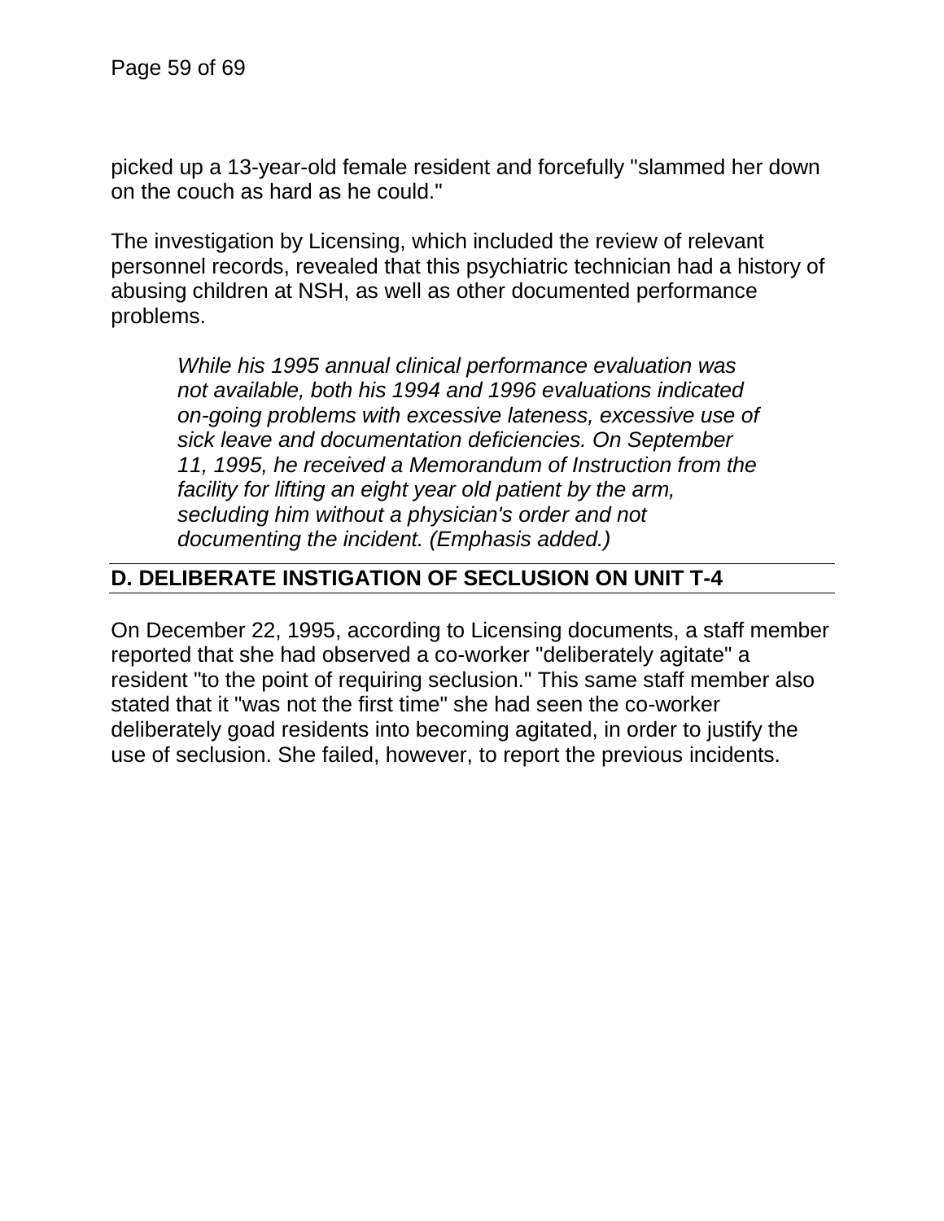picked up a 13-year-old female resident and forcefully "slammed her down on the couch as hard as he could."

The investigation by Licensing, which included the review of relevant personnel records, revealed that this psychiatric technician had a history of abusing children at NSH, as well as other documented performance problems.

> *While his 1995 annual clinical performance evaluation was not available, both his 1994 and 1996 evaluations indicated on-going problems with excessive lateness, excessive use of sick leave and documentation deficiencies. On September 11, 1995, he received a Memorandum of Instruction from the facility for lifting an eight year old patient by the arm, secluding him without a physician's order and not documenting the incident. (Emphasis added.)*

## D. DELIBERATE INSTIGATION OF SECLUSION ON UNIT T-4

On December 22, 1995, according to Licensing documents, a staff member reported that she had observed a co-worker "deliberately agitate" a resident "to the point of requiring seclusion." This same staff member also stated that it "was not the first time" she had seen the co-worker deliberately goad residents into becoming agitated, in order to justify the use of seclusion. She failed, however, to report the previous incidents.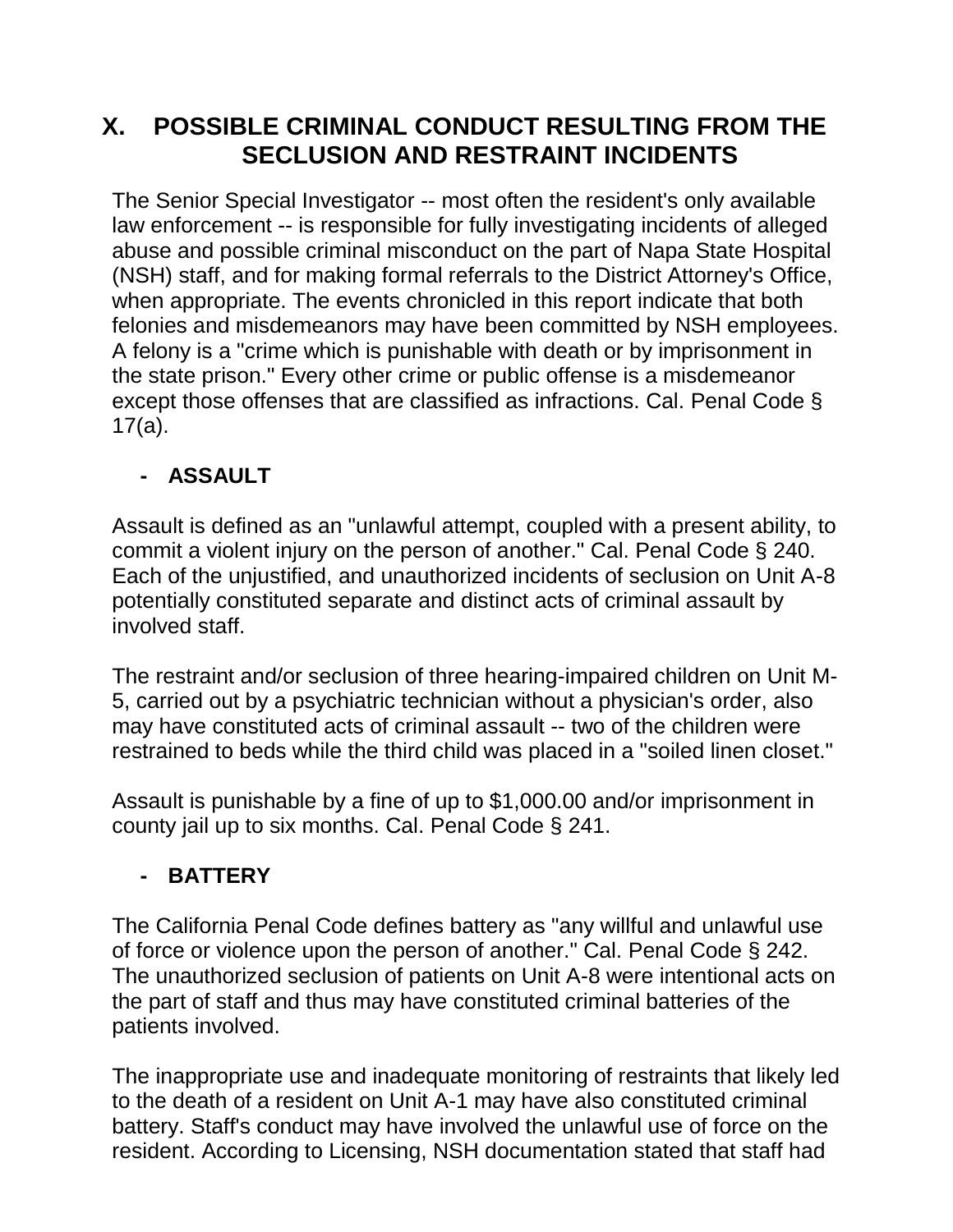# X. POSSIBLE CRIMINAL CONDUCT RESULTING FROM THE SECLUSION AND RESTRAINT INCIDENTS

The Senior Special Investigator -- most often the resident's only available law enforcement -- is responsible for fully investigating incidents of alleged abuse and possible criminal misconduct on the part of Napa State Hospital (NSH) staff, and for making formal referrals to the District Attorney's Office, when appropriate. The events chronicled in this report indicate that both felonies and misdemeanors may have been committed by NSH employees. A felony is a "crime which is punishable with death or by imprisonment in the state prison." Every other crime or public offense is a misdemeanor except those offenses that are classified as infractions. Cal. Penal Code § 17(a).

- **ASSAULT**

Assault is defined as an "unlawful attempt, coupled with a present ability, to commit a violent injury on the person of another." Cal. Penal Code § 240. Each of the unjustified, and unauthorized incidents of seclusion on Unit A-8 potentially constituted separate and distinct acts of criminal assault by involved staff.

The restraint and/or seclusion of three hearing-impaired children on Unit M-5, carried out by a psychiatric technician without a physician's order, also may have constituted acts of criminal assault -- two of the children were restrained to beds while the third child was placed in a "soiled linen closet."

Assault is punishable by a fine of up to $1,000.00 and/or imprisonment in county jail up to six months. Cal. Penal Code § 241.

- **BATTERY**

The California Penal Code defines battery as "any willful and unlawful use of force or violence upon the person of another." Cal. Penal Code § 242. The unauthorized seclusion of patients on Unit A-8 were intentional acts on the part of staff and thus may have constituted criminal batteries of the patients involved.

The inappropriate use and inadequate monitoring of restraints that likely led to the death of a resident on Unit A-1 may have also constituted criminal battery. Staff's conduct may have involved the unlawful use of force on the resident. According to Licensing, NSH documentation stated that staff had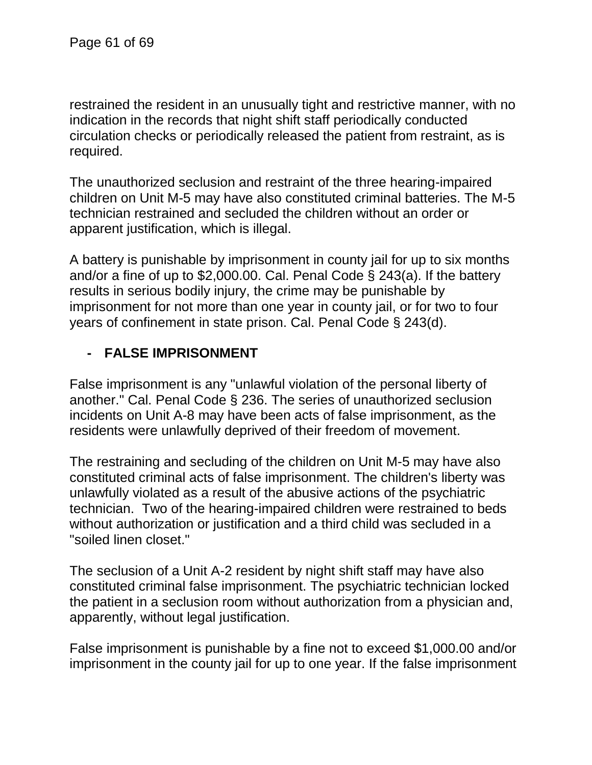restrained the resident in an unusually tight and restrictive manner, with no indication in the records that night shift staff periodically conducted circulation checks or periodically released the patient from restraint, as is required.

The unauthorized seclusion and restraint of the three hearing-impaired children on Unit M-5 may have also constituted criminal batteries. The M-5 technician restrained and secluded the children without an order or apparent justification, which is illegal.

A battery is punishable by imprisonment in county jail for up to six months and/or a fine of up to $2,000.00. Cal. Penal Code § 243(a). If the battery results in serious bodily injury, the crime may be punishable by imprisonment for not more than one year in county jail, or for two to four years of confinement in state prison. Cal. Penal Code § 243(d).

- **FALSE IMPRISONMENT**

False imprisonment is any "unlawful violation of the personal liberty of another." Cal. Penal Code § 236. The series of unauthorized seclusion incidents on Unit A-8 may have been acts of false imprisonment, as the residents were unlawfully deprived of their freedom of movement.

The restraining and secluding of the children on Unit M-5 may have also constituted criminal acts of false imprisonment. The children's liberty was unlawfully violated as a result of the abusive actions of the psychiatric technician. Two of the hearing-impaired children were restrained to beds without authorization or justification and a third child was secluded in a "soiled linen closet."

The seclusion of a Unit A-2 resident by night shift staff may have also constituted criminal false imprisonment. The psychiatric technician locked the patient in a seclusion room without authorization from a physician and, apparently, without legal justification.

False imprisonment is punishable by a fine not to exceed $1,000.00 and/or imprisonment in the county jail for up to one year. If the false imprisonment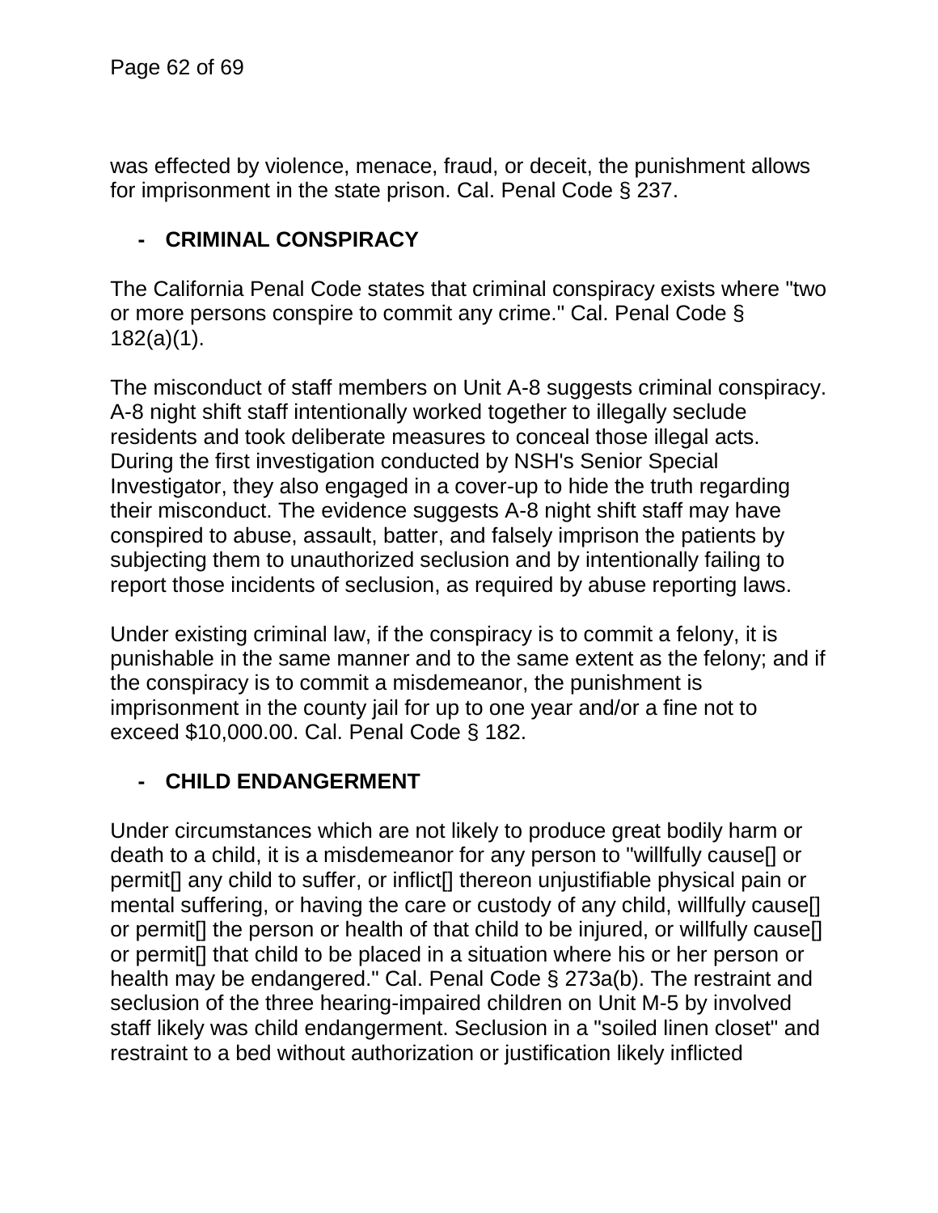was effected by violence, menace, fraud, or deceit, the punishment allows for imprisonment in the state prison. Cal. Penal Code § 237.

- **CRIMINAL CONSPIRACY**

The California Penal Code states that criminal conspiracy exists where "two or more persons conspire to commit any crime." Cal. Penal Code § 182(a)(1).

The misconduct of staff members on Unit A-8 suggests criminal conspiracy. A-8 night shift staff intentionally worked together to illegally seclude residents and took deliberate measures to conceal those illegal acts. During the first investigation conducted by NSH's Senior Special Investigator, they also engaged in a cover-up to hide the truth regarding their misconduct. The evidence suggests A-8 night shift staff may have conspired to abuse, assault, batter, and falsely imprison the patients by subjecting them to unauthorized seclusion and by intentionally failing to report those incidents of seclusion, as required by abuse reporting laws.

Under existing criminal law, if the conspiracy is to commit a felony, it is punishable in the same manner and to the same extent as the felony; and if the conspiracy is to commit a misdemeanor, the punishment is imprisonment in the county jail for up to one year and/or a fine not to exceed $10,000.00. Cal. Penal Code § 182.

- **CHILD ENDANGERMENT**

Under circumstances which are not likely to produce great bodily harm or death to a child, it is a misdemeanor for any person to "willfully cause[] or permit[] any child to suffer, or inflict[] thereon unjustifiable physical pain or mental suffering, or having the care or custody of any child, willfully cause[] or permit[] the person or health of that child to be injured, or willfully cause[] or permit[] that child to be placed in a situation where his or her person or health may be endangered." Cal. Penal Code § 273a(b). The restraint and seclusion of the three hearing-impaired children on Unit M-5 by involved staff likely was child endangerment. Seclusion in a "soiled linen closet" and restraint to a bed without authorization or justification likely inflicted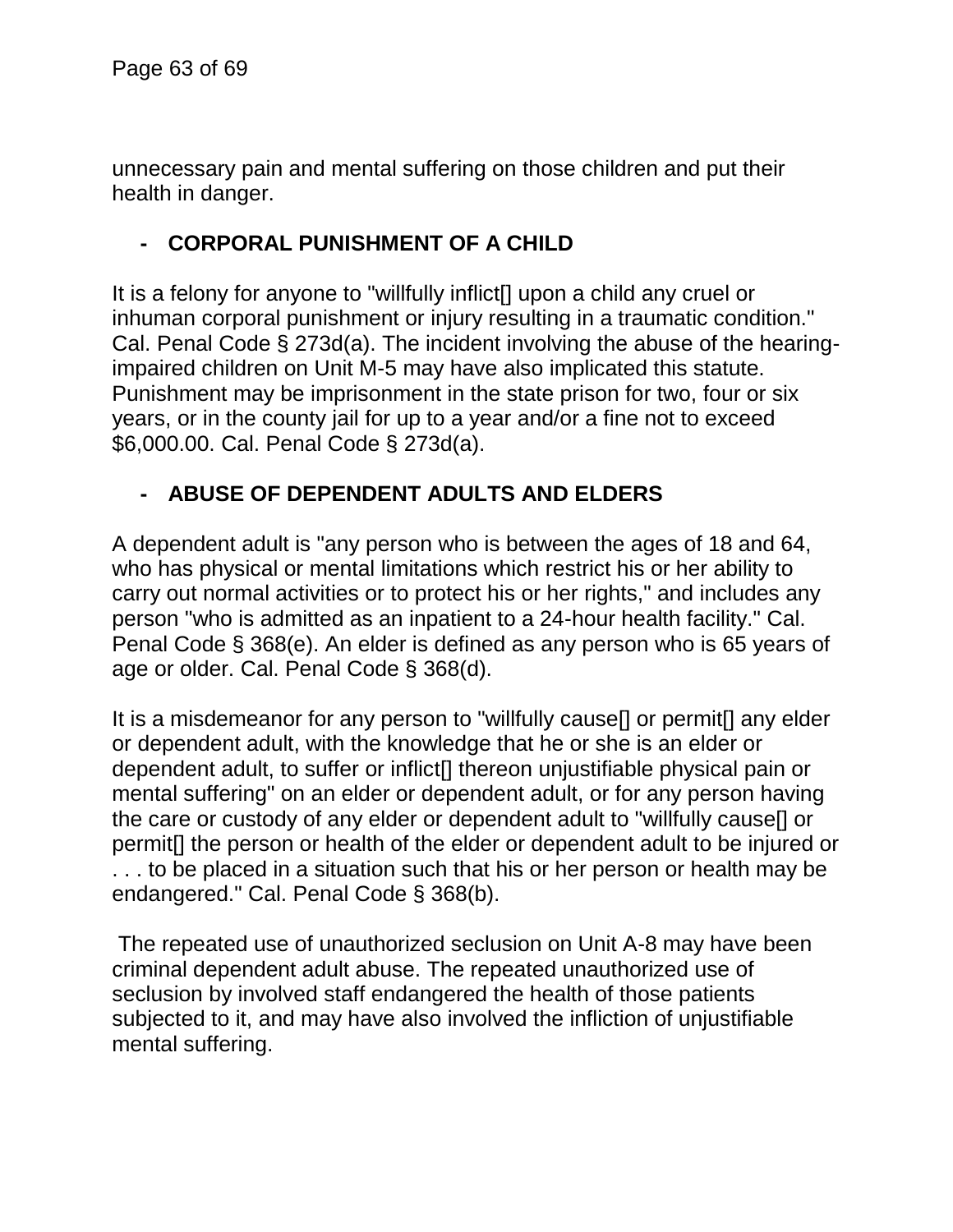unnecessary pain and mental suffering on those children and put their health in danger.

- **CORPORAL PUNISHMENT OF A CHILD**

It is a felony for anyone to "willfully inflict[] upon a child any cruel or inhuman corporal punishment or injury resulting in a traumatic condition." Cal. Penal Code § 273d(a). The incident involving the abuse of the hearing-impaired children on Unit M-5 may have also implicated this statute. Punishment may be imprisonment in the state prison for two, four or six years, or in the county jail for up to a year and/or a fine not to exceed $6,000.00. Cal. Penal Code § 273d(a).

- **ABUSE OF DEPENDENT ADULTS AND ELDERS**

A dependent adult is "any person who is between the ages of 18 and 64, who has physical or mental limitations which restrict his or her ability to carry out normal activities or to protect his or her rights," and includes any person "who is admitted as an inpatient to a 24-hour health facility." Cal. Penal Code § 368(e). An elder is defined as any person who is 65 years of age or older. Cal. Penal Code § 368(d).

It is a misdemeanor for any person to "willfully cause[] or permit[] any elder or dependent adult, with the knowledge that he or she is an elder or dependent adult, to suffer or inflict[] thereon unjustifiable physical pain or mental suffering" on an elder or dependent adult, or for any person having the care or custody of any elder or dependent adult to "willfully cause[] or permit[] the person or health of the elder or dependent adult to be injured or . . . to be placed in a situation such that his or her person or health may be endangered." Cal. Penal Code § 368(b).

The repeated use of unauthorized seclusion on Unit A-8 may have been criminal dependent adult abuse. The repeated unauthorized use of seclusion by involved staff endangered the health of those patients subjected to it, and may have also involved the infliction of unjustifiable mental suffering.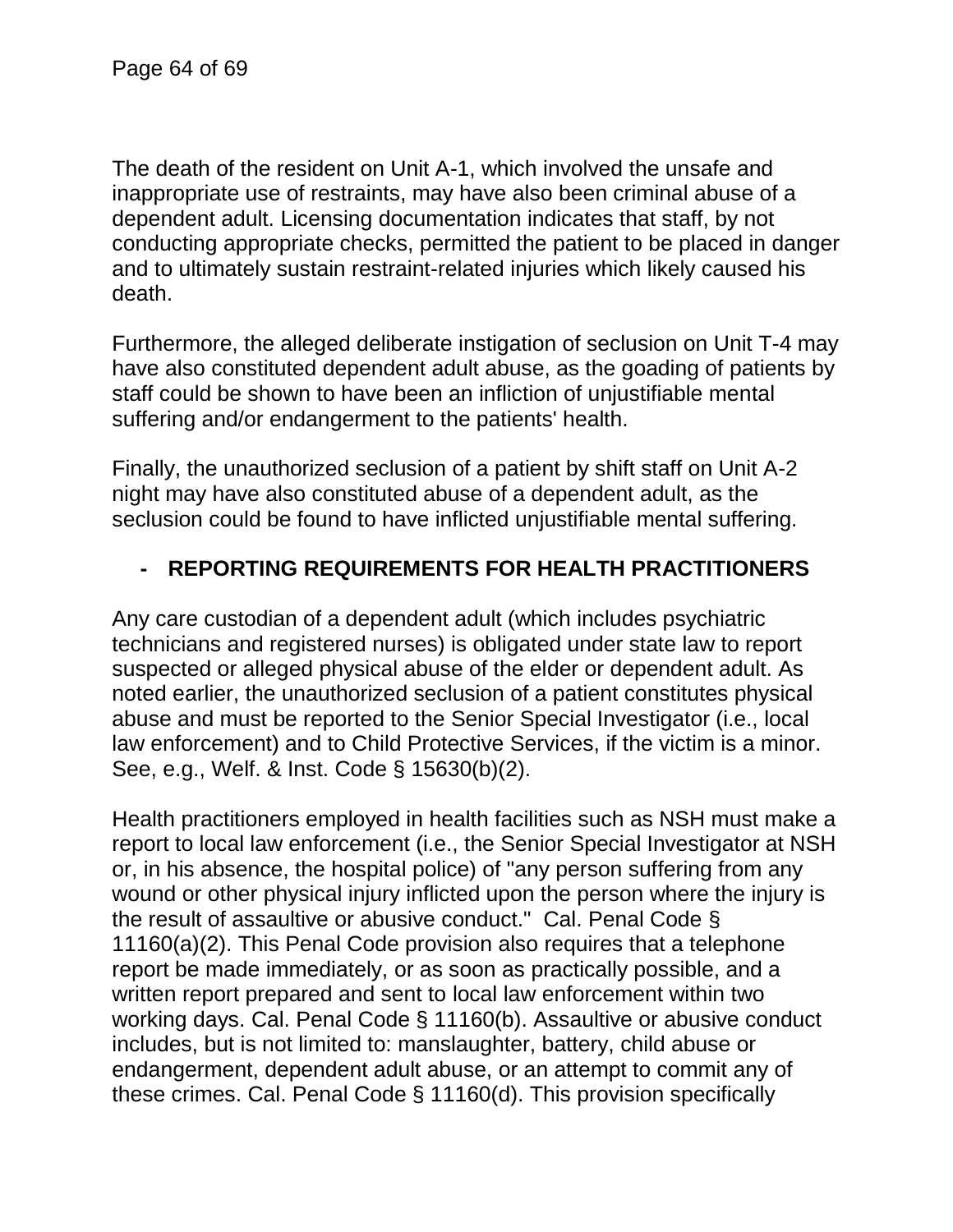The death of the resident on Unit A-1, which involved the unsafe and inappropriate use of restraints, may have also been criminal abuse of a dependent adult. Licensing documentation indicates that staff, by not conducting appropriate checks, permitted the patient to be placed in danger and to ultimately sustain restraint-related injuries which likely caused his death.

Furthermore, the alleged deliberate instigation of seclusion on Unit T-4 may have also constituted dependent adult abuse, as the goading of patients by staff could be shown to have been an infliction of unjustifiable mental suffering and/or endangerment to the patients' health.

Finally, the unauthorized seclusion of a patient by shift staff on Unit A-2 night may have also constituted abuse of a dependent adult, as the seclusion could be found to have inflicted unjustifiable mental suffering.

- **REPORTING REQUIREMENTS FOR HEALTH PRACTITIONERS**

Any care custodian of a dependent adult (which includes psychiatric technicians and registered nurses) is obligated under state law to report suspected or alleged physical abuse of the elder or dependent adult. As noted earlier, the unauthorized seclusion of a patient constitutes physical abuse and must be reported to the Senior Special Investigator (i.e., local law enforcement) and to Child Protective Services, if the victim is a minor. See, e.g., Welf. & Inst. Code § 15630(b)(2).

Health practitioners employed in health facilities such as NSH must make a report to local law enforcement (i.e., the Senior Special Investigator at NSH or, in his absence, the hospital police) of "any person suffering from any wound or other physical injury inflicted upon the person where the injury is the result of assaultive or abusive conduct." Cal. Penal Code § 11160(a)(2). This Penal Code provision also requires that a telephone report be made immediately, or as soon as practically possible, and a written report prepared and sent to local law enforcement within two working days. Cal. Penal Code § 11160(b). Assaultive or abusive conduct includes, but is not limited to: manslaughter, battery, child abuse or endangerment, dependent adult abuse, or an attempt to commit any of these crimes. Cal. Penal Code § 11160(d). This provision specifically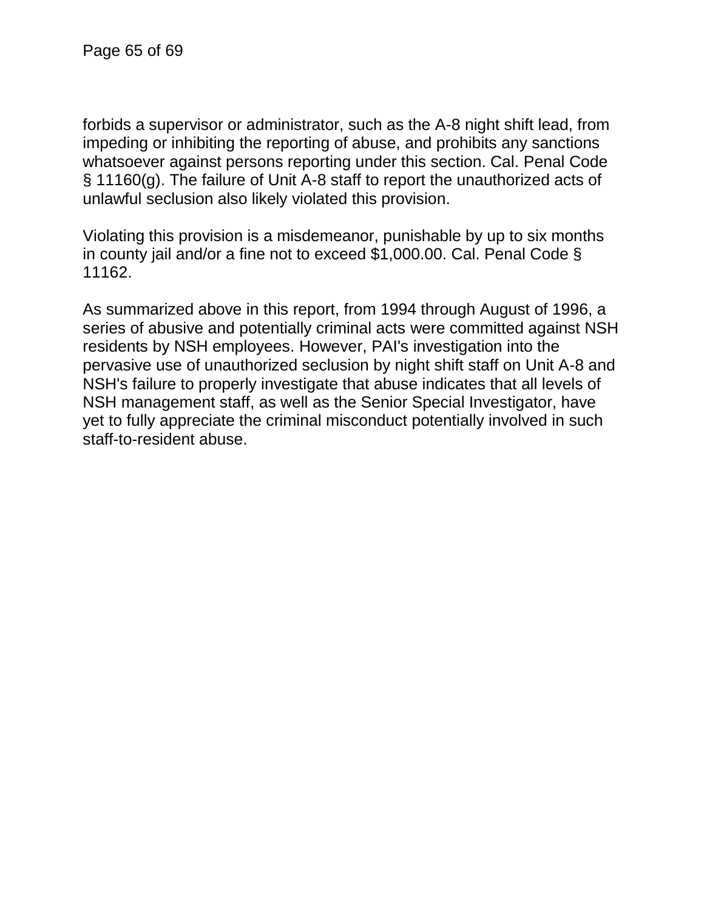forbids a supervisor or administrator, such as the A-8 night shift lead, from impeding or inhibiting the reporting of abuse, and prohibits any sanctions whatsoever against persons reporting under this section. Cal. Penal Code § 11160(g). The failure of Unit A-8 staff to report the unauthorized acts of unlawful seclusion also likely violated this provision.

Violating this provision is a misdemeanor, punishable by up to six months in county jail and/or a fine not to exceed $1,000.00. Cal. Penal Code § 11162.

As summarized above in this report, from 1994 through August of 1996, a series of abusive and potentially criminal acts were committed against NSH residents by NSH employees. However, PAI's investigation into the pervasive use of unauthorized seclusion by night shift staff on Unit A-8 and NSH's failure to properly investigate that abuse indicates that all levels of NSH management staff, as well as the Senior Special Investigator, have yet to fully appreciate the criminal misconduct potentially involved in such staff-to-resident abuse.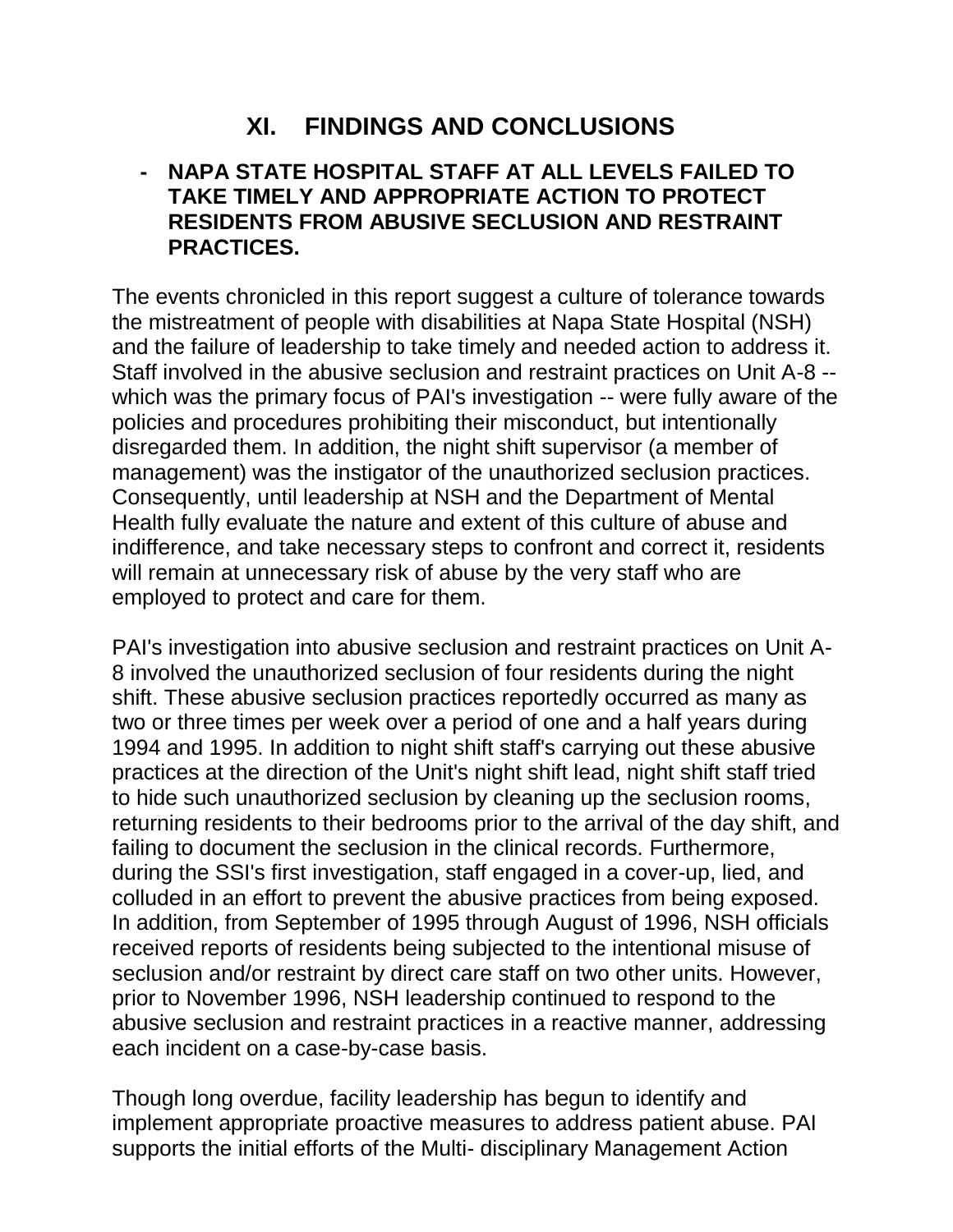# XI. FINDINGS AND CONCLUSIONS

- **NAPA STATE HOSPITAL STAFF AT ALL LEVELS FAILED TO TAKE TIMELY AND APPROPRIATE ACTION TO PROTECT RESIDENTS FROM ABUSIVE SECLUSION AND RESTRAINT PRACTICES.**

The events chronicled in this report suggest a culture of tolerance towards the mistreatment of people with disabilities at Napa State Hospital (NSH) and the failure of leadership to take timely and needed action to address it. Staff involved in the abusive seclusion and restraint practices on Unit A-8 -- which was the primary focus of PAI's investigation -- were fully aware of the policies and procedures prohibiting their misconduct, but intentionally disregarded them. In addition, the night shift supervisor (a member of management) was the instigator of the unauthorized seclusion practices. Consequently, until leadership at NSH and the Department of Mental Health fully evaluate the nature and extent of this culture of abuse and indifference, and take necessary steps to confront and correct it, residents will remain at unnecessary risk of abuse by the very staff who are employed to protect and care for them.

PAI's investigation into abusive seclusion and restraint practices on Unit A-8 involved the unauthorized seclusion of four residents during the night shift. These abusive seclusion practices reportedly occurred as many as two or three times per week over a period of one and a half years during 1994 and 1995. In addition to night shift staff's carrying out these abusive practices at the direction of the Unit's night shift lead, night shift staff tried to hide such unauthorized seclusion by cleaning up the seclusion rooms, returning residents to their bedrooms prior to the arrival of the day shift, and failing to document the seclusion in the clinical records. Furthermore, during the SSI's first investigation, staff engaged in a cover-up, lied, and colluded in an effort to prevent the abusive practices from being exposed. In addition, from September of 1995 through August of 1996, NSH officials received reports of residents being subjected to the intentional misuse of seclusion and/or restraint by direct care staff on two other units. However, prior to November 1996, NSH leadership continued to respond to the abusive seclusion and restraint practices in a reactive manner, addressing each incident on a case-by-case basis.

Though long overdue, facility leadership has begun to identify and implement appropriate proactive measures to address patient abuse. PAI supports the initial efforts of the Multi- disciplinary Management Action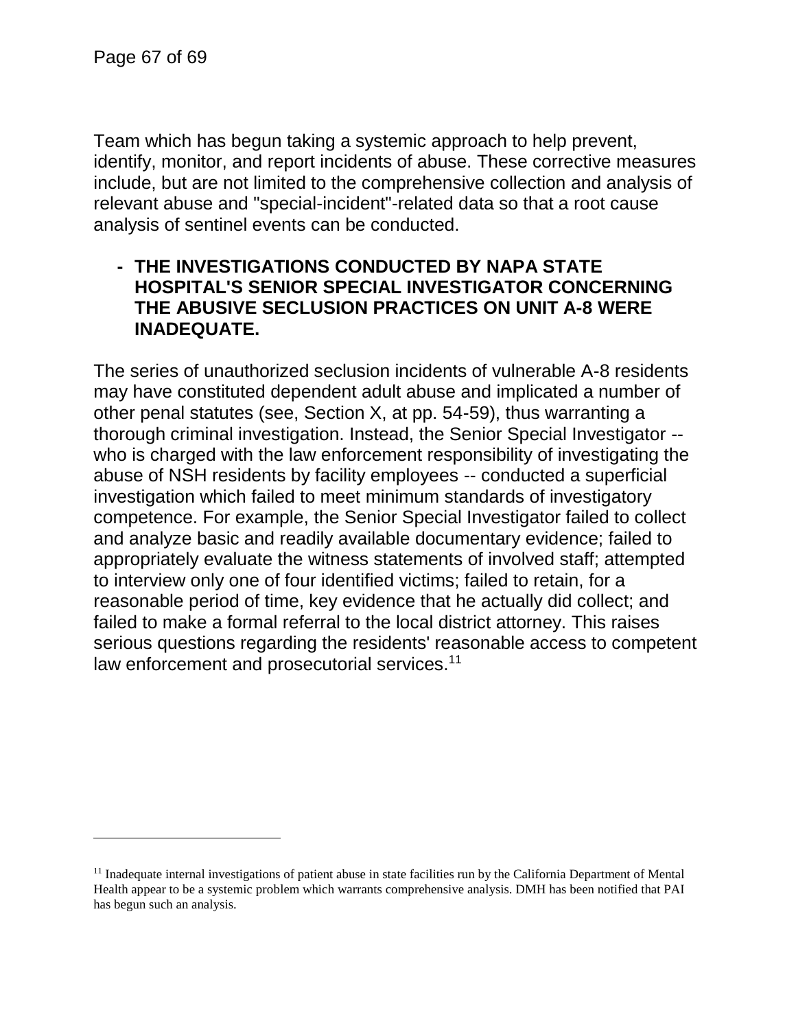Team which has begun taking a systemic approach to help prevent, identify, monitor, and report incidents of abuse. These corrective measures include, but are not limited to the comprehensive collection and analysis of relevant abuse and "special-incident"-related data so that a root cause analysis of sentinel events can be conducted.

- **THE INVESTIGATIONS CONDUCTED BY NAPA STATE HOSPITAL'S SENIOR SPECIAL INVESTIGATOR CONCERNING THE ABUSIVE SECLUSION PRACTICES ON UNIT A-8 WERE INADEQUATE.**

The series of unauthorized seclusion incidents of vulnerable A-8 residents may have constituted dependent adult abuse and implicated a number of other penal statutes (see, Section X, at pp. 54-59), thus warranting a thorough criminal investigation. Instead, the Senior Special Investigator -- who is charged with the law enforcement responsibility of investigating the abuse of NSH residents by facility employees -- conducted a superficial investigation which failed to meet minimum standards of investigatory competence. For example, the Senior Special Investigator failed to collect and analyze basic and readily available documentary evidence; failed to appropriately evaluate the witness statements of involved staff; attempted to interview only one of four identified victims; failed to retain, for a reasonable period of time, key evidence that he actually did collect; and failed to make a formal referral to the local district attorney. This raises serious questions regarding the residents' reasonable access to competent law enforcement and prosecutorial services.[11]

---

[11] Inadequate internal investigations of patient abuse in state facilities run by the California Department of Mental Health appear to be a systemic problem which warrants comprehensive analysis. DMH has been notified that PAI has begun such an analysis.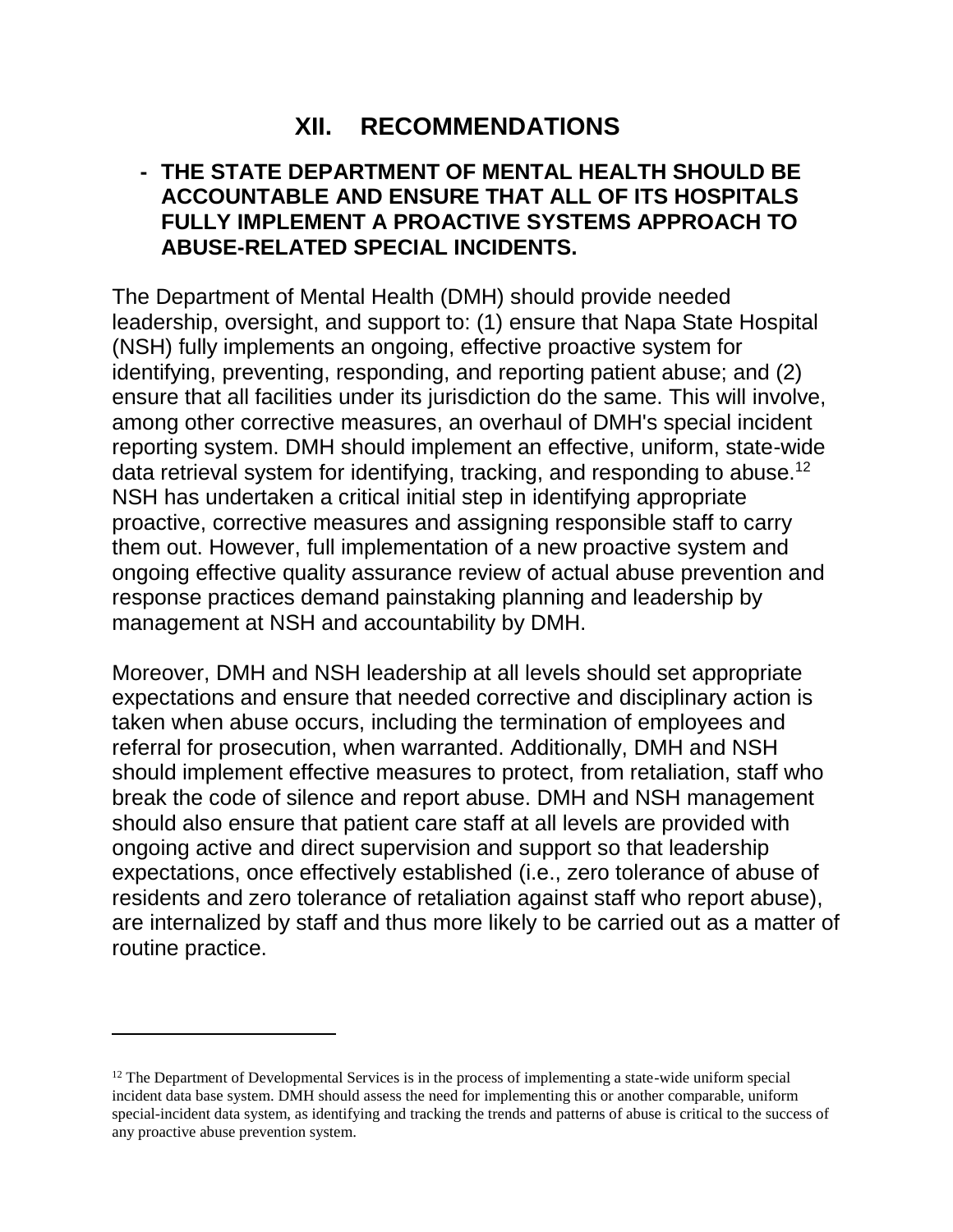# XII. RECOMMENDATIONS

**- THE STATE DEPARTMENT OF MENTAL HEALTH SHOULD BE ACCOUNTABLE AND ENSURE THAT ALL OF ITS HOSPITALS FULLY IMPLEMENT A PROACTIVE SYSTEMS APPROACH TO ABUSE-RELATED SPECIAL INCIDENTS.**

The Department of Mental Health (DMH) should provide needed leadership, oversight, and support to: (1) ensure that Napa State Hospital (NSH) fully implements an ongoing, effective proactive system for identifying, preventing, responding, and reporting patient abuse; and (2) ensure that all facilities under its jurisdiction do the same. This will involve, among other corrective measures, an overhaul of DMH's special incident reporting system. DMH should implement an effective, uniform, state-wide data retrieval system for identifying, tracking, and responding to abuse.[12] NSH has undertaken a critical initial step in identifying appropriate proactive, corrective measures and assigning responsible staff to carry them out. However, full implementation of a new proactive system and ongoing effective quality assurance review of actual abuse prevention and response practices demand painstaking planning and leadership by management at NSH and accountability by DMH.

Moreover, DMH and NSH leadership at all levels should set appropriate expectations and ensure that needed corrective and disciplinary action is taken when abuse occurs, including the termination of employees and referral for prosecution, when warranted. Additionally, DMH and NSH should implement effective measures to protect, from retaliation, staff who break the code of silence and report abuse. DMH and NSH management should also ensure that patient care staff at all levels are provided with ongoing active and direct supervision and support so that leadership expectations, once effectively established (i.e., zero tolerance of abuse of residents and zero tolerance of retaliation against staff who report abuse), are internalized by staff and thus more likely to be carried out as a matter of routine practice.

---

[12] The Department of Developmental Services is in the process of implementing a state-wide uniform special incident data base system. DMH should assess the need for implementing this or another comparable, uniform special-incident data system, as identifying and tracking the trends and patterns of abuse is critical to the success of any proactive abuse prevention system.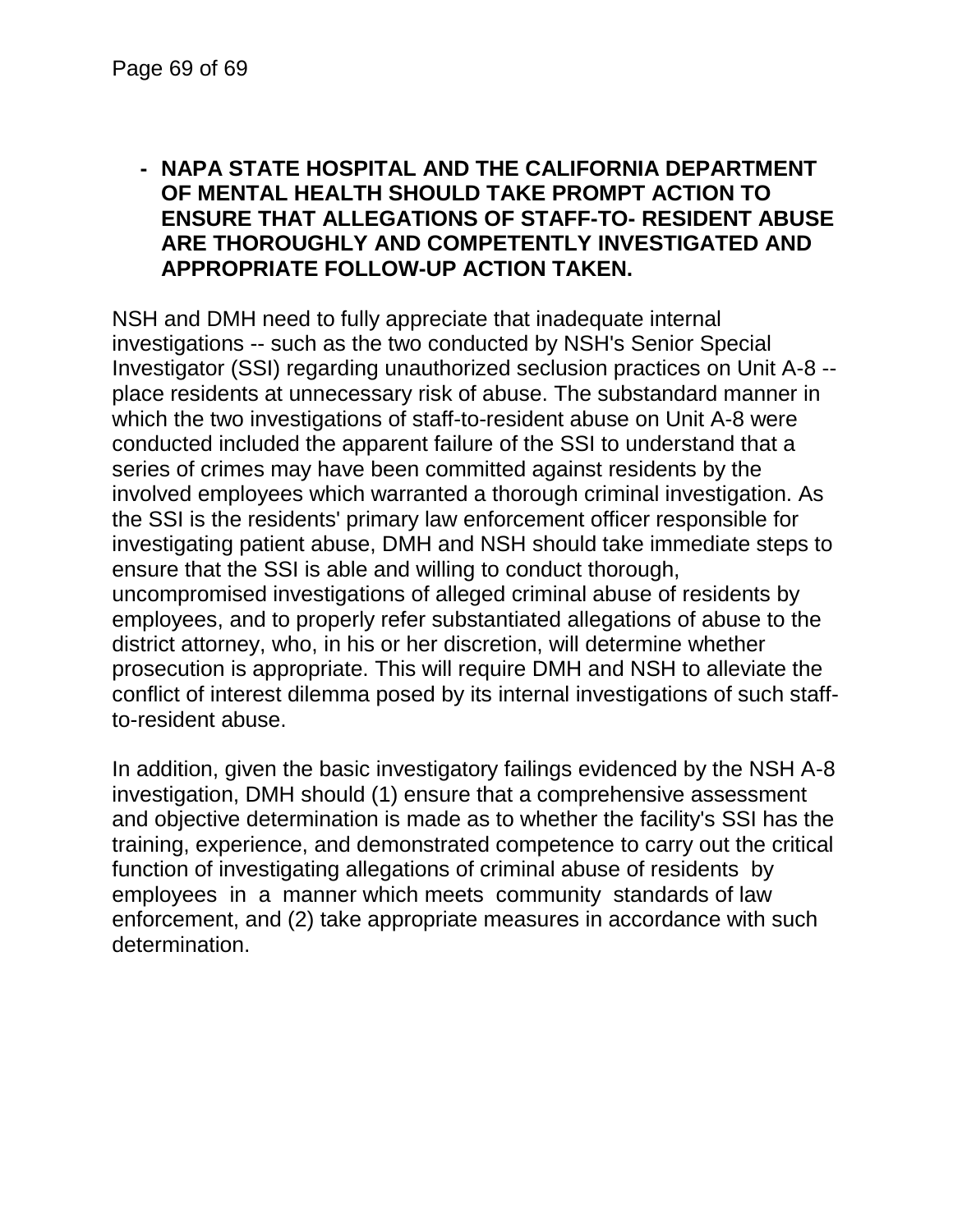- **NAPA STATE HOSPITAL AND THE CALIFORNIA DEPARTMENT OF MENTAL HEALTH SHOULD TAKE PROMPT ACTION TO ENSURE THAT ALLEGATIONS OF STAFF-TO- RESIDENT ABUSE ARE THOROUGHLY AND COMPETENTLY INVESTIGATED AND APPROPRIATE FOLLOW-UP ACTION TAKEN.**

NSH and DMH need to fully appreciate that inadequate internal investigations -- such as the two conducted by NSH's Senior Special Investigator (SSI) regarding unauthorized seclusion practices on Unit A-8 -- place residents at unnecessary risk of abuse. The substandard manner in which the two investigations of staff-to-resident abuse on Unit A-8 were conducted included the apparent failure of the SSI to understand that a series of crimes may have been committed against residents by the involved employees which warranted a thorough criminal investigation. As the SSI is the residents' primary law enforcement officer responsible for investigating patient abuse, DMH and NSH should take immediate steps to ensure that the SSI is able and willing to conduct thorough, uncompromised investigations of alleged criminal abuse of residents by employees, and to properly refer substantiated allegations of abuse to the district attorney, who, in his or her discretion, will determine whether prosecution is appropriate. This will require DMH and NSH to alleviate the conflict of interest dilemma posed by its internal investigations of such staff-to-resident abuse.

In addition, given the basic investigatory failings evidenced by the NSH A-8 investigation, DMH should (1) ensure that a comprehensive assessment and objective determination is made as to whether the facility's SSI has the training, experience, and demonstrated competence to carry out the critical function of investigating allegations of criminal abuse of residents by employees in a manner which meets community standards of law enforcement, and (2) take appropriate measures in accordance with such determination.